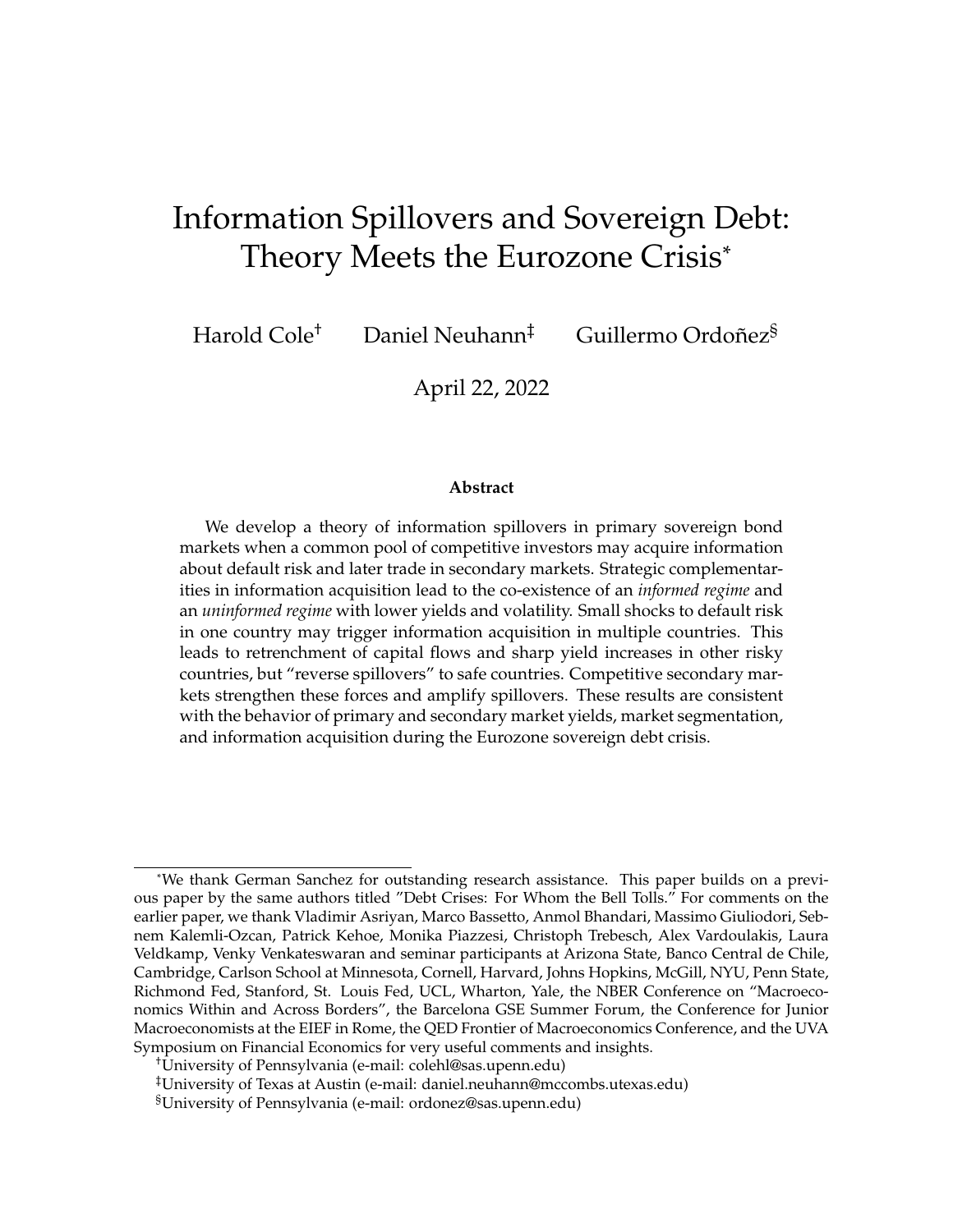# Information Spillovers and Sovereign Debt: Theory Meets the Eurozone Crisis[*]

Harold Cole[†] Daniel Neuhann[‡] Guillermo Ordoñez[§]

April 22, 2022

### Abstract

We develop a theory of information spillovers in primary sovereign bond markets when a common pool of competitive investors may acquire information about default risk and later trade in secondary markets. Strategic complementarities in information acquisition lead to the co-existence of an *informed regime* and an *uninformed regime* with lower yields and volatility. Small shocks to default risk in one country may trigger information acquisition in multiple countries. This leads to retrenchment of capital flows and sharp yield increases in other risky countries, but "reverse spillovers" to safe countries. Competitive secondary markets strengthen these forces and amplify spillovers. These results are consistent with the behavior of primary and secondary market yields, market segmentation, and information acquisition during the Eurozone sovereign debt crisis.

---

[*]We thank German Sanchez for outstanding research assistance. This paper builds on a previous paper by the same authors titled "Debt Crises: For Whom the Bell Tolls." For comments on the earlier paper, we thank Vladimir Asriyan, Marco Bassetto, Anmol Bhandari, Massimo Giuliodori, Sebnem Kalemli-Ozcan, Patrick Kehoe, Monika Piazzesi, Christoph Trebesch, Alex Vardoulakis, Laura Veldkamp, Venky Venkateswaran and seminar participants at Arizona State, Banco Central de Chile, Cambridge, Carlson School at Minnesota, Cornell, Harvard, Johns Hopkins, McGill, NYU, Penn State, Richmond Fed, Stanford, St. Louis Fed, UCL, Wharton, Yale, the NBER Conference on "Macroeconomics Within and Across Borders", the Barcelona GSE Summer Forum, the Conference for Junior Macroeconomists at the EIEF in Rome, the QED Frontier of Macroeconomics Conference, and the UVA Symposium on Financial Economics for very useful comments and insights.

[†]University of Pennsylvania (e-mail: colehl@sas.upenn.edu)

[‡]University of Texas at Austin (e-mail: daniel.neuhann@mccombs.utexas.edu)

[§]University of Pennsylvania (e-mail: ordonez@sas.upenn.edu)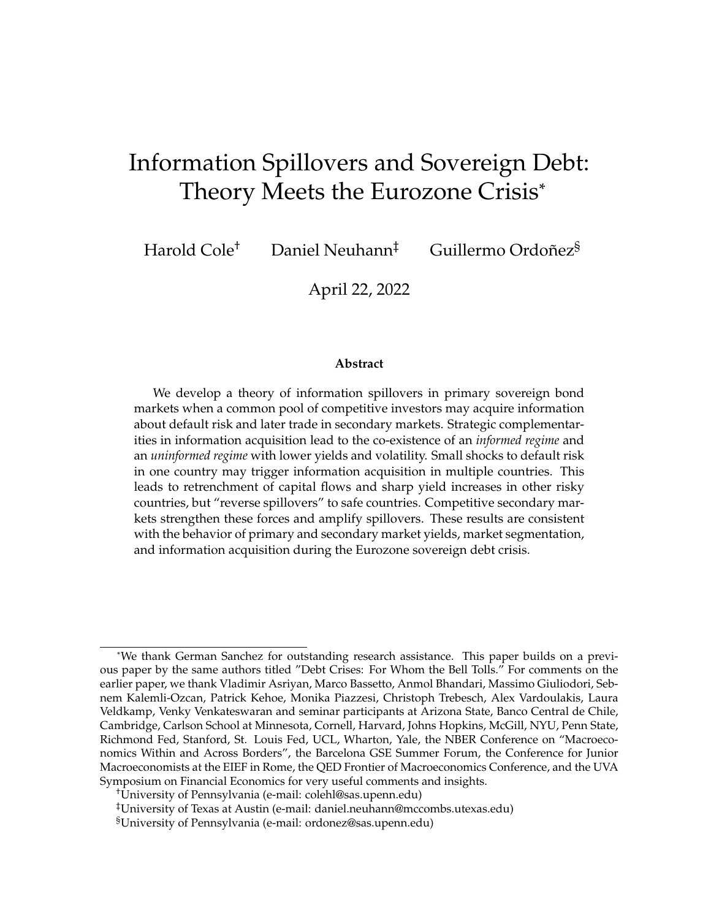# Information Spillovers and Sovereign Debt: Theory Meets the Eurozone Crisis*

Harold Cole[†] Daniel Neuhann[‡] Guillermo Ordoñez[§]

April 22, 2022

### Abstract

We develop a theory of information spillovers in primary sovereign bond markets when a common pool of competitive investors may acquire information about default risk and later trade in secondary markets. Strategic complementarities in information acquisition lead to the co-existence of an *informed regime* and an *uninformed regime* with lower yields and volatility. Small shocks to default risk in one country may trigger information acquisition in multiple countries. This leads to retrenchment of capital flows and sharp yield increases in other risky countries, but "reverse spillovers" to safe countries. Competitive secondary markets strengthen these forces and amplify spillovers. These results are consistent with the behavior of primary and secondary market yields, market segmentation, and information acquisition during the Eurozone sovereign debt crisis.

---

*We thank German Sanchez for outstanding research assistance. This paper builds on a previous paper by the same authors titled "Debt Crises: For Whom the Bell Tolls." For comments on the earlier paper, we thank Vladimir Asriyan, Marco Bassetto, Anmol Bhandari, Massimo Giuliodori, Sebnem Kalemli-Ozcan, Patrick Kehoe, Monika Piazzesi, Christoph Trebesch, Alex Vardoulakis, Laura Veldkamp, Venky Venkateswaran and seminar participants at Arizona State, Banco Central de Chile, Cambridge, Carlson School at Minnesota, Cornell, Harvard, Johns Hopkins, McGill, NYU, Penn State, Richmond Fed, Stanford, St. Louis Fed, UCL, Wharton, Yale, the NBER Conference on "Macroeconomics Within and Across Borders", the Barcelona GSE Summer Forum, the Conference for Junior Macroeconomists at the EIEF in Rome, the QED Frontier of Macroeconomics Conference, and the UVA Symposium on Financial Economics for very useful comments and insights.

[†]University of Pennsylvania (e-mail: colehl@sas.upenn.edu)

[‡]University of Texas at Austin (e-mail: daniel.neuhann@mccombs.utexas.edu)

[§]University of Pennsylvania (e-mail: ordonez@sas.upenn.edu)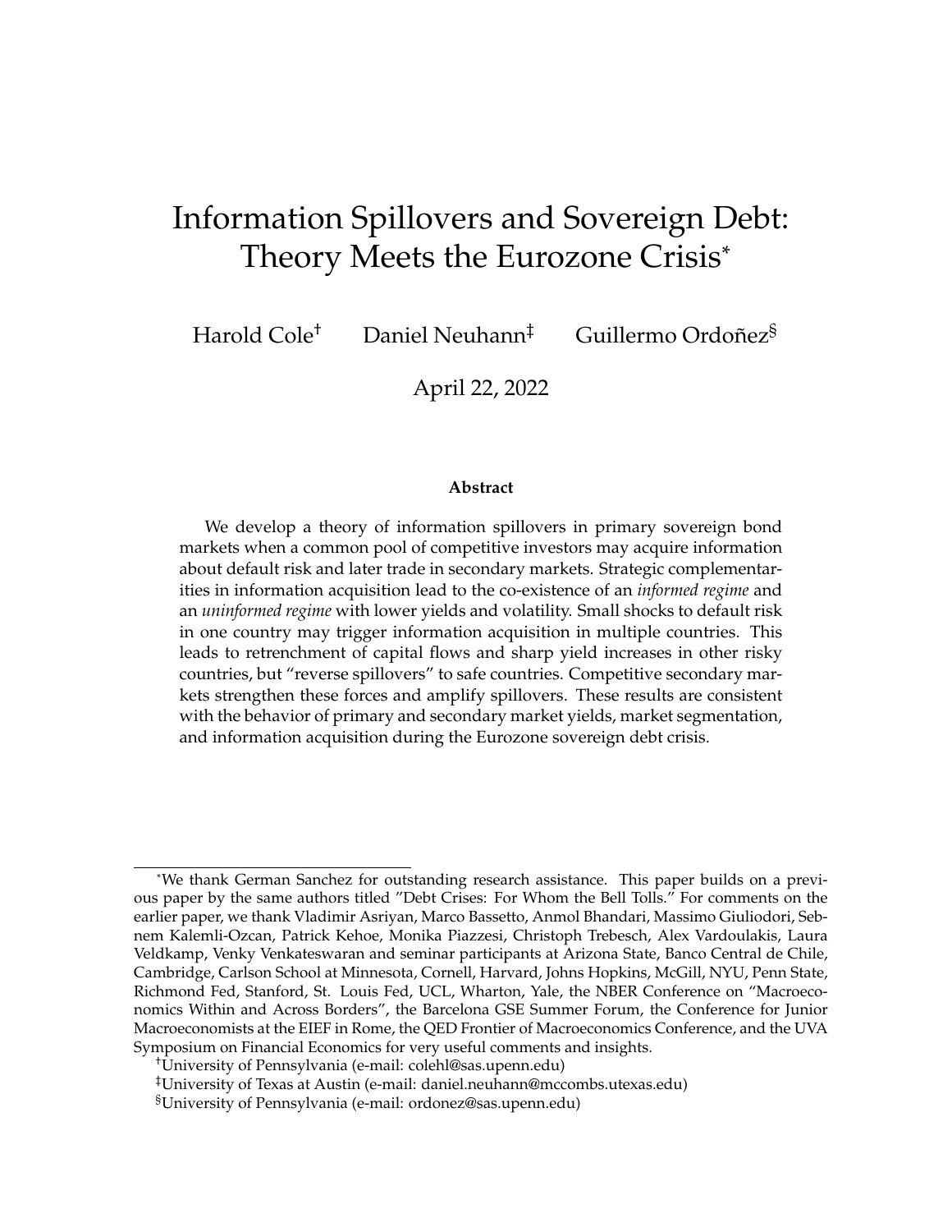# Information Spillovers and Sovereign Debt: Theory Meets the Eurozone Crisis*

Harold Cole[†] Daniel Neuhann[‡] Guillermo Ordoñez[§]

April 22, 2022

**Abstract**

We develop a theory of information spillovers in primary sovereign bond markets when a common pool of competitive investors may acquire information about default risk and later trade in secondary markets. Strategic complementarities in information acquisition lead to the co-existence of an *informed regime* and an *uninformed regime* with lower yields and volatility. Small shocks to default risk in one country may trigger information acquisition in multiple countries. This leads to retrenchment of capital flows and sharp yield increases in other risky countries, but "reverse spillovers" to safe countries. Competitive secondary markets strengthen these forces and amplify spillovers. These results are consistent with the behavior of primary and secondary market yields, market segmentation, and information acquisition during the Eurozone sovereign debt crisis.

---

*We thank German Sanchez for outstanding research assistance. This paper builds on a previous paper by the same authors titled "Debt Crises: For Whom the Bell Tolls." For comments on the earlier paper, we thank Vladimir Asriyan, Marco Bassetto, Anmol Bhandari, Massimo Giuliodori, Sebnem Kalemli-Ozcan, Patrick Kehoe, Monika Piazzesi, Christoph Trebesch, Alex Vardoulakis, Laura Veldkamp, Venky Venkateswaran and seminar participants at Arizona State, Banco Central de Chile, Cambridge, Carlson School at Minnesota, Cornell, Harvard, Johns Hopkins, McGill, NYU, Penn State, Richmond Fed, Stanford, St. Louis Fed, UCL, Wharton, Yale, the NBER Conference on "Macroeconomics Within and Across Borders", the Barcelona GSE Summer Forum, the Conference for Junior Macroeconomists at the EIEF in Rome, the QED Frontier of Macroeconomics Conference, and the UVA Symposium on Financial Economics for very useful comments and insights.

[†]University of Pennsylvania (e-mail: colehl@sas.upenn.edu)

[‡]University of Texas at Austin (e-mail: daniel.neuhann@mccombs.utexas.edu)

[§]University of Pennsylvania (e-mail: ordonez@sas.upenn.edu)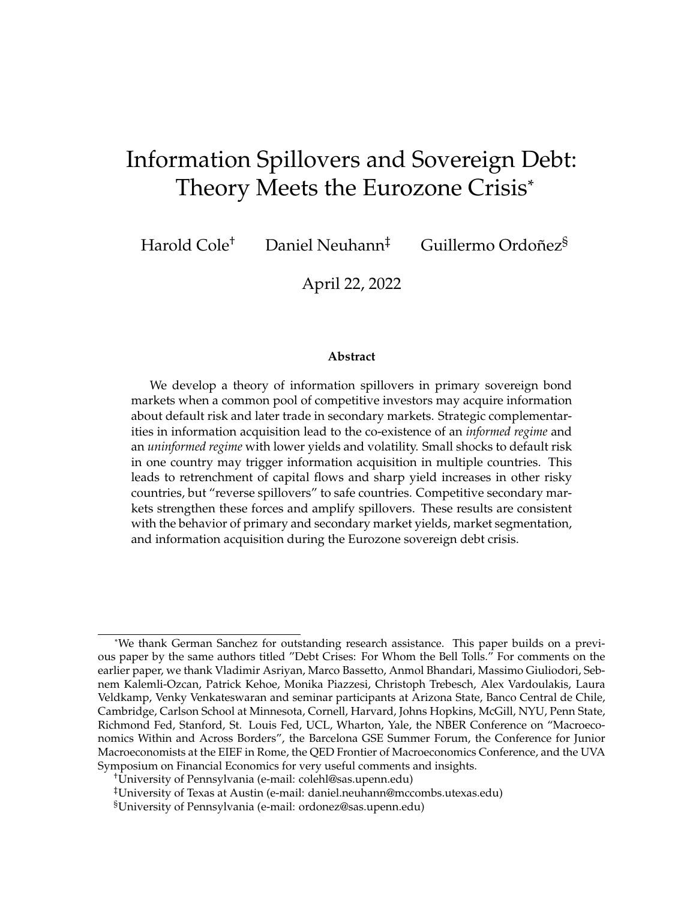# Information Spillovers and Sovereign Debt: Theory Meets the Eurozone Crisis[*]

Harold Cole[†] Daniel Neuhann[‡] Guillermo Ordoñez[§]

April 22, 2022

### Abstract

We develop a theory of information spillovers in primary sovereign bond markets when a common pool of competitive investors may acquire information about default risk and later trade in secondary markets. Strategic complementarities in information acquisition lead to the co-existence of an *informed regime* and an *uninformed regime* with lower yields and volatility. Small shocks to default risk in one country may trigger information acquisition in multiple countries. This leads to retrenchment of capital flows and sharp yield increases in other risky countries, but "reverse spillovers" to safe countries. Competitive secondary markets strengthen these forces and amplify spillovers. These results are consistent with the behavior of primary and secondary market yields, market segmentation, and information acquisition during the Eurozone sovereign debt crisis.

---

[*]We thank German Sanchez for outstanding research assistance. This paper builds on a previous paper by the same authors titled "Debt Crises: For Whom the Bell Tolls." For comments on the earlier paper, we thank Vladimir Asriyan, Marco Bassetto, Anmol Bhandari, Massimo Giuliodori, Sebnem Kalemli-Ozcan, Patrick Kehoe, Monika Piazzesi, Christoph Trebesch, Alex Vardoulakis, Laura Veldkamp, Venky Venkateswaran and seminar participants at Arizona State, Banco Central de Chile, Cambridge, Carlson School at Minnesota, Cornell, Harvard, Johns Hopkins, McGill, NYU, Penn State, Richmond Fed, Stanford, St. Louis Fed, UCL, Wharton, Yale, the NBER Conference on "Macroeconomics Within and Across Borders", the Barcelona GSE Summer Forum, the Conference for Junior Macroeconomists at the EIEF in Rome, the QED Frontier of Macroeconomics Conference, and the UVA Symposium on Financial Economics for very useful comments and insights.

[†]University of Pennsylvania (e-mail: colehl@sas.upenn.edu)

[‡]University of Texas at Austin (e-mail: daniel.neuhann@mccombs.utexas.edu)

[§]University of Pennsylvania (e-mail: ordonez@sas.upenn.edu)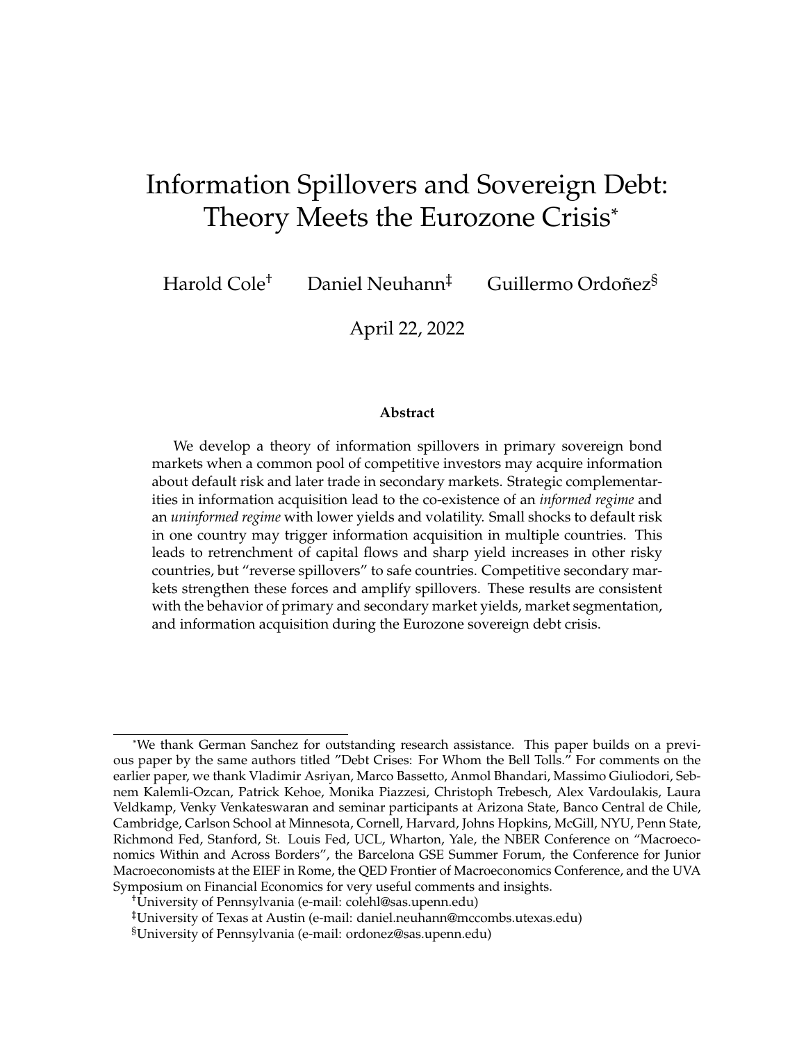# Information Spillovers and Sovereign Debt: Theory Meets the Eurozone Crisis*

Harold Cole[†] Daniel Neuhann[‡] Guillermo Ordoñez[§]

April 22, 2022

**Abstract**

We develop a theory of information spillovers in primary sovereign bond markets when a common pool of competitive investors may acquire information about default risk and later trade in secondary markets. Strategic complementarities in information acquisition lead to the co-existence of an *informed regime* and an *uninformed regime* with lower yields and volatility. Small shocks to default risk in one country may trigger information acquisition in multiple countries. This leads to retrenchment of capital flows and sharp yield increases in other risky countries, but "reverse spillovers" to safe countries. Competitive secondary markets strengthen these forces and amplify spillovers. These results are consistent with the behavior of primary and secondary market yields, market segmentation, and information acquisition during the Eurozone sovereign debt crisis.

---

*We thank German Sanchez for outstanding research assistance. This paper builds on a previous paper by the same authors titled "Debt Crises: For Whom the Bell Tolls." For comments on the earlier paper, we thank Vladimir Asriyan, Marco Bassetto, Anmol Bhandari, Massimo Giuliodori, Sebnem Kalemli-Ozcan, Patrick Kehoe, Monika Piazzesi, Christoph Trebesch, Alex Vardoulakis, Laura Veldkamp, Venky Venkateswaran and seminar participants at Arizona State, Banco Central de Chile, Cambridge, Carlson School at Minnesota, Cornell, Harvard, Johns Hopkins, McGill, NYU, Penn State, Richmond Fed, Stanford, St. Louis Fed, UCL, Wharton, Yale, the NBER Conference on "Macroeconomics Within and Across Borders", the Barcelona GSE Summer Forum, the Conference for Junior Macroeconomists at the EIEF in Rome, the QED Frontier of Macroeconomics Conference, and the UVA Symposium on Financial Economics for very useful comments and insights.

†University of Pennsylvania (e-mail: colehl@sas.upenn.edu)

‡University of Texas at Austin (e-mail: daniel.neuhann@mccombs.utexas.edu)

§University of Pennsylvania (e-mail: ordonez@sas.upenn.edu)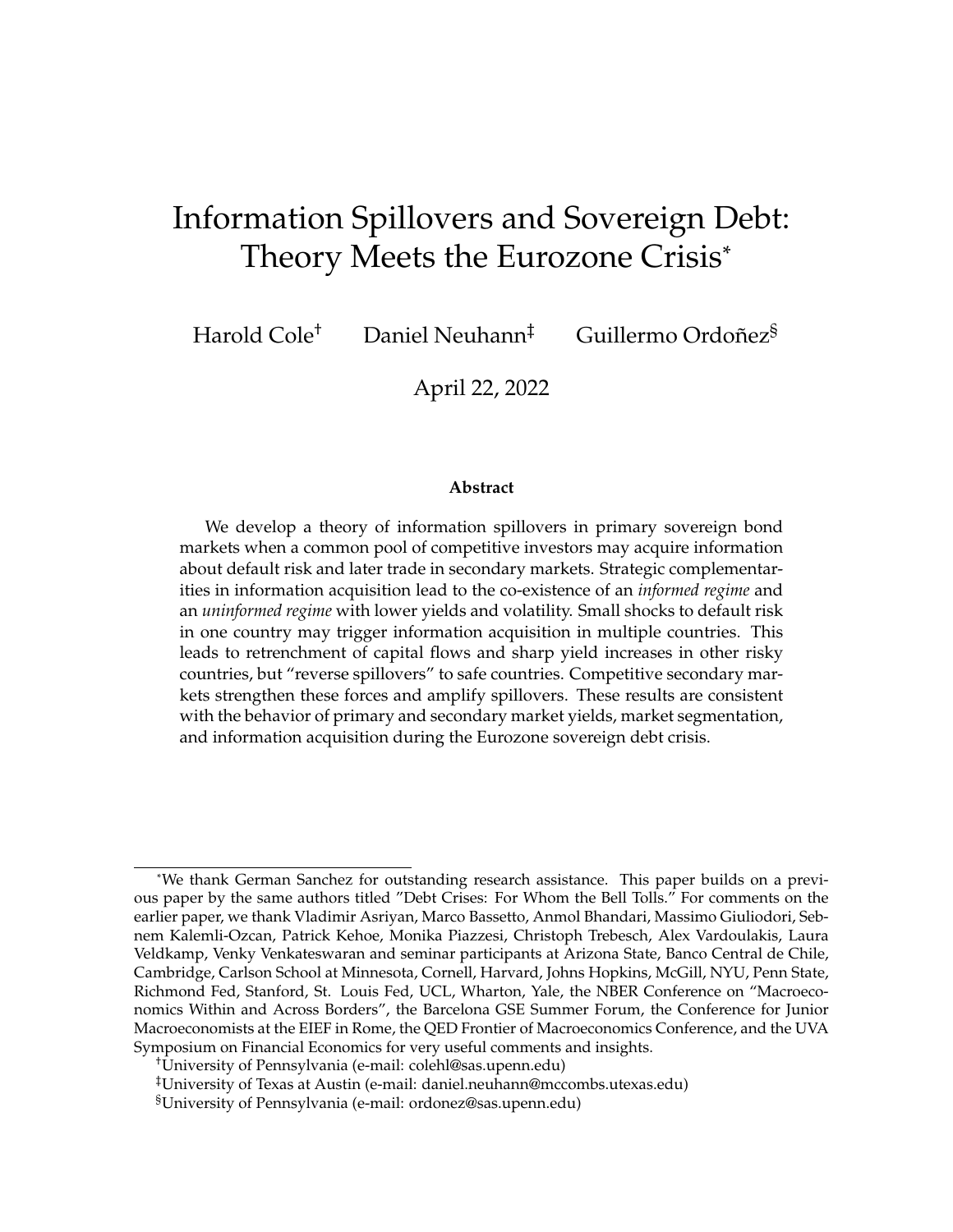# Information Spillovers and Sovereign Debt: Theory Meets the Eurozone Crisis*

Harold Cole[†] Daniel Neuhann[‡] Guillermo Ordoñez[§]

April 22, 2022

### Abstract

We develop a theory of information spillovers in primary sovereign bond markets when a common pool of competitive investors may acquire information about default risk and later trade in secondary markets. Strategic complementarities in information acquisition lead to the co-existence of an *informed regime* and an *uninformed regime* with lower yields and volatility. Small shocks to default risk in one country may trigger information acquisition in multiple countries. This leads to retrenchment of capital flows and sharp yield increases in other risky countries, but "reverse spillovers" to safe countries. Competitive secondary markets strengthen these forces and amplify spillovers. These results are consistent with the behavior of primary and secondary market yields, market segmentation, and information acquisition during the Eurozone sovereign debt crisis.

---

*We thank German Sanchez for outstanding research assistance. This paper builds on a previous paper by the same authors titled "Debt Crises: For Whom the Bell Tolls." For comments on the earlier paper, we thank Vladimir Asriyan, Marco Bassetto, Anmol Bhandari, Massimo Giuliodori, Sebnem Kalemli-Ozcan, Patrick Kehoe, Monika Piazzesi, Christoph Trebesch, Alex Vardoulakis, Laura Veldkamp, Venky Venkateswaran and seminar participants at Arizona State, Banco Central de Chile, Cambridge, Carlson School at Minnesota, Cornell, Harvard, Johns Hopkins, McGill, NYU, Penn State, Richmond Fed, Stanford, St. Louis Fed, UCL, Wharton, Yale, the NBER Conference on "Macroeconomics Within and Across Borders", the Barcelona GSE Summer Forum, the Conference for Junior Macroeconomists at the EIEF in Rome, the QED Frontier of Macroeconomics Conference, and the UVA Symposium on Financial Economics for very useful comments and insights.

[†]University of Pennsylvania (e-mail: colehl@sas.upenn.edu)

[‡]University of Texas at Austin (e-mail: daniel.neuhann@mccombs.utexas.edu)

[§]University of Pennsylvania (e-mail: ordonez@sas.upenn.edu)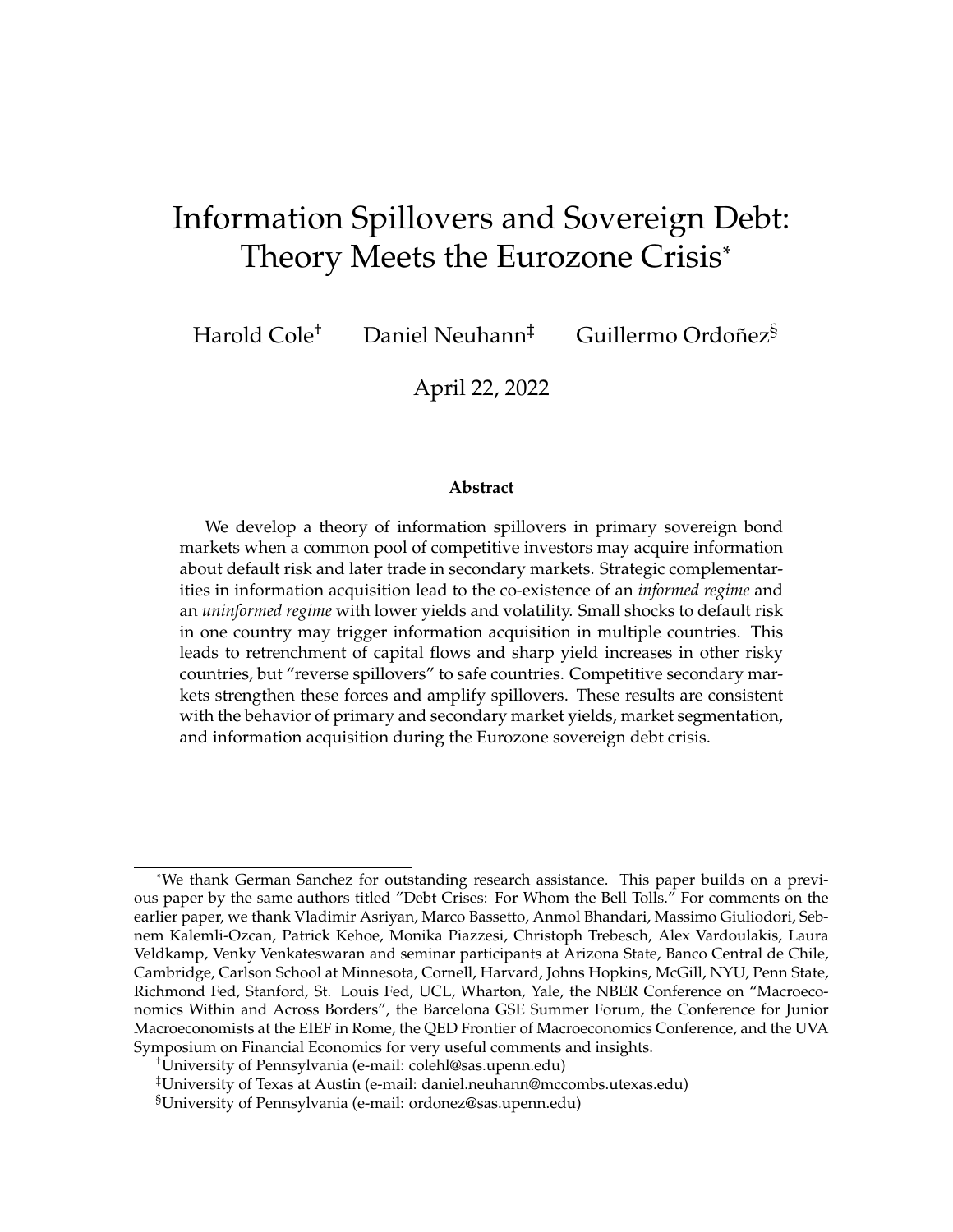# Information Spillovers and Sovereign Debt: Theory Meets the Eurozone Crisis*

Harold Cole[†] Daniel Neuhann[‡] Guillermo Ordoñez[§]

April 22, 2022

**Abstract**

We develop a theory of information spillovers in primary sovereign bond markets when a common pool of competitive investors may acquire information about default risk and later trade in secondary markets. Strategic complementarities in information acquisition lead to the co-existence of an *informed regime* and an *uninformed regime* with lower yields and volatility. Small shocks to default risk in one country may trigger information acquisition in multiple countries. This leads to retrenchment of capital flows and sharp yield increases in other risky countries, but "reverse spillovers" to safe countries. Competitive secondary markets strengthen these forces and amplify spillovers. These results are consistent with the behavior of primary and secondary market yields, market segmentation, and information acquisition during the Eurozone sovereign debt crisis.

---

*We thank German Sanchez for outstanding research assistance. This paper builds on a previous paper by the same authors titled "Debt Crises: For Whom the Bell Tolls." For comments on the earlier paper, we thank Vladimir Asriyan, Marco Bassetto, Anmol Bhandari, Massimo Giuliodori, Sebnem Kalemli-Ozcan, Patrick Kehoe, Monika Piazzesi, Christoph Trebesch, Alex Vardoulakis, Laura Veldkamp, Venky Venkateswaran and seminar participants at Arizona State, Banco Central de Chile, Cambridge, Carlson School at Minnesota, Cornell, Harvard, Johns Hopkins, McGill, NYU, Penn State, Richmond Fed, Stanford, St. Louis Fed, UCL, Wharton, Yale, the NBER Conference on "Macroeconomics Within and Across Borders", the Barcelona GSE Summer Forum, the Conference for Junior Macroeconomists at the EIEF in Rome, the QED Frontier of Macroeconomics Conference, and the UVA Symposium on Financial Economics for very useful comments and insights.

[†]University of Pennsylvania (e-mail: colehl@sas.upenn.edu)

[‡]University of Texas at Austin (e-mail: daniel.neuhann@mccombs.utexas.edu)

[§]University of Pennsylvania (e-mail: ordonez@sas.upenn.edu)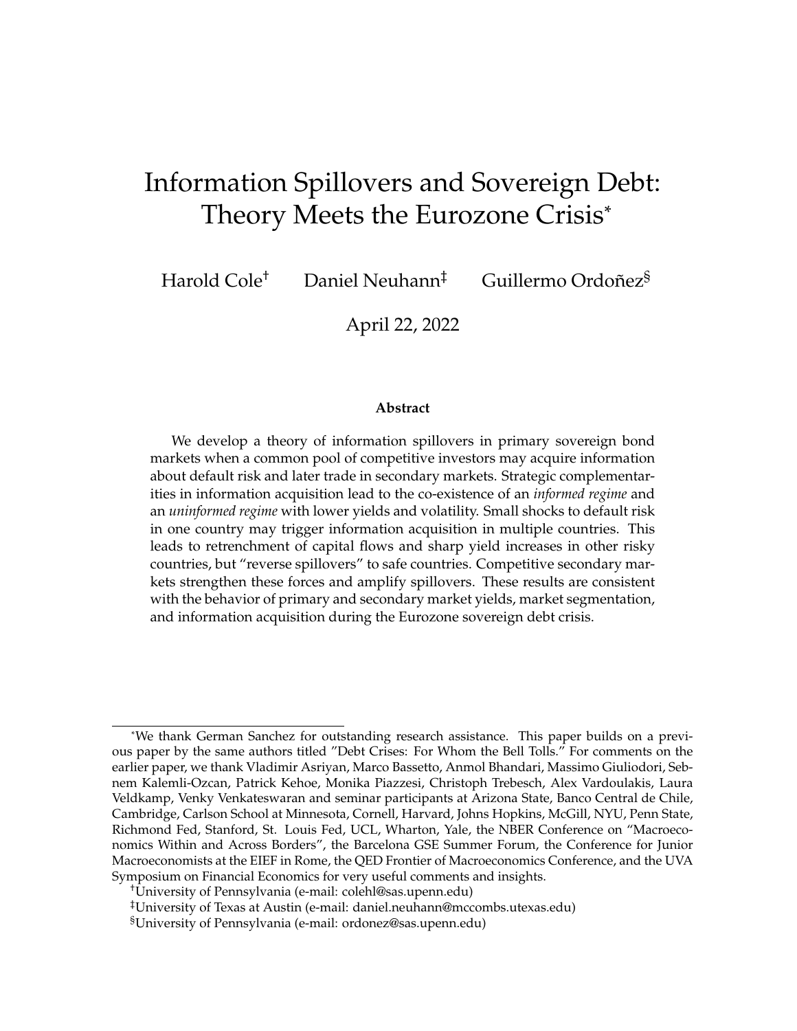# Information Spillovers and Sovereign Debt: Theory Meets the Eurozone Crisis*

Harold Cole[†] Daniel Neuhann[‡] Guillermo Ordoñez[§]

April 22, 2022

### Abstract

We develop a theory of information spillovers in primary sovereign bond markets when a common pool of competitive investors may acquire information about default risk and later trade in secondary markets. Strategic complementarities in information acquisition lead to the co-existence of an *informed regime* and an *uninformed regime* with lower yields and volatility. Small shocks to default risk in one country may trigger information acquisition in multiple countries. This leads to retrenchment of capital flows and sharp yield increases in other risky countries, but "reverse spillovers" to safe countries. Competitive secondary markets strengthen these forces and amplify spillovers. These results are consistent with the behavior of primary and secondary market yields, market segmentation, and information acquisition during the Eurozone sovereign debt crisis.

---

*We thank German Sanchez for outstanding research assistance. This paper builds on a previous paper by the same authors titled "Debt Crises: For Whom the Bell Tolls." For comments on the earlier paper, we thank Vladimir Asriyan, Marco Bassetto, Anmol Bhandari, Massimo Giuliodori, Sebnem Kalemli-Ozcan, Patrick Kehoe, Monika Piazzesi, Christoph Trebesch, Alex Vardoulakis, Laura Veldkamp, Venky Venkateswaran and seminar participants at Arizona State, Banco Central de Chile, Cambridge, Carlson School at Minnesota, Cornell, Harvard, Johns Hopkins, McGill, NYU, Penn State, Richmond Fed, Stanford, St. Louis Fed, UCL, Wharton, Yale, the NBER Conference on "Macroeconomics Within and Across Borders", the Barcelona GSE Summer Forum, the Conference for Junior Macroeconomists at the EIEF in Rome, the QED Frontier of Macroeconomics Conference, and the UVA Symposium on Financial Economics for very useful comments and insights.

[†]University of Pennsylvania (e-mail: colehl@sas.upenn.edu)

[‡]University of Texas at Austin (e-mail: daniel.neuhann@mccombs.utexas.edu)

[§]University of Pennsylvania (e-mail: ordonez@sas.upenn.edu)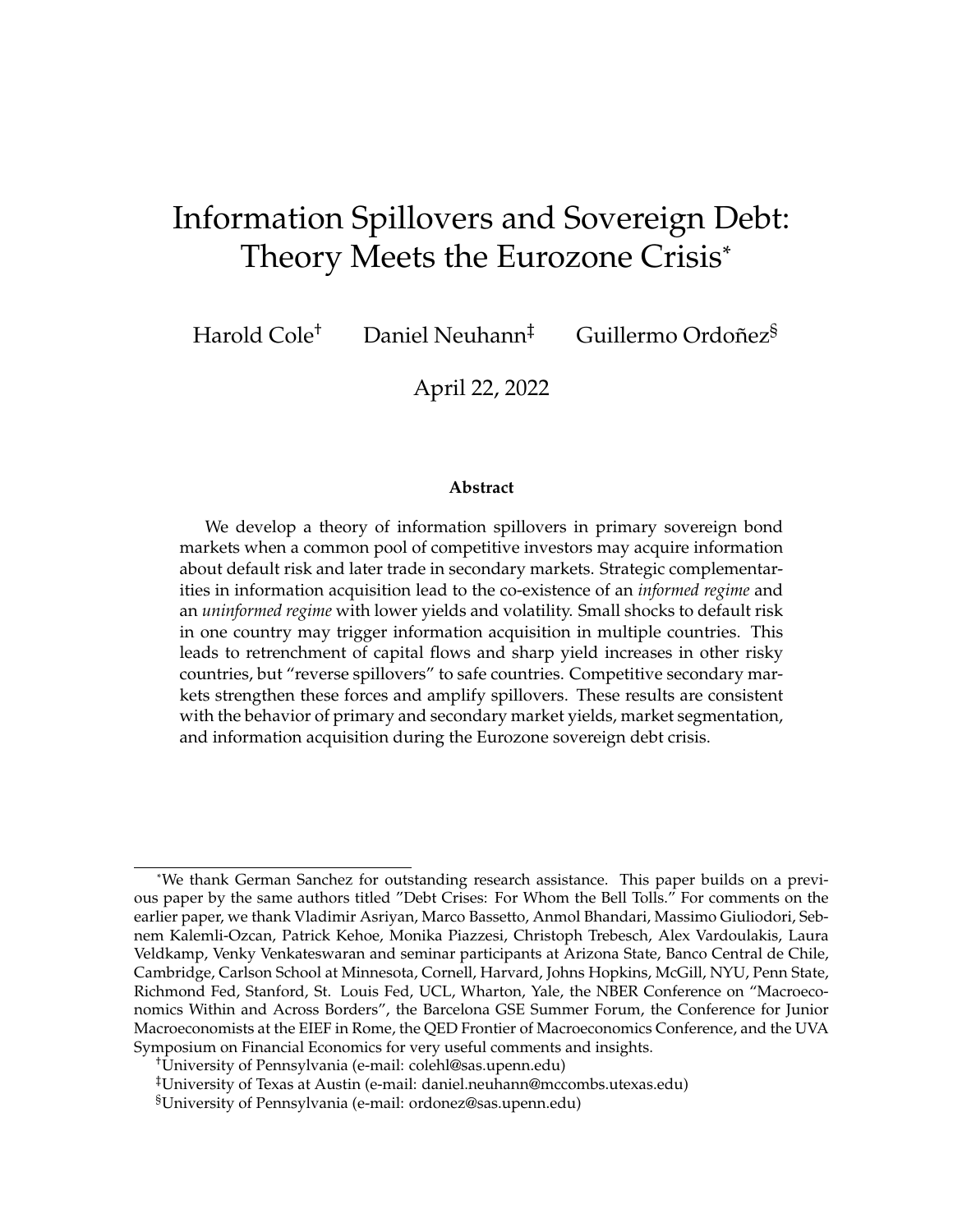# Information Spillovers and Sovereign Debt: Theory Meets the Eurozone Crisis*

Harold Cole[†] Daniel Neuhann[‡] Guillermo Ordoñez[§]

April 22, 2022

**Abstract**

We develop a theory of information spillovers in primary sovereign bond markets when a common pool of competitive investors may acquire information about default risk and later trade in secondary markets. Strategic complementarities in information acquisition lead to the co-existence of an *informed regime* and an *uninformed regime* with lower yields and volatility. Small shocks to default risk in one country may trigger information acquisition in multiple countries. This leads to retrenchment of capital flows and sharp yield increases in other risky countries, but "reverse spillovers" to safe countries. Competitive secondary markets strengthen these forces and amplify spillovers. These results are consistent with the behavior of primary and secondary market yields, market segmentation, and information acquisition during the Eurozone sovereign debt crisis.

---

*We thank German Sanchez for outstanding research assistance. This paper builds on a previous paper by the same authors titled "Debt Crises: For Whom the Bell Tolls." For comments on the earlier paper, we thank Vladimir Asriyan, Marco Bassetto, Anmol Bhandari, Massimo Giuliodori, Sebnem Kalemli-Ozcan, Patrick Kehoe, Monika Piazzesi, Christoph Trebesch, Alex Vardoulakis, Laura Veldkamp, Venky Venkateswaran and seminar participants at Arizona State, Banco Central de Chile, Cambridge, Carlson School at Minnesota, Cornell, Harvard, Johns Hopkins, McGill, NYU, Penn State, Richmond Fed, Stanford, St. Louis Fed, UCL, Wharton, Yale, the NBER Conference on "Macroeconomics Within and Across Borders", the Barcelona GSE Summer Forum, the Conference for Junior Macroeconomists at the EIEF in Rome, the QED Frontier of Macroeconomics Conference, and the UVA Symposium on Financial Economics for very useful comments and insights.

[†]University of Pennsylvania (e-mail: colehl@sas.upenn.edu)

[‡]University of Texas at Austin (e-mail: daniel.neuhann@mccombs.utexas.edu)

[§]University of Pennsylvania (e-mail: ordonez@sas.upenn.edu)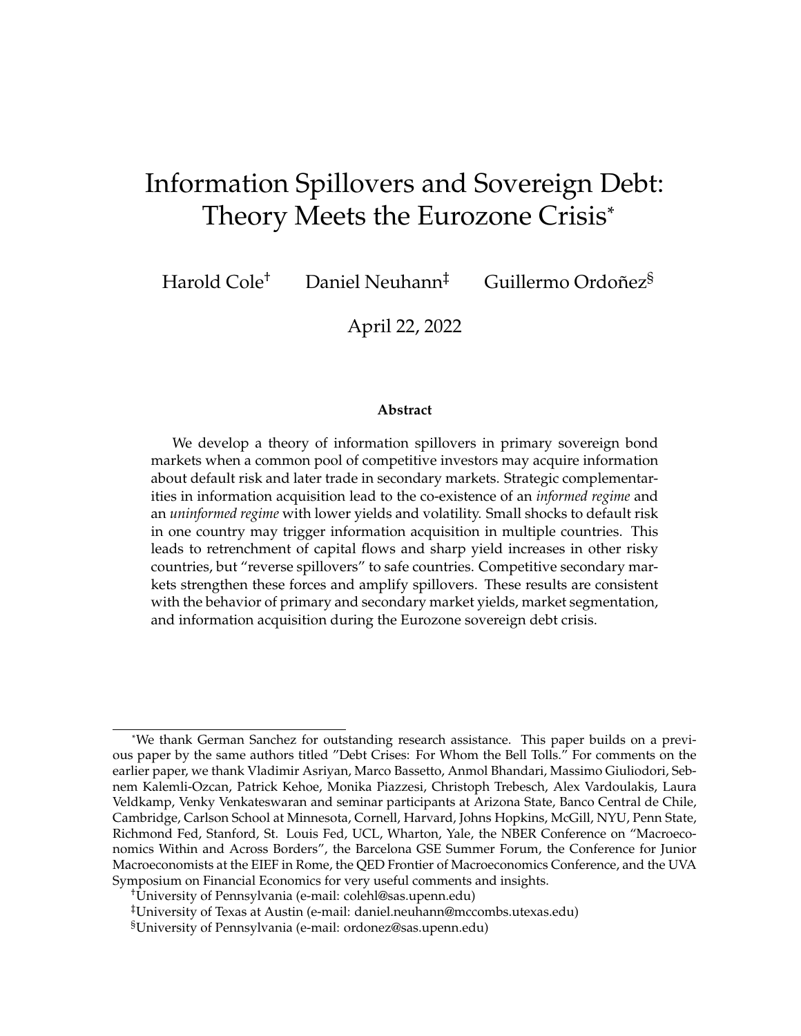# Information Spillovers and Sovereign Debt: Theory Meets the Eurozone Crisis*

Harold Cole[†] Daniel Neuhann[‡] Guillermo Ordoñez[§]

April 22, 2022

### Abstract

We develop a theory of information spillovers in primary sovereign bond markets when a common pool of competitive investors may acquire information about default risk and later trade in secondary markets. Strategic complementarities in information acquisition lead to the co-existence of an *informed regime* and an *uninformed regime* with lower yields and volatility. Small shocks to default risk in one country may trigger information acquisition in multiple countries. This leads to retrenchment of capital flows and sharp yield increases in other risky countries, but "reverse spillovers" to safe countries. Competitive secondary markets strengthen these forces and amplify spillovers. These results are consistent with the behavior of primary and secondary market yields, market segmentation, and information acquisition during the Eurozone sovereign debt crisis.

---

*We thank German Sanchez for outstanding research assistance. This paper builds on a previous paper by the same authors titled "Debt Crises: For Whom the Bell Tolls." For comments on the earlier paper, we thank Vladimir Asriyan, Marco Bassetto, Anmol Bhandari, Massimo Giuliodori, Sebnem Kalemli-Ozcan, Patrick Kehoe, Monika Piazzesi, Christoph Trebesch, Alex Vardoulakis, Laura Veldkamp, Venky Venkateswaran and seminar participants at Arizona State, Banco Central de Chile, Cambridge, Carlson School at Minnesota, Cornell, Harvard, Johns Hopkins, McGill, NYU, Penn State, Richmond Fed, Stanford, St. Louis Fed, UCL, Wharton, Yale, the NBER Conference on "Macroeconomics Within and Across Borders", the Barcelona GSE Summer Forum, the Conference for Junior Macroeconomists at the EIEF in Rome, the QED Frontier of Macroeconomics Conference, and the UVA Symposium on Financial Economics for very useful comments and insights.

[†]University of Pennsylvania (e-mail: colehl@sas.upenn.edu)

[‡]University of Texas at Austin (e-mail: daniel.neuhann@mccombs.utexas.edu)

[§]University of Pennsylvania (e-mail: ordonez@sas.upenn.edu)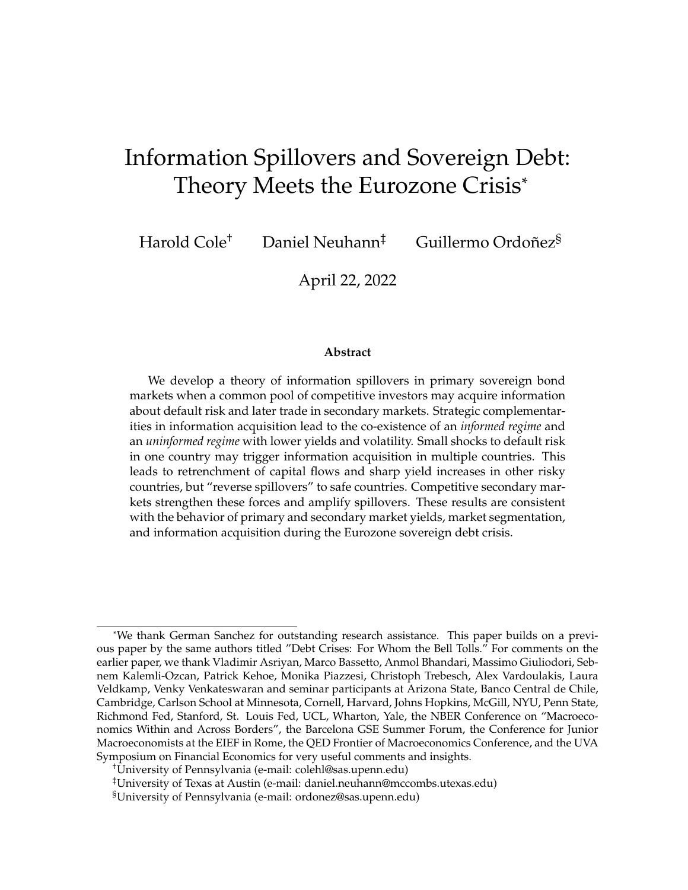# Information Spillovers and Sovereign Debt: Theory Meets the Eurozone Crisis*

Harold Cole[†] Daniel Neuhann[‡] Guillermo Ordoñez[§]

April 22, 2022

### Abstract

We develop a theory of information spillovers in primary sovereign bond markets when a common pool of competitive investors may acquire information about default risk and later trade in secondary markets. Strategic complementarities in information acquisition lead to the co-existence of an *informed regime* and an *uninformed regime* with lower yields and volatility. Small shocks to default risk in one country may trigger information acquisition in multiple countries. This leads to retrenchment of capital flows and sharp yield increases in other risky countries, but "reverse spillovers" to safe countries. Competitive secondary markets strengthen these forces and amplify spillovers. These results are consistent with the behavior of primary and secondary market yields, market segmentation, and information acquisition during the Eurozone sovereign debt crisis.

---

*We thank German Sanchez for outstanding research assistance. This paper builds on a previous paper by the same authors titled "Debt Crises: For Whom the Bell Tolls." For comments on the earlier paper, we thank Vladimir Asriyan, Marco Bassetto, Anmol Bhandari, Massimo Giuliodori, Sebnem Kalemli-Ozcan, Patrick Kehoe, Monika Piazzesi, Christoph Trebesch, Alex Vardoulakis, Laura Veldkamp, Venky Venkateswaran and seminar participants at Arizona State, Banco Central de Chile, Cambridge, Carlson School at Minnesota, Cornell, Harvard, Johns Hopkins, McGill, NYU, Penn State, Richmond Fed, Stanford, St. Louis Fed, UCL, Wharton, Yale, the NBER Conference on "Macroeconomics Within and Across Borders", the Barcelona GSE Summer Forum, the Conference for Junior Macroeconomists at the EIEF in Rome, the QED Frontier of Macroeconomics Conference, and the UVA Symposium on Financial Economics for very useful comments and insights.

[†]University of Pennsylvania (e-mail: colehl@sas.upenn.edu)

[‡]University of Texas at Austin (e-mail: daniel.neuhann@mccombs.utexas.edu)

[§]University of Pennsylvania (e-mail: ordonez@sas.upenn.edu)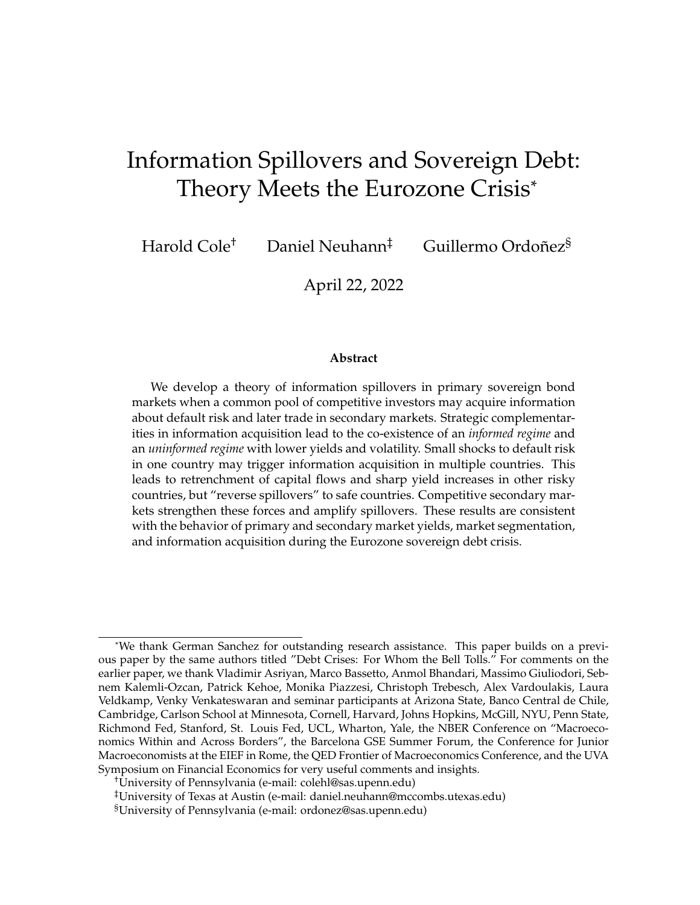# Information Spillovers and Sovereign Debt: Theory Meets the Eurozone Crisis*

Harold Cole[†] Daniel Neuhann[‡] Guillermo Ordoñez[§]

April 22, 2022

**Abstract**

We develop a theory of information spillovers in primary sovereign bond markets when a common pool of competitive investors may acquire information about default risk and later trade in secondary markets. Strategic complementarities in information acquisition lead to the co-existence of an *informed regime* and an *uninformed regime* with lower yields and volatility. Small shocks to default risk in one country may trigger information acquisition in multiple countries. This leads to retrenchment of capital flows and sharp yield increases in other risky countries, but "reverse spillovers" to safe countries. Competitive secondary markets strengthen these forces and amplify spillovers. These results are consistent with the behavior of primary and secondary market yields, market segmentation, and information acquisition during the Eurozone sovereign debt crisis.

---

*We thank German Sanchez for outstanding research assistance. This paper builds on a previous paper by the same authors titled "Debt Crises: For Whom the Bell Tolls." For comments on the earlier paper, we thank Vladimir Asriyan, Marco Bassetto, Anmol Bhandari, Massimo Giuliodori, Sebnem Kalemli-Ozcan, Patrick Kehoe, Monika Piazzesi, Christoph Trebesch, Alex Vardoulakis, Laura Veldkamp, Venky Venkateswaran and seminar participants at Arizona State, Banco Central de Chile, Cambridge, Carlson School at Minnesota, Cornell, Harvard, Johns Hopkins, McGill, NYU, Penn State, Richmond Fed, Stanford, St. Louis Fed, UCL, Wharton, Yale, the NBER Conference on "Macroeconomics Within and Across Borders", the Barcelona GSE Summer Forum, the Conference for Junior Macroeconomists at the EIEF in Rome, the QED Frontier of Macroeconomics Conference, and the UVA Symposium on Financial Economics for very useful comments and insights.

[†]University of Pennsylvania (e-mail: colehl@sas.upenn.edu)

[‡]University of Texas at Austin (e-mail: daniel.neuhann@mccombs.utexas.edu)

[§]University of Pennsylvania (e-mail: ordonez@sas.upenn.edu)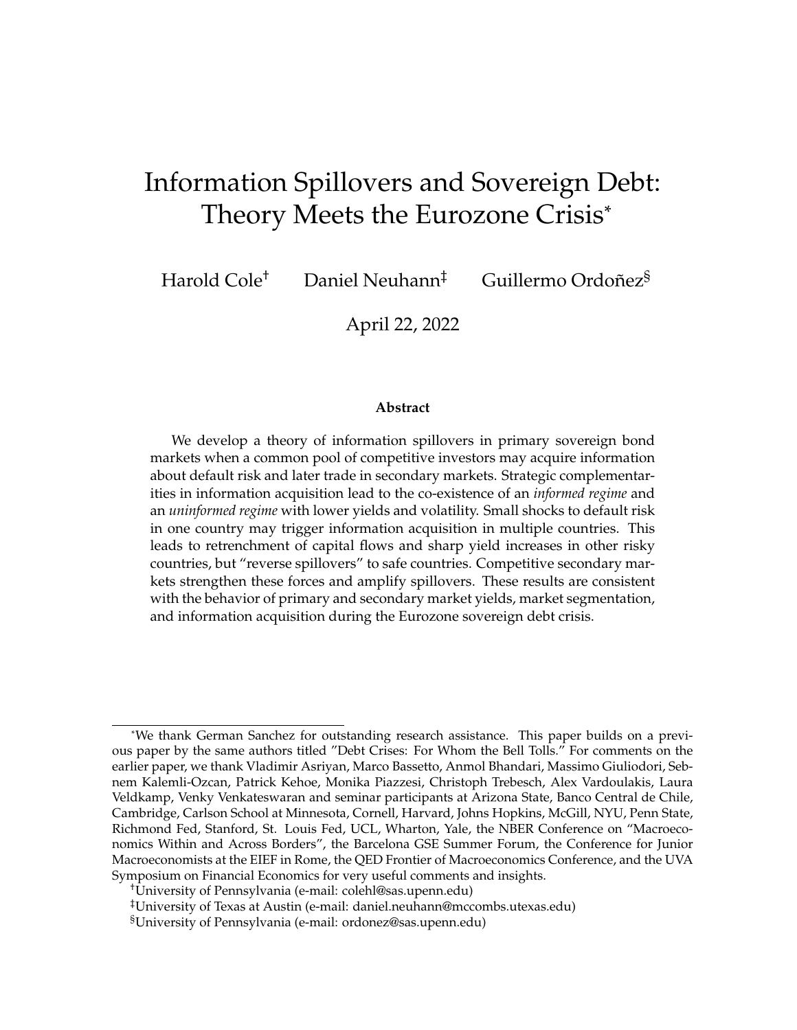# Information Spillovers and Sovereign Debt: Theory Meets the Eurozone Crisis*

Harold Cole[†] Daniel Neuhann[‡] Guillermo Ordoñez[§]

April 22, 2022

**Abstract**

We develop a theory of information spillovers in primary sovereign bond markets when a common pool of competitive investors may acquire information about default risk and later trade in secondary markets. Strategic complementarities in information acquisition lead to the co-existence of an *informed regime* and an *uninformed regime* with lower yields and volatility. Small shocks to default risk in one country may trigger information acquisition in multiple countries. This leads to retrenchment of capital flows and sharp yield increases in other risky countries, but "reverse spillovers" to safe countries. Competitive secondary markets strengthen these forces and amplify spillovers. These results are consistent with the behavior of primary and secondary market yields, market segmentation, and information acquisition during the Eurozone sovereign debt crisis.

---

*We thank German Sanchez for outstanding research assistance. This paper builds on a previous paper by the same authors titled "Debt Crises: For Whom the Bell Tolls." For comments on the earlier paper, we thank Vladimir Asriyan, Marco Bassetto, Anmol Bhandari, Massimo Giuliodori, Sebnem Kalemli-Ozcan, Patrick Kehoe, Monika Piazzesi, Christoph Trebesch, Alex Vardoulakis, Laura Veldkamp, Venky Venkateswaran and seminar participants at Arizona State, Banco Central de Chile, Cambridge, Carlson School at Minnesota, Cornell, Harvard, Johns Hopkins, McGill, NYU, Penn State, Richmond Fed, Stanford, St. Louis Fed, UCL, Wharton, Yale, the NBER Conference on "Macroeconomics Within and Across Borders", the Barcelona GSE Summer Forum, the Conference for Junior Macroeconomists at the EIEF in Rome, the QED Frontier of Macroeconomics Conference, and the UVA Symposium on Financial Economics for very useful comments and insights.

[†]University of Pennsylvania (e-mail: colehl@sas.upenn.edu)

[‡]University of Texas at Austin (e-mail: daniel.neuhann@mccombs.utexas.edu)

[§]University of Pennsylvania (e-mail: ordonez@sas.upenn.edu)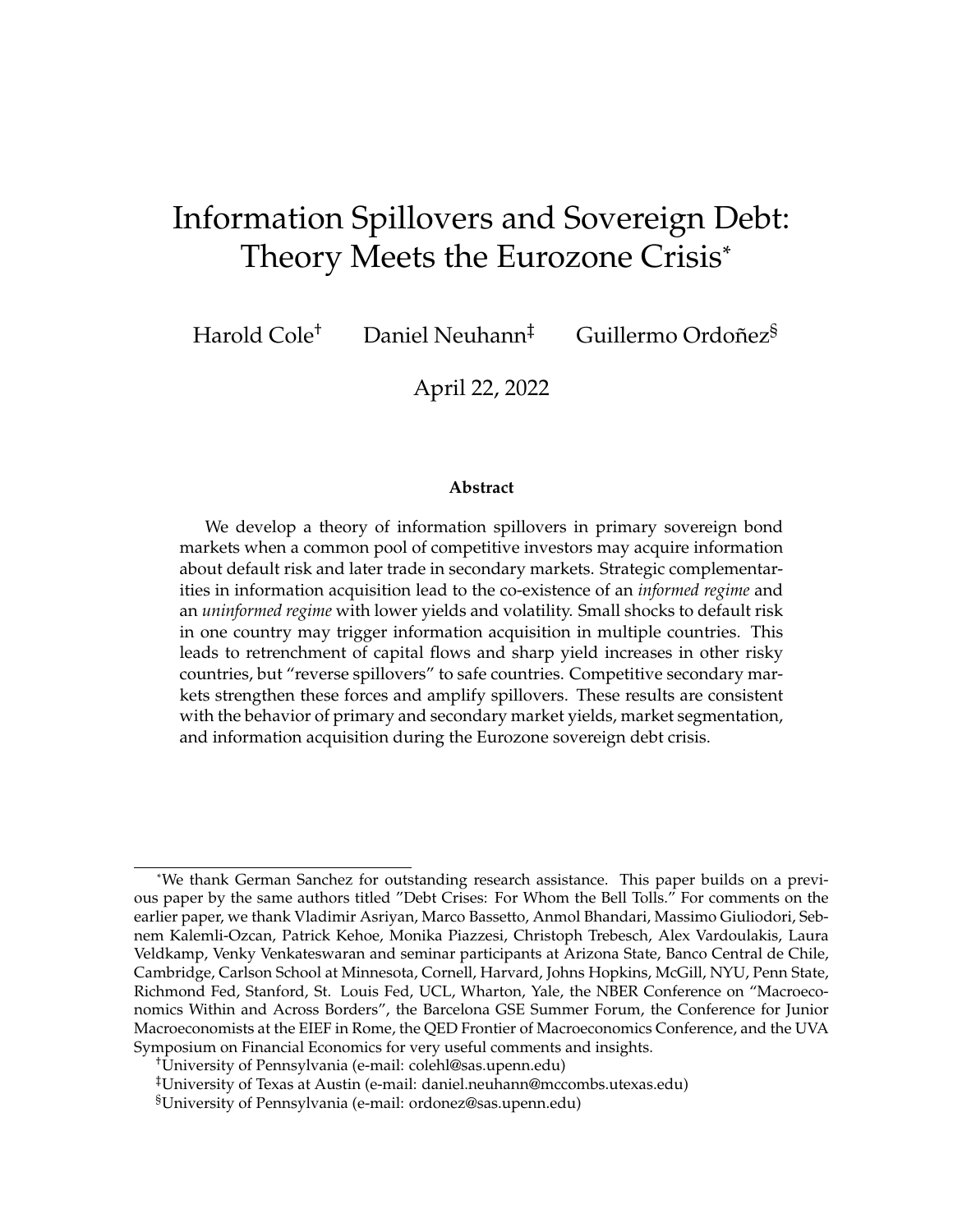# Information Spillovers and Sovereign Debt: Theory Meets the Eurozone Crisis*

Harold Cole[†] Daniel Neuhann[‡] Guillermo Ordoñez[§]

April 22, 2022

### Abstract

We develop a theory of information spillovers in primary sovereign bond markets when a common pool of competitive investors may acquire information about default risk and later trade in secondary markets. Strategic complementarities in information acquisition lead to the co-existence of an *informed regime* and an *uninformed regime* with lower yields and volatility. Small shocks to default risk in one country may trigger information acquisition in multiple countries. This leads to retrenchment of capital flows and sharp yield increases in other risky countries, but "reverse spillovers" to safe countries. Competitive secondary markets strengthen these forces and amplify spillovers. These results are consistent with the behavior of primary and secondary market yields, market segmentation, and information acquisition during the Eurozone sovereign debt crisis.

---

*We thank German Sanchez for outstanding research assistance. This paper builds on a previous paper by the same authors titled "Debt Crises: For Whom the Bell Tolls." For comments on the earlier paper, we thank Vladimir Asriyan, Marco Bassetto, Anmol Bhandari, Massimo Giuliodori, Sebnem Kalemli-Ozcan, Patrick Kehoe, Monika Piazzesi, Christoph Trebesch, Alex Vardoulakis, Laura Veldkamp, Venky Venkateswaran and seminar participants at Arizona State, Banco Central de Chile, Cambridge, Carlson School at Minnesota, Cornell, Harvard, Johns Hopkins, McGill, NYU, Penn State, Richmond Fed, Stanford, St. Louis Fed, UCL, Wharton, Yale, the NBER Conference on "Macroeconomics Within and Across Borders", the Barcelona GSE Summer Forum, the Conference for Junior Macroeconomists at the EIEF in Rome, the QED Frontier of Macroeconomics Conference, and the UVA Symposium on Financial Economics for very useful comments and insights.

[†]University of Pennsylvania (e-mail: colehl@sas.upenn.edu)

[‡]University of Texas at Austin (e-mail: daniel.neuhann@mccombs.utexas.edu)

[§]University of Pennsylvania (e-mail: ordonez@sas.upenn.edu)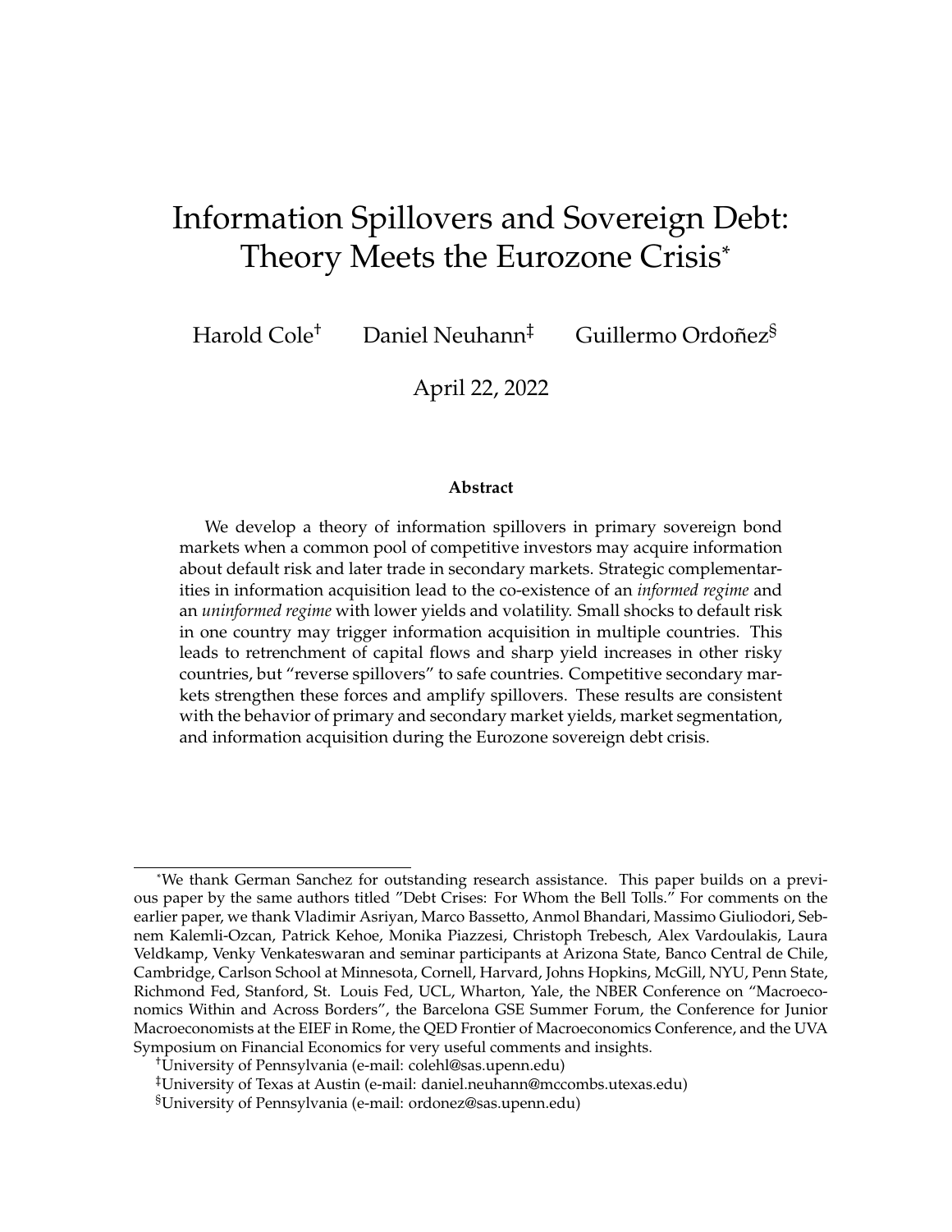# Information Spillovers and Sovereign Debt: Theory Meets the Eurozone Crisis*

Harold Cole† Daniel Neuhann‡ Guillermo Ordoñez§

April 22, 2022

### Abstract

We develop a theory of information spillovers in primary sovereign bond markets when a common pool of competitive investors may acquire information about default risk and later trade in secondary markets. Strategic complementarities in information acquisition lead to the co-existence of an *informed regime* and an *uninformed regime* with lower yields and volatility. Small shocks to default risk in one country may trigger information acquisition in multiple countries. This leads to retrenchment of capital flows and sharp yield increases in other risky countries, but "reverse spillovers" to safe countries. Competitive secondary markets strengthen these forces and amplify spillovers. These results are consistent with the behavior of primary and secondary market yields, market segmentation, and information acquisition during the Eurozone sovereign debt crisis.

---

*We thank German Sanchez for outstanding research assistance. This paper builds on a previous paper by the same authors titled "Debt Crises: For Whom the Bell Tolls." For comments on the earlier paper, we thank Vladimir Asriyan, Marco Bassetto, Anmol Bhandari, Massimo Giuliodori, Sebnem Kalemli-Ozcan, Patrick Kehoe, Monika Piazzesi, Christoph Trebesch, Alex Vardoulakis, Laura Veldkamp, Venky Venkateswaran and seminar participants at Arizona State, Banco Central de Chile, Cambridge, Carlson School at Minnesota, Cornell, Harvard, Johns Hopkins, McGill, NYU, Penn State, Richmond Fed, Stanford, St. Louis Fed, UCL, Wharton, Yale, the NBER Conference on "Macroeconomics Within and Across Borders", the Barcelona GSE Summer Forum, the Conference for Junior Macroeconomists at the EIEF in Rome, the QED Frontier of Macroeconomics Conference, and the UVA Symposium on Financial Economics for very useful comments and insights.

†University of Pennsylvania (e-mail: colehl@sas.upenn.edu)

‡University of Texas at Austin (e-mail: daniel.neuhann@mccombs.utexas.edu)

§University of Pennsylvania (e-mail: ordonez@sas.upenn.edu)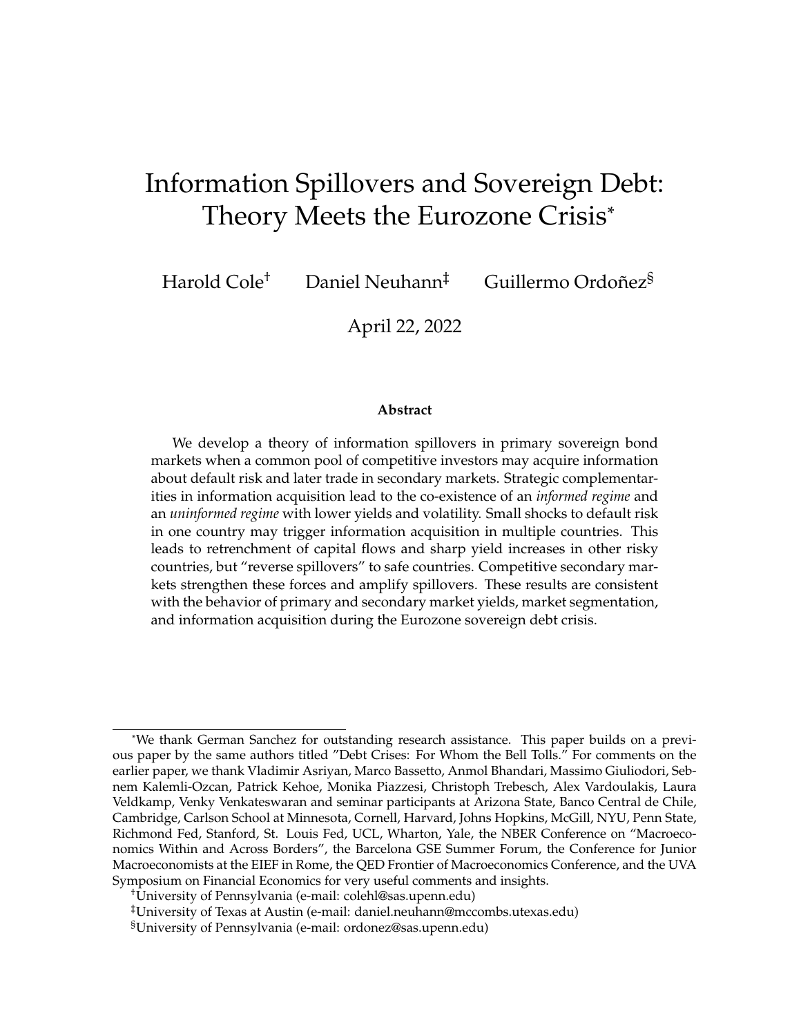# Information Spillovers and Sovereign Debt: Theory Meets the Eurozone Crisis*

Harold Cole[†] Daniel Neuhann[‡] Guillermo Ordoñez[§]

April 22, 2022

**Abstract**

We develop a theory of information spillovers in primary sovereign bond markets when a common pool of competitive investors may acquire information about default risk and later trade in secondary markets. Strategic complementarities in information acquisition lead to the co-existence of an *informed regime* and an *uninformed regime* with lower yields and volatility. Small shocks to default risk in one country may trigger information acquisition in multiple countries. This leads to retrenchment of capital flows and sharp yield increases in other risky countries, but "reverse spillovers" to safe countries. Competitive secondary markets strengthen these forces and amplify spillovers. These results are consistent with the behavior of primary and secondary market yields, market segmentation, and information acquisition during the Eurozone sovereign debt crisis.

---

*We thank German Sanchez for outstanding research assistance. This paper builds on a previous paper by the same authors titled "Debt Crises: For Whom the Bell Tolls." For comments on the earlier paper, we thank Vladimir Asriyan, Marco Bassetto, Anmol Bhandari, Massimo Giuliodori, Sebnem Kalemli-Ozcan, Patrick Kehoe, Monika Piazzesi, Christoph Trebesch, Alex Vardoulakis, Laura Veldkamp, Venky Venkateswaran and seminar participants at Arizona State, Banco Central de Chile, Cambridge, Carlson School at Minnesota, Cornell, Harvard, Johns Hopkins, McGill, NYU, Penn State, Richmond Fed, Stanford, St. Louis Fed, UCL, Wharton, Yale, the NBER Conference on "Macroeconomics Within and Across Borders", the Barcelona GSE Summer Forum, the Conference for Junior Macroeconomists at the EIEF in Rome, the QED Frontier of Macroeconomics Conference, and the UVA Symposium on Financial Economics for very useful comments and insights.

[†]University of Pennsylvania (e-mail: colehl@sas.upenn.edu)

[‡]University of Texas at Austin (e-mail: daniel.neuhann@mccombs.utexas.edu)

[§]University of Pennsylvania (e-mail: ordonez@sas.upenn.edu)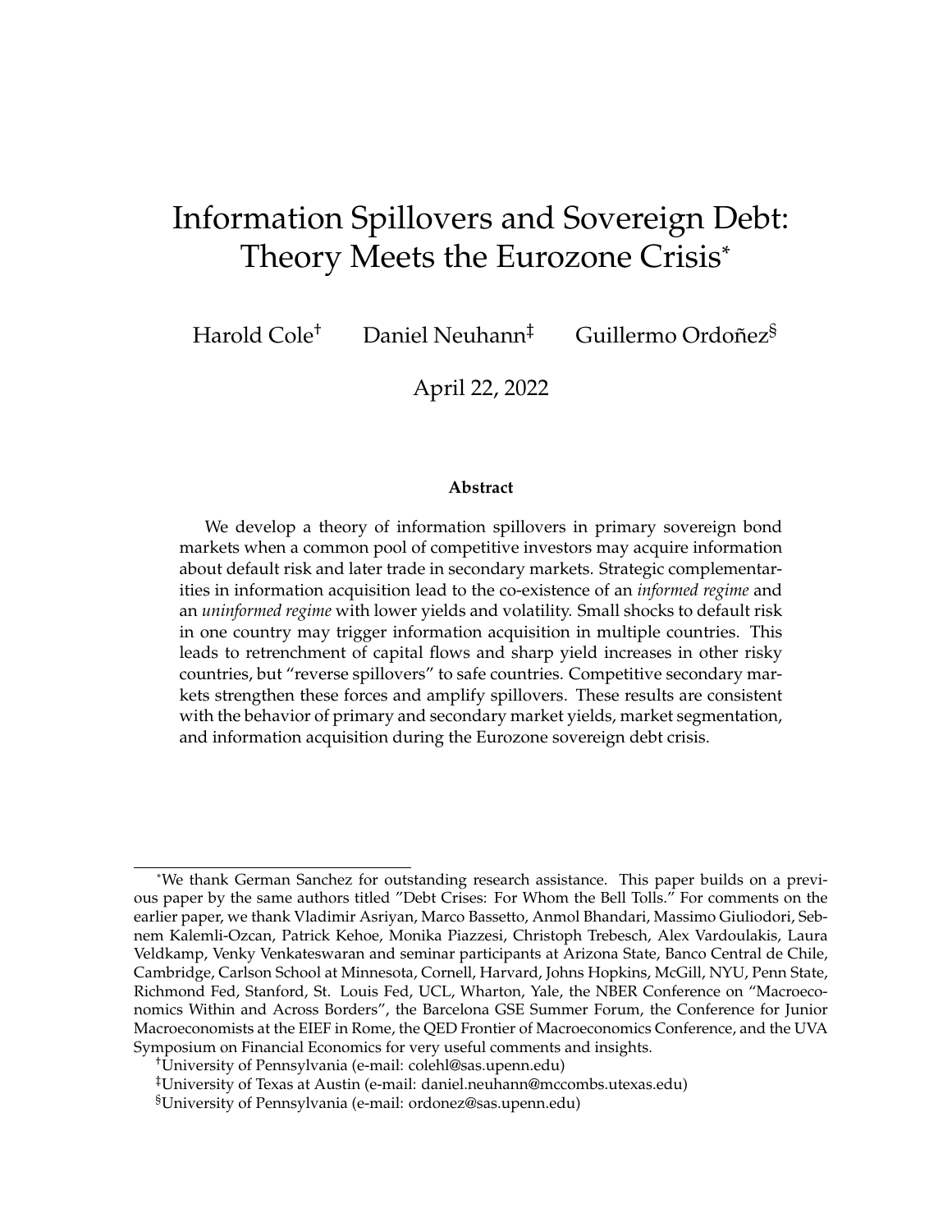# Information Spillovers and Sovereign Debt: Theory Meets the Eurozone Crisis*

Harold Cole[†] Daniel Neuhann[‡] Guillermo Ordoñez[§]

April 22, 2022

**Abstract**

We develop a theory of information spillovers in primary sovereign bond markets when a common pool of competitive investors may acquire information about default risk and later trade in secondary markets. Strategic complementarities in information acquisition lead to the co-existence of an *informed regime* and an *uninformed regime* with lower yields and volatility. Small shocks to default risk in one country may trigger information acquisition in multiple countries. This leads to retrenchment of capital flows and sharp yield increases in other risky countries, but "reverse spillovers" to safe countries. Competitive secondary markets strengthen these forces and amplify spillovers. These results are consistent with the behavior of primary and secondary market yields, market segmentation, and information acquisition during the Eurozone sovereign debt crisis.

---

*We thank German Sanchez for outstanding research assistance. This paper builds on a previous paper by the same authors titled "Debt Crises: For Whom the Bell Tolls." For comments on the earlier paper, we thank Vladimir Asriyan, Marco Bassetto, Anmol Bhandari, Massimo Giuliodori, Sebnem Kalemli-Ozcan, Patrick Kehoe, Monika Piazzesi, Christoph Trebesch, Alex Vardoulakis, Laura Veldkamp, Venky Venkateswaran and seminar participants at Arizona State, Banco Central de Chile, Cambridge, Carlson School at Minnesota, Cornell, Harvard, Johns Hopkins, McGill, NYU, Penn State, Richmond Fed, Stanford, St. Louis Fed, UCL, Wharton, Yale, the NBER Conference on "Macroeconomics Within and Across Borders", the Barcelona GSE Summer Forum, the Conference for Junior Macroeconomists at the EIEF in Rome, the QED Frontier of Macroeconomics Conference, and the UVA Symposium on Financial Economics for very useful comments and insights.

[†]University of Pennsylvania (e-mail: colehl@sas.upenn.edu)

[‡]University of Texas at Austin (e-mail: daniel.neuhann@mccombs.utexas.edu)

[§]University of Pennsylvania (e-mail: ordonez@sas.upenn.edu)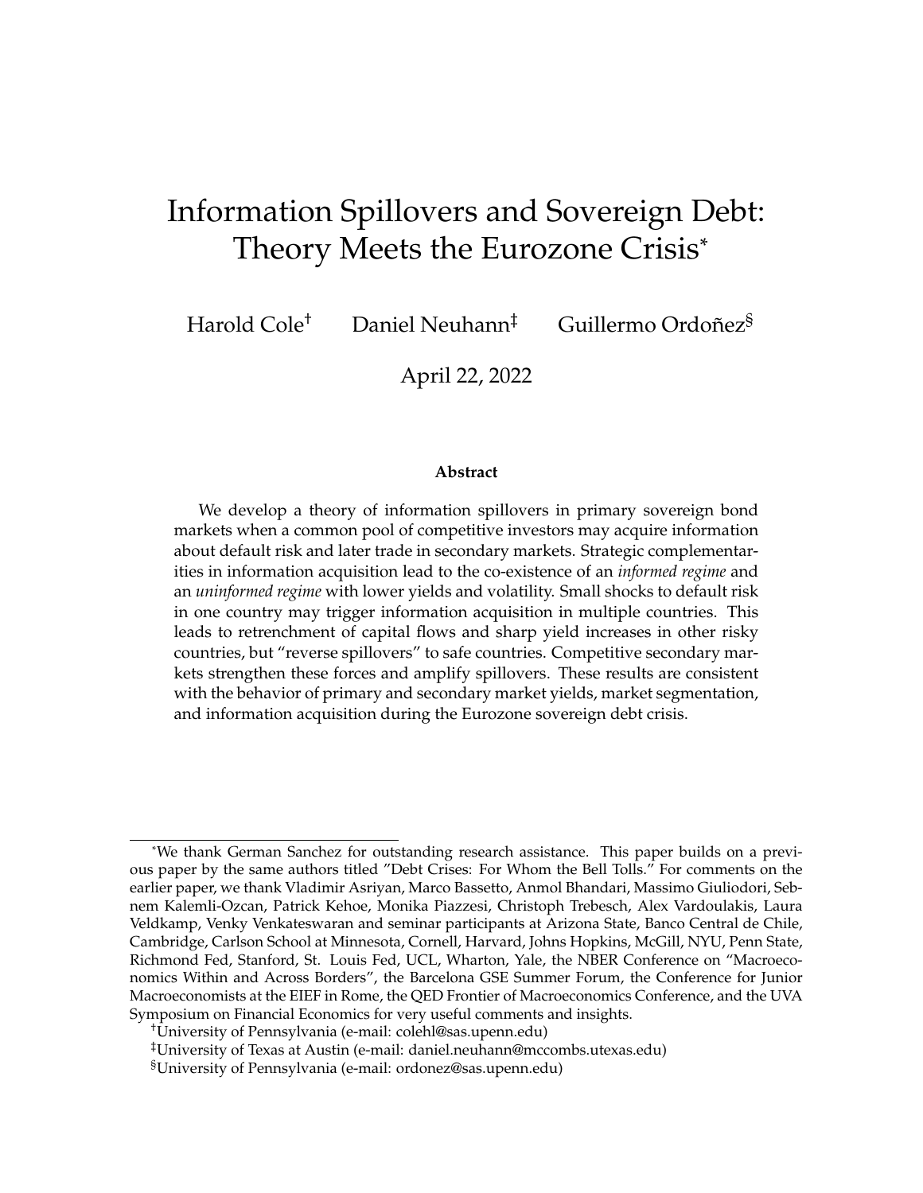# Information Spillovers and Sovereign Debt: Theory Meets the Eurozone Crisis*

Harold Cole† Daniel Neuhann‡ Guillermo Ordoñez§

April 22, 2022

### Abstract

We develop a theory of information spillovers in primary sovereign bond markets when a common pool of competitive investors may acquire information about default risk and later trade in secondary markets. Strategic complementarities in information acquisition lead to the co-existence of an *informed regime* and an *uninformed regime* with lower yields and volatility. Small shocks to default risk in one country may trigger information acquisition in multiple countries. This leads to retrenchment of capital flows and sharp yield increases in other risky countries, but "reverse spillovers" to safe countries. Competitive secondary markets strengthen these forces and amplify spillovers. These results are consistent with the behavior of primary and secondary market yields, market segmentation, and information acquisition during the Eurozone sovereign debt crisis.

---

*We thank German Sanchez for outstanding research assistance. This paper builds on a previous paper by the same authors titled "Debt Crises: For Whom the Bell Tolls." For comments on the earlier paper, we thank Vladimir Asriyan, Marco Bassetto, Anmol Bhandari, Massimo Giuliodori, Sebnem Kalemli-Ozcan, Patrick Kehoe, Monika Piazzesi, Christoph Trebesch, Alex Vardoulakis, Laura Veldkamp, Venky Venkateswaran and seminar participants at Arizona State, Banco Central de Chile, Cambridge, Carlson School at Minnesota, Cornell, Harvard, Johns Hopkins, McGill, NYU, Penn State, Richmond Fed, Stanford, St. Louis Fed, UCL, Wharton, Yale, the NBER Conference on "Macroeconomics Within and Across Borders", the Barcelona GSE Summer Forum, the Conference for Junior Macroeconomists at the EIEF in Rome, the QED Frontier of Macroeconomics Conference, and the UVA Symposium on Financial Economics for very useful comments and insights.

†University of Pennsylvania (e-mail: colehl@sas.upenn.edu)

‡University of Texas at Austin (e-mail: daniel.neuhann@mccombs.utexas.edu)

§University of Pennsylvania (e-mail: ordonez@sas.upenn.edu)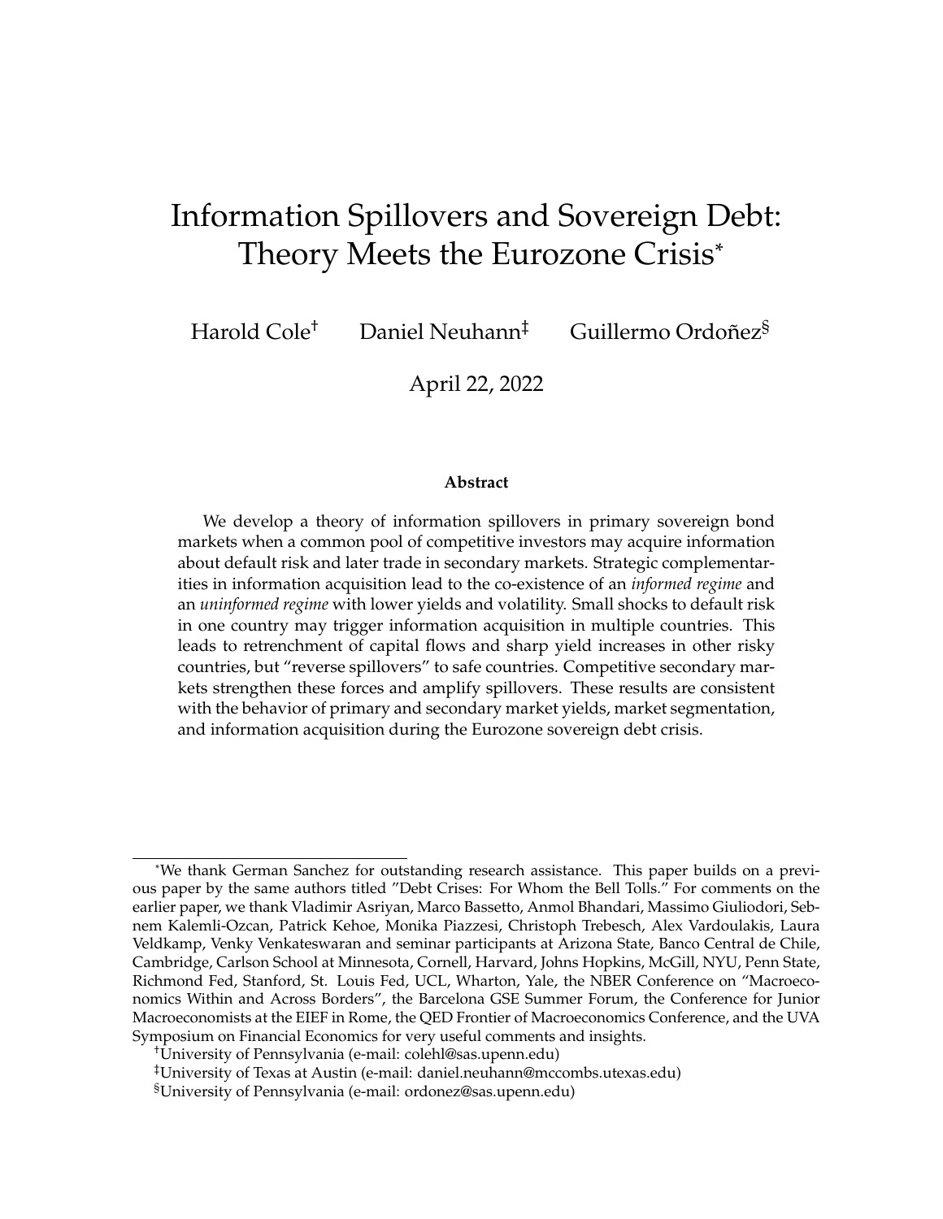# Information Spillovers and Sovereign Debt: Theory Meets the Eurozone Crisis*

Harold Cole[†] Daniel Neuhann[‡] Guillermo Ordoñez[§]

April 22, 2022

### Abstract

We develop a theory of information spillovers in primary sovereign bond markets when a common pool of competitive investors may acquire information about default risk and later trade in secondary markets. Strategic complementarities in information acquisition lead to the co-existence of an *informed regime* and an *uninformed regime* with lower yields and volatility. Small shocks to default risk in one country may trigger information acquisition in multiple countries. This leads to retrenchment of capital flows and sharp yield increases in other risky countries, but "reverse spillovers" to safe countries. Competitive secondary markets strengthen these forces and amplify spillovers. These results are consistent with the behavior of primary and secondary market yields, market segmentation, and information acquisition during the Eurozone sovereign debt crisis.

---

*We thank German Sanchez for outstanding research assistance. This paper builds on a previous paper by the same authors titled "Debt Crises: For Whom the Bell Tolls." For comments on the earlier paper, we thank Vladimir Asriyan, Marco Bassetto, Anmol Bhandari, Massimo Giuliodori, Sebnem Kalemli-Ozcan, Patrick Kehoe, Monika Piazzesi, Christoph Trebesch, Alex Vardoulakis, Laura Veldkamp, Venky Venkateswaran and seminar participants at Arizona State, Banco Central de Chile, Cambridge, Carlson School at Minnesota, Cornell, Harvard, Johns Hopkins, McGill, NYU, Penn State, Richmond Fed, Stanford, St. Louis Fed, UCL, Wharton, Yale, the NBER Conference on "Macroeconomics Within and Across Borders", the Barcelona GSE Summer Forum, the Conference for Junior Macroeconomists at the EIEF in Rome, the QED Frontier of Macroeconomics Conference, and the UVA Symposium on Financial Economics for very useful comments and insights.

[†]University of Pennsylvania (e-mail: colehl@sas.upenn.edu)

[‡]University of Texas at Austin (e-mail: daniel.neuhann@mccombs.utexas.edu)

[§]University of Pennsylvania (e-mail: ordonez@sas.upenn.edu)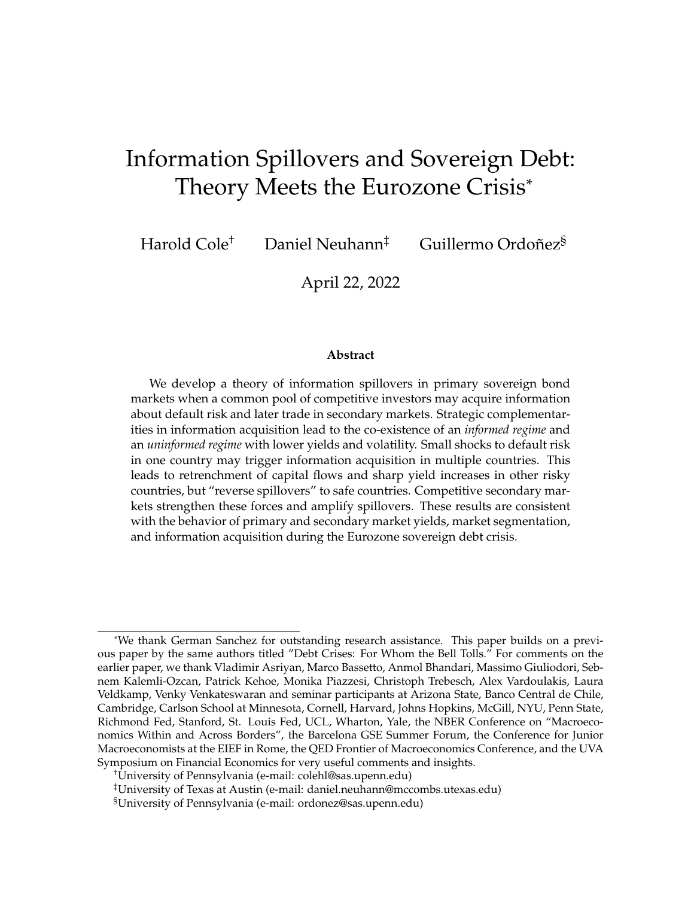# Information Spillovers and Sovereign Debt: Theory Meets the Eurozone Crisis*

Harold Cole[†] Daniel Neuhann[‡] Guillermo Ordoñez[§]

April 22, 2022

**Abstract**

We develop a theory of information spillovers in primary sovereign bond markets when a common pool of competitive investors may acquire information about default risk and later trade in secondary markets. Strategic complementarities in information acquisition lead to the co-existence of an *informed regime* and an *uninformed regime* with lower yields and volatility. Small shocks to default risk in one country may trigger information acquisition in multiple countries. This leads to retrenchment of capital flows and sharp yield increases in other risky countries, but "reverse spillovers" to safe countries. Competitive secondary markets strengthen these forces and amplify spillovers. These results are consistent with the behavior of primary and secondary market yields, market segmentation, and information acquisition during the Eurozone sovereign debt crisis.

---

*We thank German Sanchez for outstanding research assistance. This paper builds on a previous paper by the same authors titled "Debt Crises: For Whom the Bell Tolls." For comments on the earlier paper, we thank Vladimir Asriyan, Marco Bassetto, Anmol Bhandari, Massimo Giuliodori, Sebnem Kalemli-Ozcan, Patrick Kehoe, Monika Piazzesi, Christoph Trebesch, Alex Vardoulakis, Laura Veldkamp, Venky Venkateswaran and seminar participants at Arizona State, Banco Central de Chile, Cambridge, Carlson School at Minnesota, Cornell, Harvard, Johns Hopkins, McGill, NYU, Penn State, Richmond Fed, Stanford, St. Louis Fed, UCL, Wharton, Yale, the NBER Conference on "Macroeconomics Within and Across Borders", the Barcelona GSE Summer Forum, the Conference for Junior Macroeconomists at the EIEF in Rome, the QED Frontier of Macroeconomics Conference, and the UVA Symposium on Financial Economics for very useful comments and insights.

†University of Pennsylvania (e-mail: colehl@sas.upenn.edu)

‡University of Texas at Austin (e-mail: daniel.neuhann@mccombs.utexas.edu)

§University of Pennsylvania (e-mail: ordonez@sas.upenn.edu)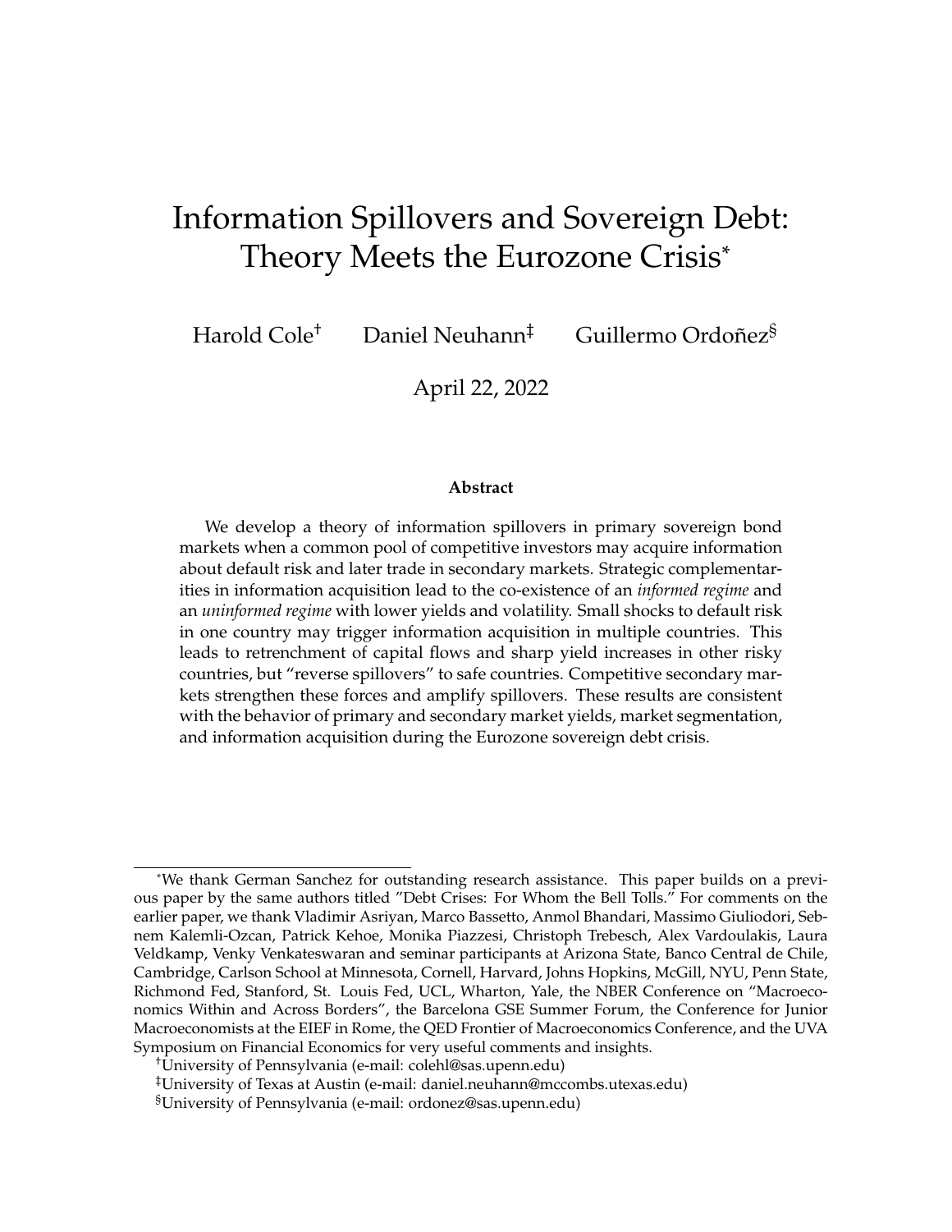# Information Spillovers and Sovereign Debt: Theory Meets the Eurozone Crisis*

Harold Cole[†] Daniel Neuhann[‡] Guillermo Ordoñez[§]

April 22, 2022

**Abstract**

We develop a theory of information spillovers in primary sovereign bond markets when a common pool of competitive investors may acquire information about default risk and later trade in secondary markets. Strategic complementarities in information acquisition lead to the co-existence of an *informed regime* and an *uninformed regime* with lower yields and volatility. Small shocks to default risk in one country may trigger information acquisition in multiple countries. This leads to retrenchment of capital flows and sharp yield increases in other risky countries, but "reverse spillovers" to safe countries. Competitive secondary markets strengthen these forces and amplify spillovers. These results are consistent with the behavior of primary and secondary market yields, market segmentation, and information acquisition during the Eurozone sovereign debt crisis.

---

*We thank German Sanchez for outstanding research assistance. This paper builds on a previous paper by the same authors titled "Debt Crises: For Whom the Bell Tolls." For comments on the earlier paper, we thank Vladimir Asriyan, Marco Bassetto, Anmol Bhandari, Massimo Giuliodori, Sebnem Kalemli-Ozcan, Patrick Kehoe, Monika Piazzesi, Christoph Trebesch, Alex Vardoulakis, Laura Veldkamp, Venky Venkateswaran and seminar participants at Arizona State, Banco Central de Chile, Cambridge, Carlson School at Minnesota, Cornell, Harvard, Johns Hopkins, McGill, NYU, Penn State, Richmond Fed, Stanford, St. Louis Fed, UCL, Wharton, Yale, the NBER Conference on "Macroeconomics Within and Across Borders", the Barcelona GSE Summer Forum, the Conference for Junior Macroeconomists at the EIEF in Rome, the QED Frontier of Macroeconomics Conference, and the UVA Symposium on Financial Economics for very useful comments and insights.

[†]University of Pennsylvania (e-mail: colehl@sas.upenn.edu)

[‡]University of Texas at Austin (e-mail: daniel.neuhann@mccombs.utexas.edu)

[§]University of Pennsylvania (e-mail: ordonez@sas.upenn.edu)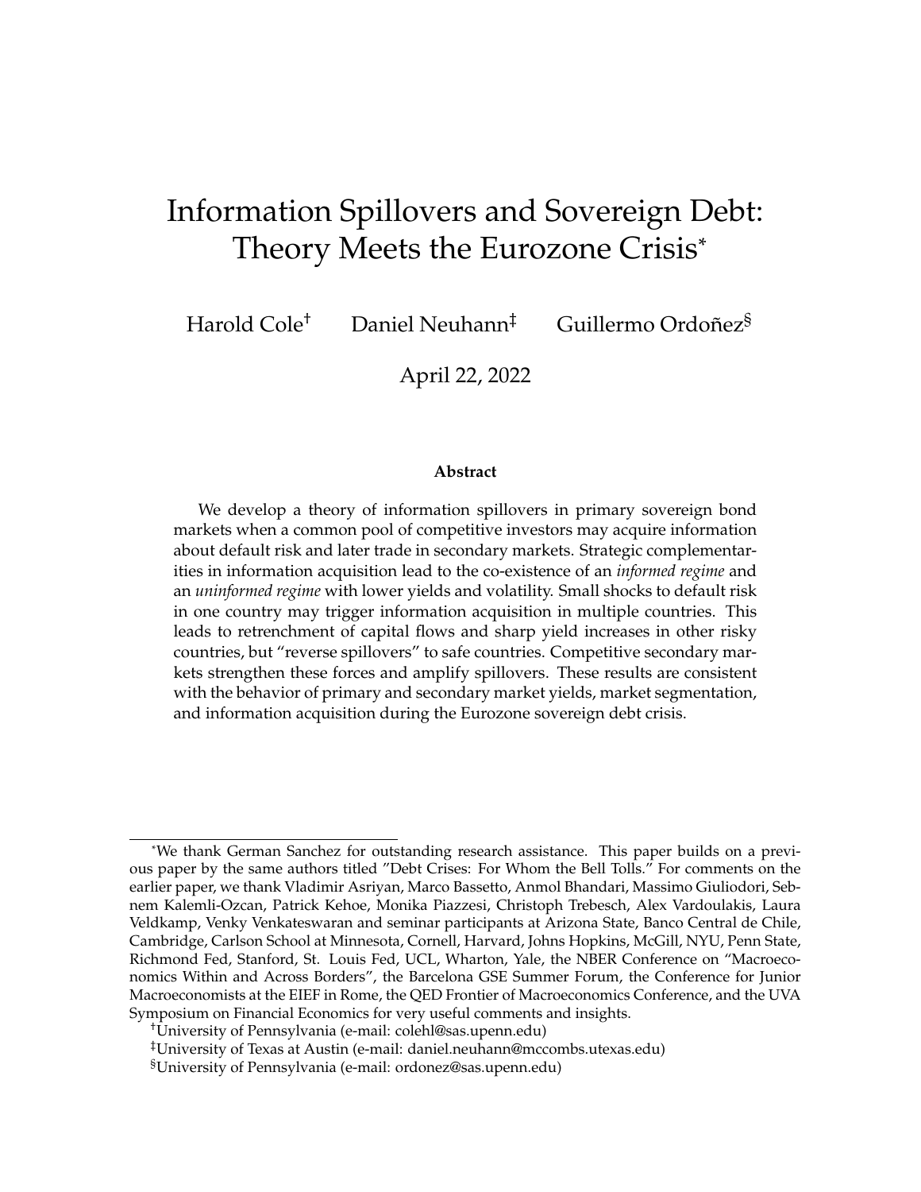# Information Spillovers and Sovereign Debt: Theory Meets the Eurozone Crisis*

Harold Cole[†] Daniel Neuhann[‡] Guillermo Ordoñez[§]

April 22, 2022

**Abstract**

We develop a theory of information spillovers in primary sovereign bond markets when a common pool of competitive investors may acquire information about default risk and later trade in secondary markets. Strategic complementarities in information acquisition lead to the co-existence of an *informed regime* and an *uninformed regime* with lower yields and volatility. Small shocks to default risk in one country may trigger information acquisition in multiple countries. This leads to retrenchment of capital flows and sharp yield increases in other risky countries, but "reverse spillovers" to safe countries. Competitive secondary markets strengthen these forces and amplify spillovers. These results are consistent with the behavior of primary and secondary market yields, market segmentation, and information acquisition during the Eurozone sovereign debt crisis.

---

*We thank German Sanchez for outstanding research assistance. This paper builds on a previous paper by the same authors titled "Debt Crises: For Whom the Bell Tolls." For comments on the earlier paper, we thank Vladimir Asriyan, Marco Bassetto, Anmol Bhandari, Massimo Giuliodori, Sebnem Kalemli-Ozcan, Patrick Kehoe, Monika Piazzesi, Christoph Trebesch, Alex Vardoulakis, Laura Veldkamp, Venky Venkateswaran and seminar participants at Arizona State, Banco Central de Chile, Cambridge, Carlson School at Minnesota, Cornell, Harvard, Johns Hopkins, McGill, NYU, Penn State, Richmond Fed, Stanford, St. Louis Fed, UCL, Wharton, Yale, the NBER Conference on "Macroeconomics Within and Across Borders", the Barcelona GSE Summer Forum, the Conference for Junior Macroeconomists at the EIEF in Rome, the QED Frontier of Macroeconomics Conference, and the UVA Symposium on Financial Economics for very useful comments and insights.

[†]University of Pennsylvania (e-mail: colehl@sas.upenn.edu)

[‡]University of Texas at Austin (e-mail: daniel.neuhann@mccombs.utexas.edu)

[§]University of Pennsylvania (e-mail: ordonez@sas.upenn.edu)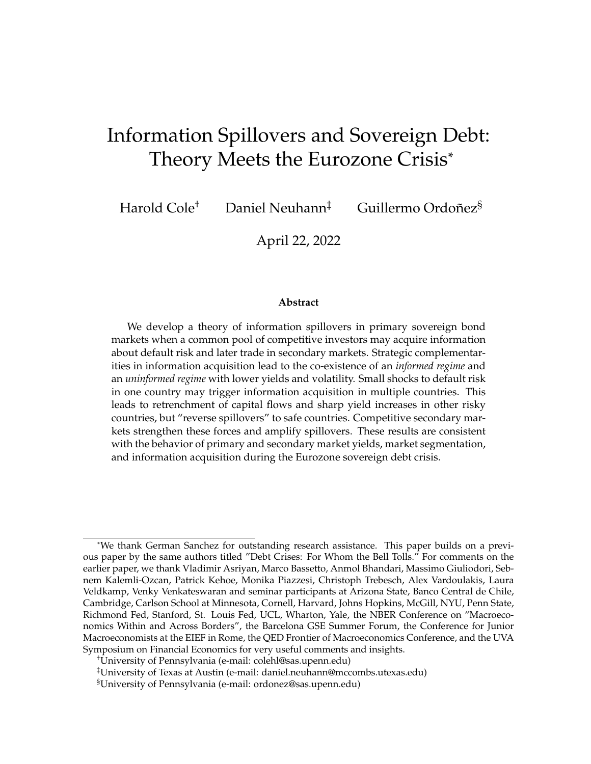# Information Spillovers and Sovereign Debt: Theory Meets the Eurozone Crisis*

Harold Cole[†] Daniel Neuhann[‡] Guillermo Ordoñez[§]

April 22, 2022

**Abstract**

We develop a theory of information spillovers in primary sovereign bond markets when a common pool of competitive investors may acquire information about default risk and later trade in secondary markets. Strategic complementarities in information acquisition lead to the co-existence of an *informed regime* and an *uninformed regime* with lower yields and volatility. Small shocks to default risk in one country may trigger information acquisition in multiple countries. This leads to retrenchment of capital flows and sharp yield increases in other risky countries, but "reverse spillovers" to safe countries. Competitive secondary markets strengthen these forces and amplify spillovers. These results are consistent with the behavior of primary and secondary market yields, market segmentation, and information acquisition during the Eurozone sovereign debt crisis.

---

*We thank German Sanchez for outstanding research assistance. This paper builds on a previous paper by the same authors titled "Debt Crises: For Whom the Bell Tolls." For comments on the earlier paper, we thank Vladimir Asriyan, Marco Bassetto, Anmol Bhandari, Massimo Giuliodori, Sebnem Kalemli-Ozcan, Patrick Kehoe, Monika Piazzesi, Christoph Trebesch, Alex Vardoulakis, Laura Veldkamp, Venky Venkateswaran and seminar participants at Arizona State, Banco Central de Chile, Cambridge, Carlson School at Minnesota, Cornell, Harvard, Johns Hopkins, McGill, NYU, Penn State, Richmond Fed, Stanford, St. Louis Fed, UCL, Wharton, Yale, the NBER Conference on "Macroeconomics Within and Across Borders", the Barcelona GSE Summer Forum, the Conference for Junior Macroeconomists at the EIEF in Rome, the QED Frontier of Macroeconomics Conference, and the UVA Symposium on Financial Economics for very useful comments and insights.

[†]University of Pennsylvania (e-mail: colehl@sas.upenn.edu)

[‡]University of Texas at Austin (e-mail: daniel.neuhann@mccombs.utexas.edu)

[§]University of Pennsylvania (e-mail: ordonez@sas.upenn.edu)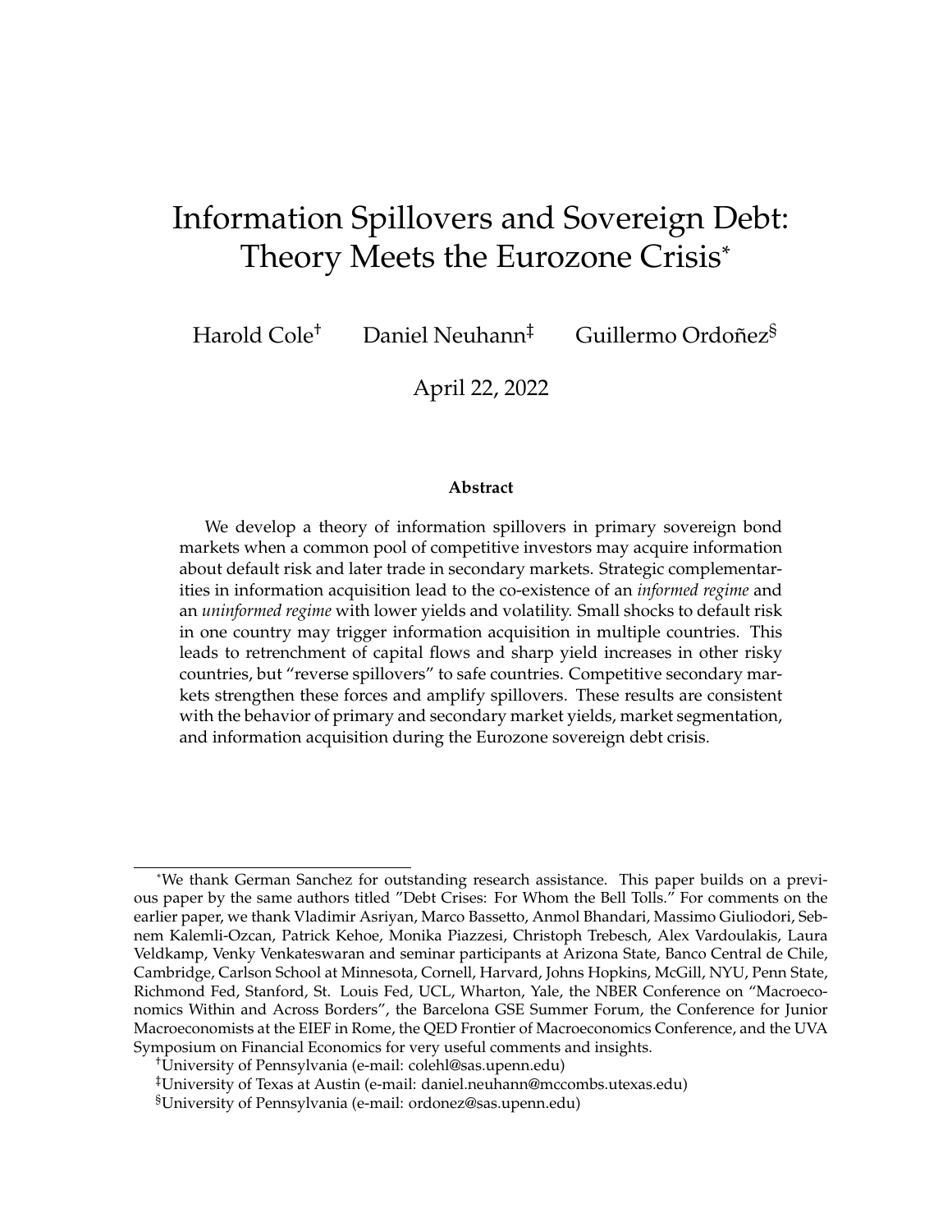# Information Spillovers and Sovereign Debt: Theory Meets the Eurozone Crisis*

Harold Cole[†] Daniel Neuhann[‡] Guillermo Ordoñez[§]

April 22, 2022

**Abstract**

We develop a theory of information spillovers in primary sovereign bond markets when a common pool of competitive investors may acquire information about default risk and later trade in secondary markets. Strategic complementarities in information acquisition lead to the co-existence of an *informed regime* and an *uninformed regime* with lower yields and volatility. Small shocks to default risk in one country may trigger information acquisition in multiple countries. This leads to retrenchment of capital flows and sharp yield increases in other risky countries, but "reverse spillovers" to safe countries. Competitive secondary markets strengthen these forces and amplify spillovers. These results are consistent with the behavior of primary and secondary market yields, market segmentation, and information acquisition during the Eurozone sovereign debt crisis.

---

*We thank German Sanchez for outstanding research assistance. This paper builds on a previous paper by the same authors titled "Debt Crises: For Whom the Bell Tolls." For comments on the earlier paper, we thank Vladimir Asriyan, Marco Bassetto, Anmol Bhandari, Massimo Giuliodori, Sebnem Kalemli-Ozcan, Patrick Kehoe, Monika Piazzesi, Christoph Trebesch, Alex Vardoulakis, Laura Veldkamp, Venky Venkateswaran and seminar participants at Arizona State, Banco Central de Chile, Cambridge, Carlson School at Minnesota, Cornell, Harvard, Johns Hopkins, McGill, NYU, Penn State, Richmond Fed, Stanford, St. Louis Fed, UCL, Wharton, Yale, the NBER Conference on "Macroeconomics Within and Across Borders", the Barcelona GSE Summer Forum, the Conference for Junior Macroeconomists at the EIEF in Rome, the QED Frontier of Macroeconomics Conference, and the UVA Symposium on Financial Economics for very useful comments and insights.

[†]University of Pennsylvania (e-mail: colehl@sas.upenn.edu)

[‡]University of Texas at Austin (e-mail: daniel.neuhann@mccombs.utexas.edu)

[§]University of Pennsylvania (e-mail: ordonez@sas.upenn.edu)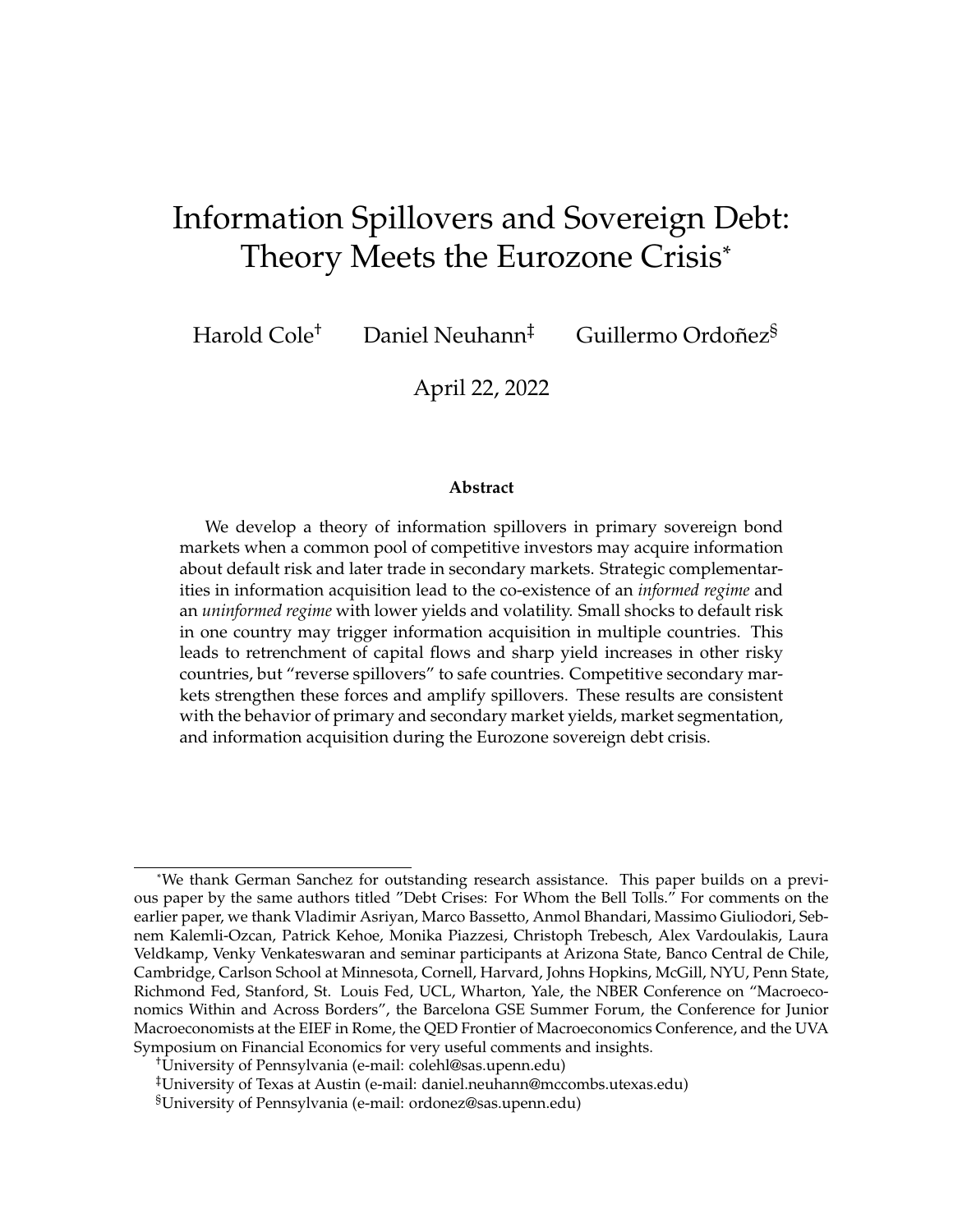# Information Spillovers and Sovereign Debt: Theory Meets the Eurozone Crisis*

Harold Cole[†] Daniel Neuhann[‡] Guillermo Ordoñez[§]

April 22, 2022

**Abstract**

We develop a theory of information spillovers in primary sovereign bond markets when a common pool of competitive investors may acquire information about default risk and later trade in secondary markets. Strategic complementarities in information acquisition lead to the co-existence of an *informed regime* and an *uninformed regime* with lower yields and volatility. Small shocks to default risk in one country may trigger information acquisition in multiple countries. This leads to retrenchment of capital flows and sharp yield increases in other risky countries, but "reverse spillovers" to safe countries. Competitive secondary markets strengthen these forces and amplify spillovers. These results are consistent with the behavior of primary and secondary market yields, market segmentation, and information acquisition during the Eurozone sovereign debt crisis.

---

*We thank German Sanchez for outstanding research assistance. This paper builds on a previous paper by the same authors titled "Debt Crises: For Whom the Bell Tolls." For comments on the earlier paper, we thank Vladimir Asriyan, Marco Bassetto, Anmol Bhandari, Massimo Giuliodori, Sebnem Kalemli-Ozcan, Patrick Kehoe, Monika Piazzesi, Christoph Trebesch, Alex Vardoulakis, Laura Veldkamp, Venky Venkateswaran and seminar participants at Arizona State, Banco Central de Chile, Cambridge, Carlson School at Minnesota, Cornell, Harvard, Johns Hopkins, McGill, NYU, Penn State, Richmond Fed, Stanford, St. Louis Fed, UCL, Wharton, Yale, the NBER Conference on "Macroeconomics Within and Across Borders", the Barcelona GSE Summer Forum, the Conference for Junior Macroeconomists at the EIEF in Rome, the QED Frontier of Macroeconomics Conference, and the UVA Symposium on Financial Economics for very useful comments and insights.

[†]University of Pennsylvania (e-mail: colehl@sas.upenn.edu)

[‡]University of Texas at Austin (e-mail: daniel.neuhann@mccombs.utexas.edu)

[§]University of Pennsylvania (e-mail: ordonez@sas.upenn.edu)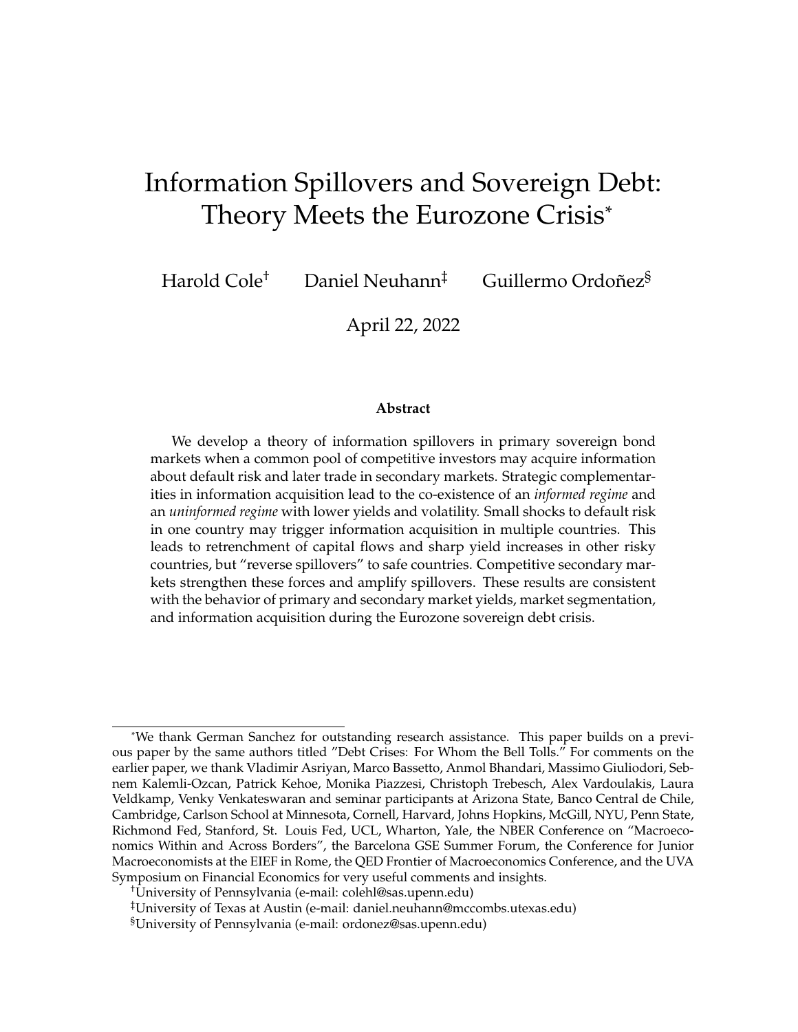# Information Spillovers and Sovereign Debt: Theory Meets the Eurozone Crisis*

Harold Cole[†] Daniel Neuhann[‡] Guillermo Ordoñez[§]

April 22, 2022

### Abstract

We develop a theory of information spillovers in primary sovereign bond markets when a common pool of competitive investors may acquire information about default risk and later trade in secondary markets. Strategic complementarities in information acquisition lead to the co-existence of an *informed regime* and an *uninformed regime* with lower yields and volatility. Small shocks to default risk in one country may trigger information acquisition in multiple countries. This leads to retrenchment of capital flows and sharp yield increases in other risky countries, but "reverse spillovers" to safe countries. Competitive secondary markets strengthen these forces and amplify spillovers. These results are consistent with the behavior of primary and secondary market yields, market segmentation, and information acquisition during the Eurozone sovereign debt crisis.

---

*We thank German Sanchez for outstanding research assistance. This paper builds on a previous paper by the same authors titled "Debt Crises: For Whom the Bell Tolls." For comments on the earlier paper, we thank Vladimir Asriyan, Marco Bassetto, Anmol Bhandari, Massimo Giuliodori, Sebnem Kalemli-Ozcan, Patrick Kehoe, Monika Piazzesi, Christoph Trebesch, Alex Vardoulakis, Laura Veldkamp, Venky Venkateswaran and seminar participants at Arizona State, Banco Central de Chile, Cambridge, Carlson School at Minnesota, Cornell, Harvard, Johns Hopkins, McGill, NYU, Penn State, Richmond Fed, Stanford, St. Louis Fed, UCL, Wharton, Yale, the NBER Conference on "Macroeconomics Within and Across Borders", the Barcelona GSE Summer Forum, the Conference for Junior Macroeconomists at the EIEF in Rome, the QED Frontier of Macroeconomics Conference, and the UVA Symposium on Financial Economics for very useful comments and insights.

[†]University of Pennsylvania (e-mail: colehl@sas.upenn.edu)

[‡]University of Texas at Austin (e-mail: daniel.neuhann@mccombs.utexas.edu)

[§]University of Pennsylvania (e-mail: ordonez@sas.upenn.edu)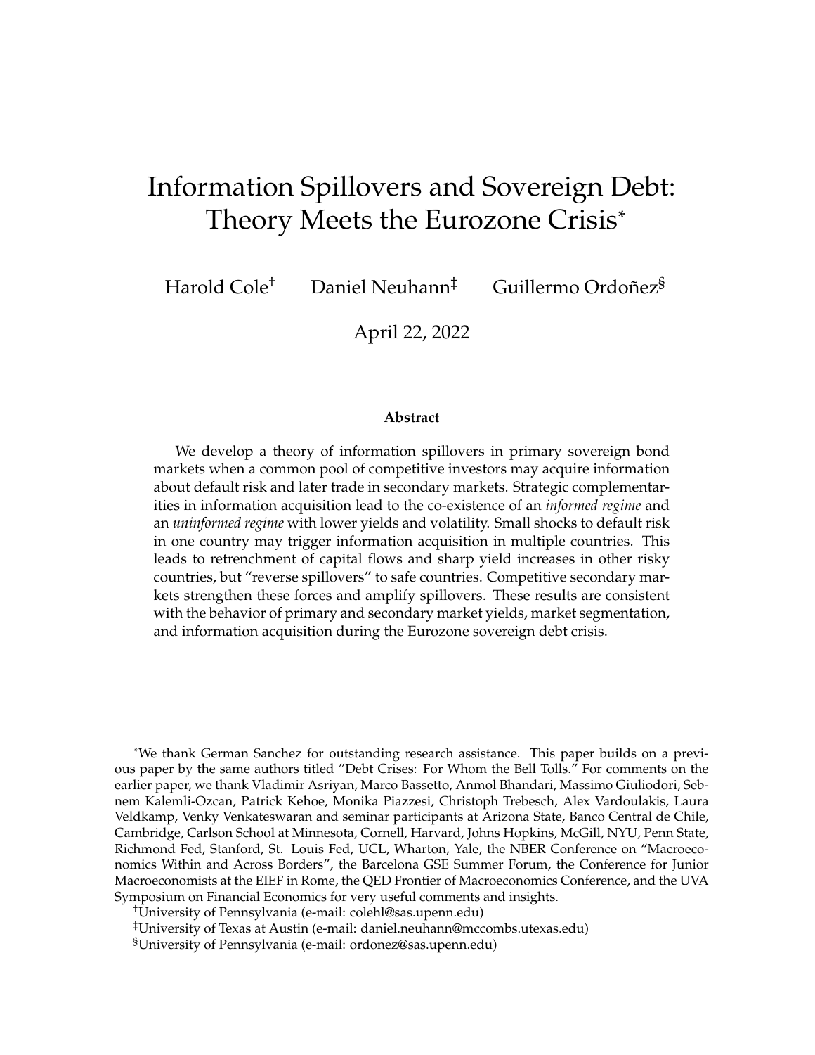# Information Spillovers and Sovereign Debt: Theory Meets the Eurozone Crisis*

Harold Cole[†] Daniel Neuhann[‡] Guillermo Ordoñez[§]

April 22, 2022

### Abstract

We develop a theory of information spillovers in primary sovereign bond markets when a common pool of competitive investors may acquire information about default risk and later trade in secondary markets. Strategic complementarities in information acquisition lead to the co-existence of an *informed regime* and an *uninformed regime* with lower yields and volatility. Small shocks to default risk in one country may trigger information acquisition in multiple countries. This leads to retrenchment of capital flows and sharp yield increases in other risky countries, but "reverse spillovers" to safe countries. Competitive secondary markets strengthen these forces and amplify spillovers. These results are consistent with the behavior of primary and secondary market yields, market segmentation, and information acquisition during the Eurozone sovereign debt crisis.

---

[*] We thank German Sanchez for outstanding research assistance. This paper builds on a previous paper by the same authors titled "Debt Crises: For Whom the Bell Tolls." For comments on the earlier paper, we thank Vladimir Asriyan, Marco Bassetto, Anmol Bhandari, Massimo Giuliodori, Sebnem Kalemli-Ozcan, Patrick Kehoe, Monika Piazzesi, Christoph Trebesch, Alex Vardoulakis, Laura Veldkamp, Venky Venkateswaran and seminar participants at Arizona State, Banco Central de Chile, Cambridge, Carlson School at Minnesota, Cornell, Harvard, Johns Hopkins, McGill, NYU, Penn State, Richmond Fed, Stanford, St. Louis Fed, UCL, Wharton, Yale, the NBER Conference on "Macroeconomics Within and Across Borders", the Barcelona GSE Summer Forum, the Conference for Junior Macroeconomists at the EIEF in Rome, the QED Frontier of Macroeconomics Conference, and the UVA Symposium on Financial Economics for very useful comments and insights.

[†] University of Pennsylvania (e-mail: colehl@sas.upenn.edu)

[‡] University of Texas at Austin (e-mail: daniel.neuhann@mccombs.utexas.edu)

[§] University of Pennsylvania (e-mail: ordonez@sas.upenn.edu)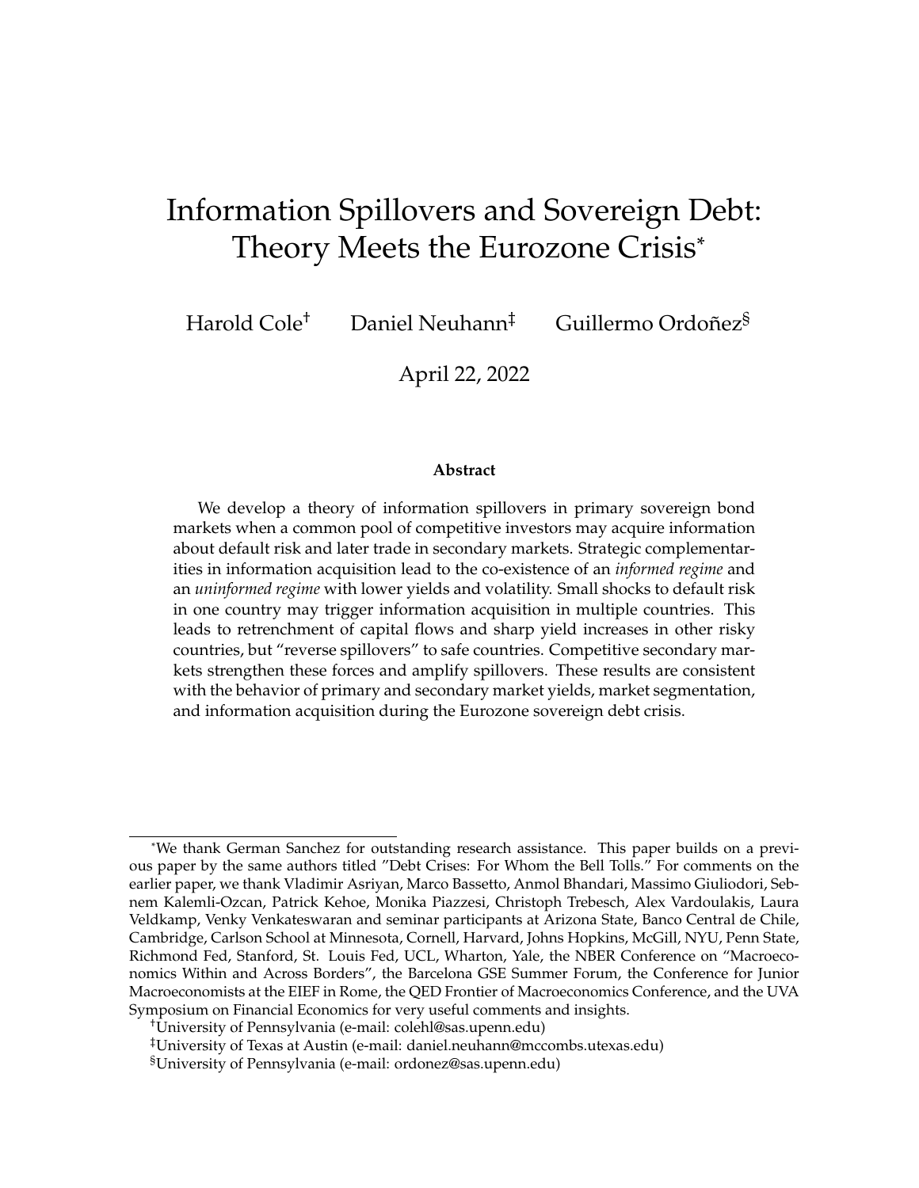# Information Spillovers and Sovereign Debt: Theory Meets the Eurozone Crisis*

Harold Cole[†] Daniel Neuhann[‡] Guillermo Ordoñez[§]

April 22, 2022

**Abstract**

We develop a theory of information spillovers in primary sovereign bond markets when a common pool of competitive investors may acquire information about default risk and later trade in secondary markets. Strategic complementarities in information acquisition lead to the co-existence of an *informed regime* and an *uninformed regime* with lower yields and volatility. Small shocks to default risk in one country may trigger information acquisition in multiple countries. This leads to retrenchment of capital flows and sharp yield increases in other risky countries, but "reverse spillovers" to safe countries. Competitive secondary markets strengthen these forces and amplify spillovers. These results are consistent with the behavior of primary and secondary market yields, market segmentation, and information acquisition during the Eurozone sovereign debt crisis.

---

*We thank German Sanchez for outstanding research assistance. This paper builds on a previous paper by the same authors titled "Debt Crises: For Whom the Bell Tolls." For comments on the earlier paper, we thank Vladimir Asriyan, Marco Bassetto, Anmol Bhandari, Massimo Giuliodori, Sebnem Kalemli-Ozcan, Patrick Kehoe, Monika Piazzesi, Christoph Trebesch, Alex Vardoulakis, Laura Veldkamp, Venky Venkateswaran and seminar participants at Arizona State, Banco Central de Chile, Cambridge, Carlson School at Minnesota, Cornell, Harvard, Johns Hopkins, McGill, NYU, Penn State, Richmond Fed, Stanford, St. Louis Fed, UCL, Wharton, Yale, the NBER Conference on "Macroeconomics Within and Across Borders", the Barcelona GSE Summer Forum, the Conference for Junior Macroeconomists at the EIEF in Rome, the QED Frontier of Macroeconomics Conference, and the UVA Symposium on Financial Economics for very useful comments and insights.

[†]University of Pennsylvania (e-mail: colehl@sas.upenn.edu)

[‡]University of Texas at Austin (e-mail: daniel.neuhann@mccombs.utexas.edu)

[§]University of Pennsylvania (e-mail: ordonez@sas.upenn.edu)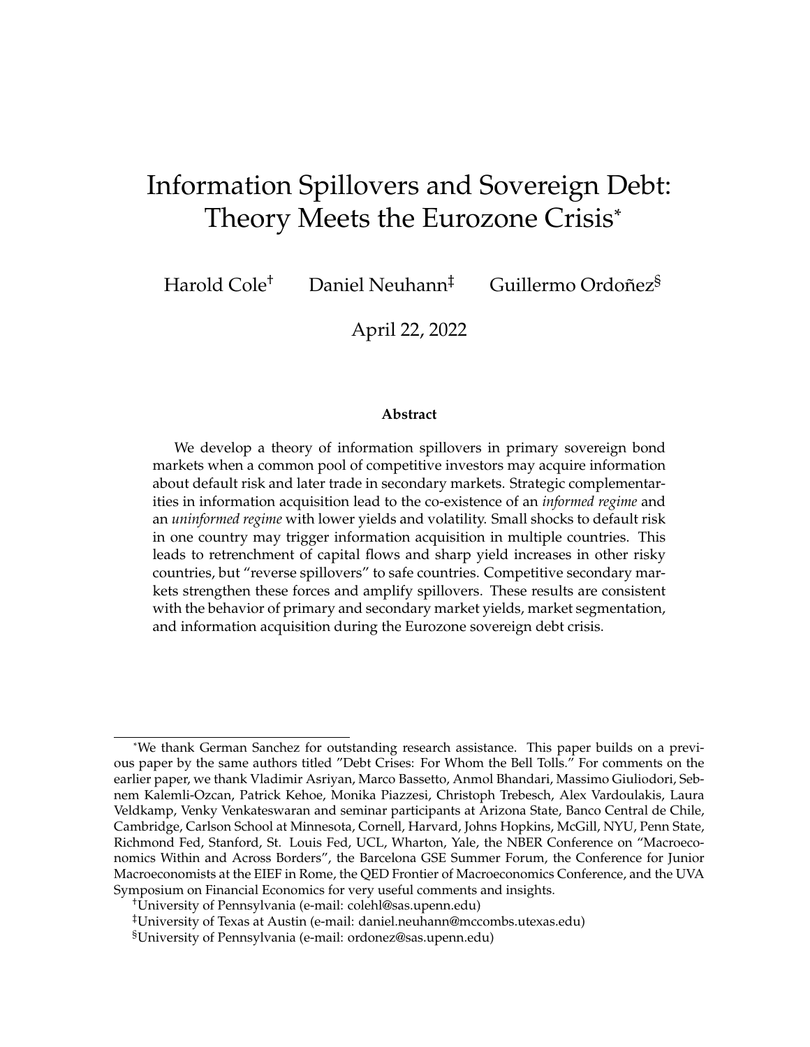# Information Spillovers and Sovereign Debt: Theory Meets the Eurozone Crisis*

Harold Cole[†] Daniel Neuhann[‡] Guillermo Ordoñez[§]

April 22, 2022

### Abstract

We develop a theory of information spillovers in primary sovereign bond markets when a common pool of competitive investors may acquire information about default risk and later trade in secondary markets. Strategic complementarities in information acquisition lead to the co-existence of an *informed regime* and an *uninformed regime* with lower yields and volatility. Small shocks to default risk in one country may trigger information acquisition in multiple countries. This leads to retrenchment of capital flows and sharp yield increases in other risky countries, but "reverse spillovers" to safe countries. Competitive secondary markets strengthen these forces and amplify spillovers. These results are consistent with the behavior of primary and secondary market yields, market segmentation, and information acquisition during the Eurozone sovereign debt crisis.

---

*We thank German Sanchez for outstanding research assistance. This paper builds on a previous paper by the same authors titled "Debt Crises: For Whom the Bell Tolls." For comments on the earlier paper, we thank Vladimir Asriyan, Marco Bassetto, Anmol Bhandari, Massimo Giuliodori, Sebnem Kalemli-Ozcan, Patrick Kehoe, Monika Piazzesi, Christoph Trebesch, Alex Vardoulakis, Laura Veldkamp, Venky Venkateswaran and seminar participants at Arizona State, Banco Central de Chile, Cambridge, Carlson School at Minnesota, Cornell, Harvard, Johns Hopkins, McGill, NYU, Penn State, Richmond Fed, Stanford, St. Louis Fed, UCL, Wharton, Yale, the NBER Conference on "Macroeconomics Within and Across Borders", the Barcelona GSE Summer Forum, the Conference for Junior Macroeconomists at the EIEF in Rome, the QED Frontier of Macroeconomics Conference, and the UVA Symposium on Financial Economics for very useful comments and insights.

[†]University of Pennsylvania (e-mail: colehl@sas.upenn.edu)

[‡]University of Texas at Austin (e-mail: daniel.neuhann@mccombs.utexas.edu)

[§]University of Pennsylvania (e-mail: ordonez@sas.upenn.edu)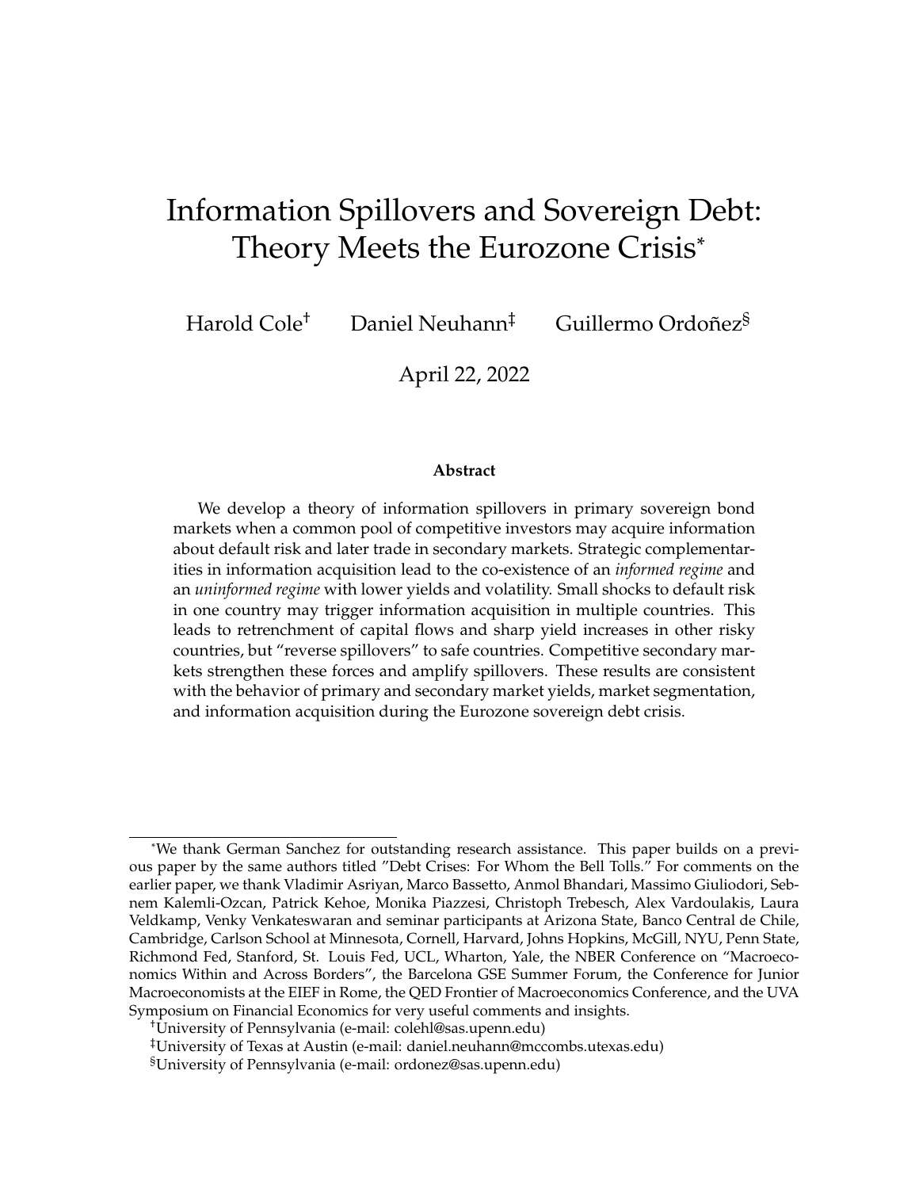# Information Spillovers and Sovereign Debt: Theory Meets the Eurozone Crisis*

Harold Cole[†] Daniel Neuhann[‡] Guillermo Ordoñez[§]

April 22, 2022

### Abstract

We develop a theory of information spillovers in primary sovereign bond markets when a common pool of competitive investors may acquire information about default risk and later trade in secondary markets. Strategic complementarities in information acquisition lead to the co-existence of an *informed regime* and an *uninformed regime* with lower yields and volatility. Small shocks to default risk in one country may trigger information acquisition in multiple countries. This leads to retrenchment of capital flows and sharp yield increases in other risky countries, but "reverse spillovers" to safe countries. Competitive secondary markets strengthen these forces and amplify spillovers. These results are consistent with the behavior of primary and secondary market yields, market segmentation, and information acquisition during the Eurozone sovereign debt crisis.

---

*We thank German Sanchez for outstanding research assistance. This paper builds on a previous paper by the same authors titled "Debt Crises: For Whom the Bell Tolls." For comments on the earlier paper, we thank Vladimir Asriyan, Marco Bassetto, Anmol Bhandari, Massimo Giuliodori, Sebnem Kalemli-Ozcan, Patrick Kehoe, Monika Piazzesi, Christoph Trebesch, Alex Vardoulakis, Laura Veldkamp, Venky Venkateswaran and seminar participants at Arizona State, Banco Central de Chile, Cambridge, Carlson School at Minnesota, Cornell, Harvard, Johns Hopkins, McGill, NYU, Penn State, Richmond Fed, Stanford, St. Louis Fed, UCL, Wharton, Yale, the NBER Conference on "Macroeconomics Within and Across Borders", the Barcelona GSE Summer Forum, the Conference for Junior Macroeconomists at the EIEF in Rome, the QED Frontier of Macroeconomics Conference, and the UVA Symposium on Financial Economics for very useful comments and insights.

†University of Pennsylvania (e-mail: colehl@sas.upenn.edu)

‡University of Texas at Austin (e-mail: daniel.neuhann@mccombs.utexas.edu)

§University of Pennsylvania (e-mail: ordonez@sas.upenn.edu)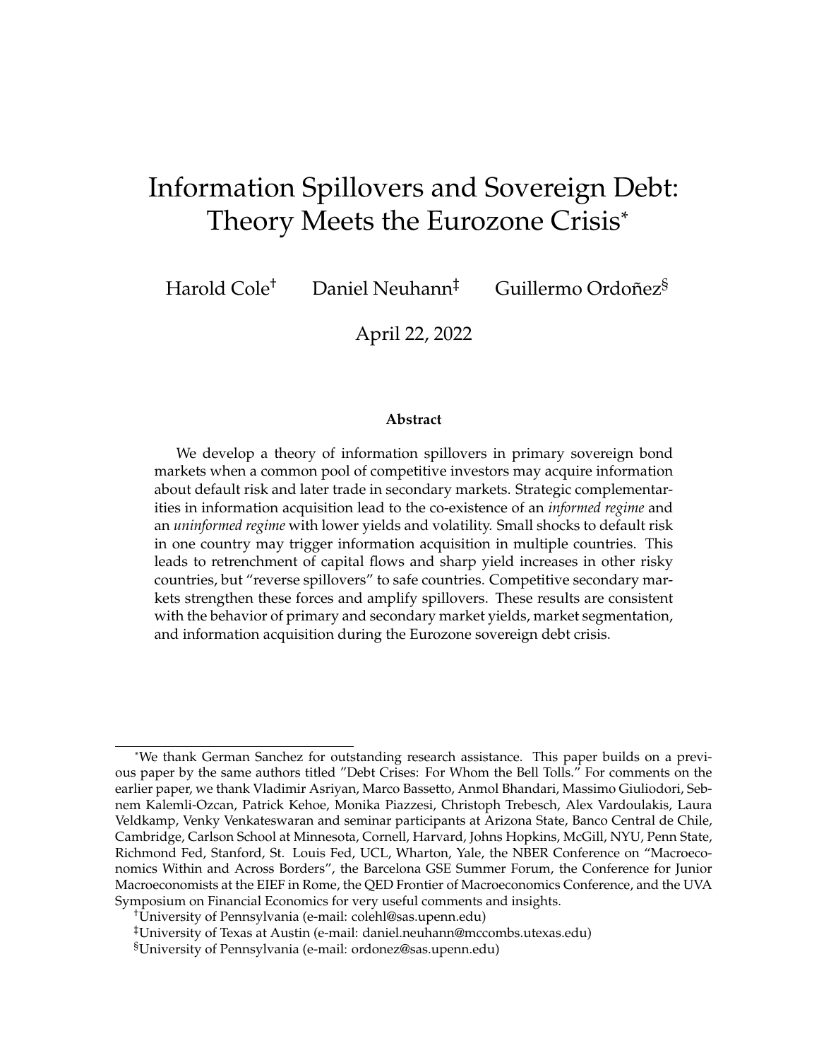# Information Spillovers and Sovereign Debt: Theory Meets the Eurozone Crisis*

Harold Cole[†] Daniel Neuhann[‡] Guillermo Ordoñez[§]

April 22, 2022

**Abstract**

We develop a theory of information spillovers in primary sovereign bond markets when a common pool of competitive investors may acquire information about default risk and later trade in secondary markets. Strategic complementarities in information acquisition lead to the co-existence of an *informed regime* and an *uninformed regime* with lower yields and volatility. Small shocks to default risk in one country may trigger information acquisition in multiple countries. This leads to retrenchment of capital flows and sharp yield increases in other risky countries, but "reverse spillovers" to safe countries. Competitive secondary markets strengthen these forces and amplify spillovers. These results are consistent with the behavior of primary and secondary market yields, market segmentation, and information acquisition during the Eurozone sovereign debt crisis.

---

*We thank German Sanchez for outstanding research assistance. This paper builds on a previous paper by the same authors titled "Debt Crises: For Whom the Bell Tolls." For comments on the earlier paper, we thank Vladimir Asriyan, Marco Bassetto, Anmol Bhandari, Massimo Giuliodori, Sebnem Kalemli-Ozcan, Patrick Kehoe, Monika Piazzesi, Christoph Trebesch, Alex Vardoulakis, Laura Veldkamp, Venky Venkateswaran and seminar participants at Arizona State, Banco Central de Chile, Cambridge, Carlson School at Minnesota, Cornell, Harvard, Johns Hopkins, McGill, NYU, Penn State, Richmond Fed, Stanford, St. Louis Fed, UCL, Wharton, Yale, the NBER Conference on "Macroeconomics Within and Across Borders", the Barcelona GSE Summer Forum, the Conference for Junior Macroeconomists at the EIEF in Rome, the QED Frontier of Macroeconomics Conference, and the UVA Symposium on Financial Economics for very useful comments and insights.

†University of Pennsylvania (e-mail: colehl@sas.upenn.edu)

‡University of Texas at Austin (e-mail: daniel.neuhann@mccombs.utexas.edu)

§University of Pennsylvania (e-mail: ordonez@sas.upenn.edu)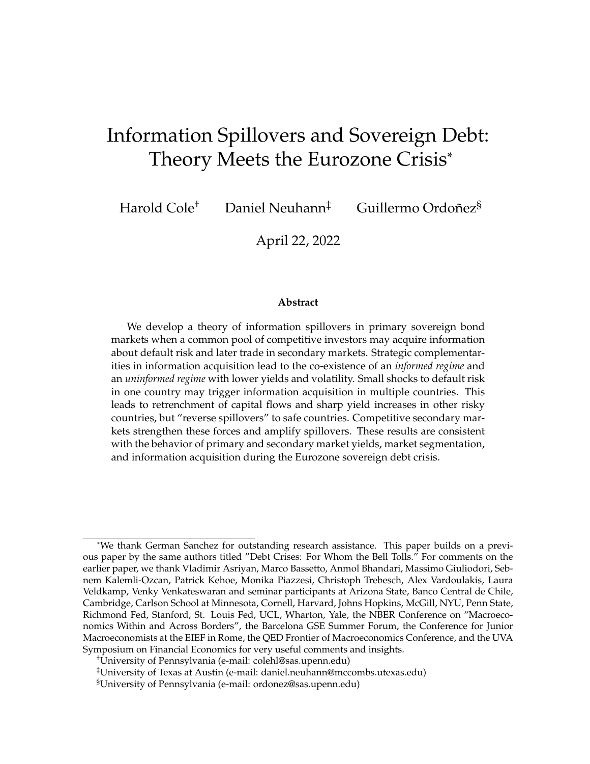# Information Spillovers and Sovereign Debt: Theory Meets the Eurozone Crisis*

Harold Cole[†] Daniel Neuhann[‡] Guillermo Ordoñez[§]

April 22, 2022

### Abstract

We develop a theory of information spillovers in primary sovereign bond markets when a common pool of competitive investors may acquire information about default risk and later trade in secondary markets. Strategic complementarities in information acquisition lead to the co-existence of an *informed regime* and an *uninformed regime* with lower yields and volatility. Small shocks to default risk in one country may trigger information acquisition in multiple countries. This leads to retrenchment of capital flows and sharp yield increases in other risky countries, but "reverse spillovers" to safe countries. Competitive secondary markets strengthen these forces and amplify spillovers. These results are consistent with the behavior of primary and secondary market yields, market segmentation, and information acquisition during the Eurozone sovereign debt crisis.

---

*We thank German Sanchez for outstanding research assistance. This paper builds on a previous paper by the same authors titled "Debt Crises: For Whom the Bell Tolls." For comments on the earlier paper, we thank Vladimir Asriyan, Marco Bassetto, Anmol Bhandari, Massimo Giuliodori, Sebnem Kalemli-Ozcan, Patrick Kehoe, Monika Piazzesi, Christoph Trebesch, Alex Vardoulakis, Laura Veldkamp, Venky Venkateswaran and seminar participants at Arizona State, Banco Central de Chile, Cambridge, Carlson School at Minnesota, Cornell, Harvard, Johns Hopkins, McGill, NYU, Penn State, Richmond Fed, Stanford, St. Louis Fed, UCL, Wharton, Yale, the NBER Conference on "Macroeconomics Within and Across Borders", the Barcelona GSE Summer Forum, the Conference for Junior Macroeconomists at the EIEF in Rome, the QED Frontier of Macroeconomics Conference, and the UVA Symposium on Financial Economics for very useful comments and insights.

[†]University of Pennsylvania (e-mail: colehl@sas.upenn.edu)

[‡]University of Texas at Austin (e-mail: daniel.neuhann@mccombs.utexas.edu)

[§]University of Pennsylvania (e-mail: ordonez@sas.upenn.edu)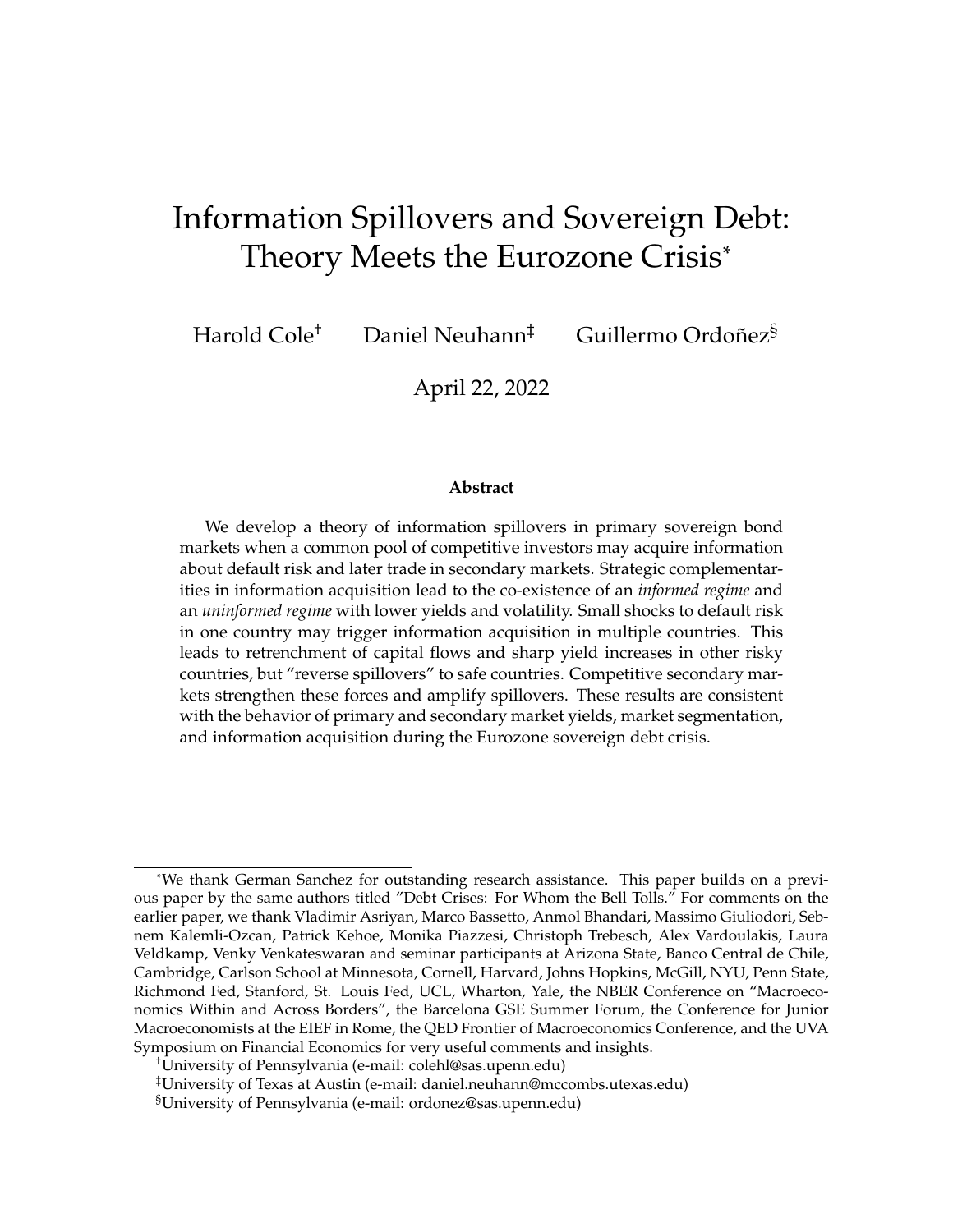# Information Spillovers and Sovereign Debt: Theory Meets the Eurozone Crisis*

Harold Cole† Daniel Neuhann‡ Guillermo Ordoñez§

April 22, 2022

**Abstract**

We develop a theory of information spillovers in primary sovereign bond markets when a common pool of competitive investors may acquire information about default risk and later trade in secondary markets. Strategic complementarities in information acquisition lead to the co-existence of an *informed regime* and an *uninformed regime* with lower yields and volatility. Small shocks to default risk in one country may trigger information acquisition in multiple countries. This leads to retrenchment of capital flows and sharp yield increases in other risky countries, but "reverse spillovers" to safe countries. Competitive secondary markets strengthen these forces and amplify spillovers. These results are consistent with the behavior of primary and secondary market yields, market segmentation, and information acquisition during the Eurozone sovereign debt crisis.

---

*We thank German Sanchez for outstanding research assistance. This paper builds on a previous paper by the same authors titled "Debt Crises: For Whom the Bell Tolls." For comments on the earlier paper, we thank Vladimir Asriyan, Marco Bassetto, Anmol Bhandari, Massimo Giuliodori, Sebnem Kalemli-Ozcan, Patrick Kehoe, Monika Piazzesi, Christoph Trebesch, Alex Vardoulakis, Laura Veldkamp, Venky Venkateswaran and seminar participants at Arizona State, Banco Central de Chile, Cambridge, Carlson School at Minnesota, Cornell, Harvard, Johns Hopkins, McGill, NYU, Penn State, Richmond Fed, Stanford, St. Louis Fed, UCL, Wharton, Yale, the NBER Conference on "Macroeconomics Within and Across Borders", the Barcelona GSE Summer Forum, the Conference for Junior Macroeconomists at the EIEF in Rome, the QED Frontier of Macroeconomics Conference, and the UVA Symposium on Financial Economics for very useful comments and insights.

†University of Pennsylvania (e-mail: colehl@sas.upenn.edu)

‡University of Texas at Austin (e-mail: daniel.neuhann@mccombs.utexas.edu)

§University of Pennsylvania (e-mail: ordonez@sas.upenn.edu)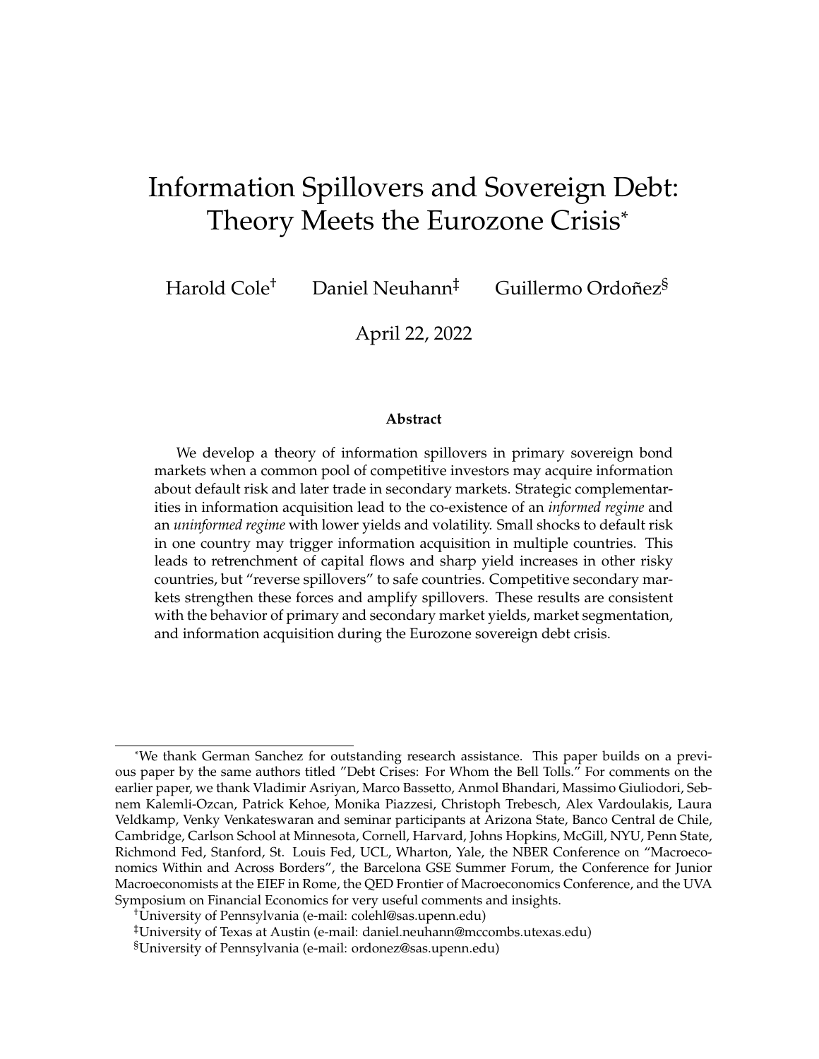# Information Spillovers and Sovereign Debt: Theory Meets the Eurozone Crisis*

Harold Cole[†] Daniel Neuhann[‡] Guillermo Ordoñez[§]

April 22, 2022

**Abstract**

We develop a theory of information spillovers in primary sovereign bond markets when a common pool of competitive investors may acquire information about default risk and later trade in secondary markets. Strategic complementarities in information acquisition lead to the co-existence of an *informed regime* and an *uninformed regime* with lower yields and volatility. Small shocks to default risk in one country may trigger information acquisition in multiple countries. This leads to retrenchment of capital flows and sharp yield increases in other risky countries, but "reverse spillovers" to safe countries. Competitive secondary markets strengthen these forces and amplify spillovers. These results are consistent with the behavior of primary and secondary market yields, market segmentation, and information acquisition during the Eurozone sovereign debt crisis.

---

*We thank German Sanchez for outstanding research assistance. This paper builds on a previous paper by the same authors titled "Debt Crises: For Whom the Bell Tolls." For comments on the earlier paper, we thank Vladimir Asriyan, Marco Bassetto, Anmol Bhandari, Massimo Giuliodori, Sebnem Kalemli-Ozcan, Patrick Kehoe, Monika Piazzesi, Christoph Trebesch, Alex Vardoulakis, Laura Veldkamp, Venky Venkateswaran and seminar participants at Arizona State, Banco Central de Chile, Cambridge, Carlson School at Minnesota, Cornell, Harvard, Johns Hopkins, McGill, NYU, Penn State, Richmond Fed, Stanford, St. Louis Fed, UCL, Wharton, Yale, the NBER Conference on "Macroeconomics Within and Across Borders", the Barcelona GSE Summer Forum, the Conference for Junior Macroeconomists at the EIEF in Rome, the QED Frontier of Macroeconomics Conference, and the UVA Symposium on Financial Economics for very useful comments and insights.

[†]University of Pennsylvania (e-mail: colehl@sas.upenn.edu)

[‡]University of Texas at Austin (e-mail: daniel.neuhann@mccombs.utexas.edu)

[§]University of Pennsylvania (e-mail: ordonez@sas.upenn.edu)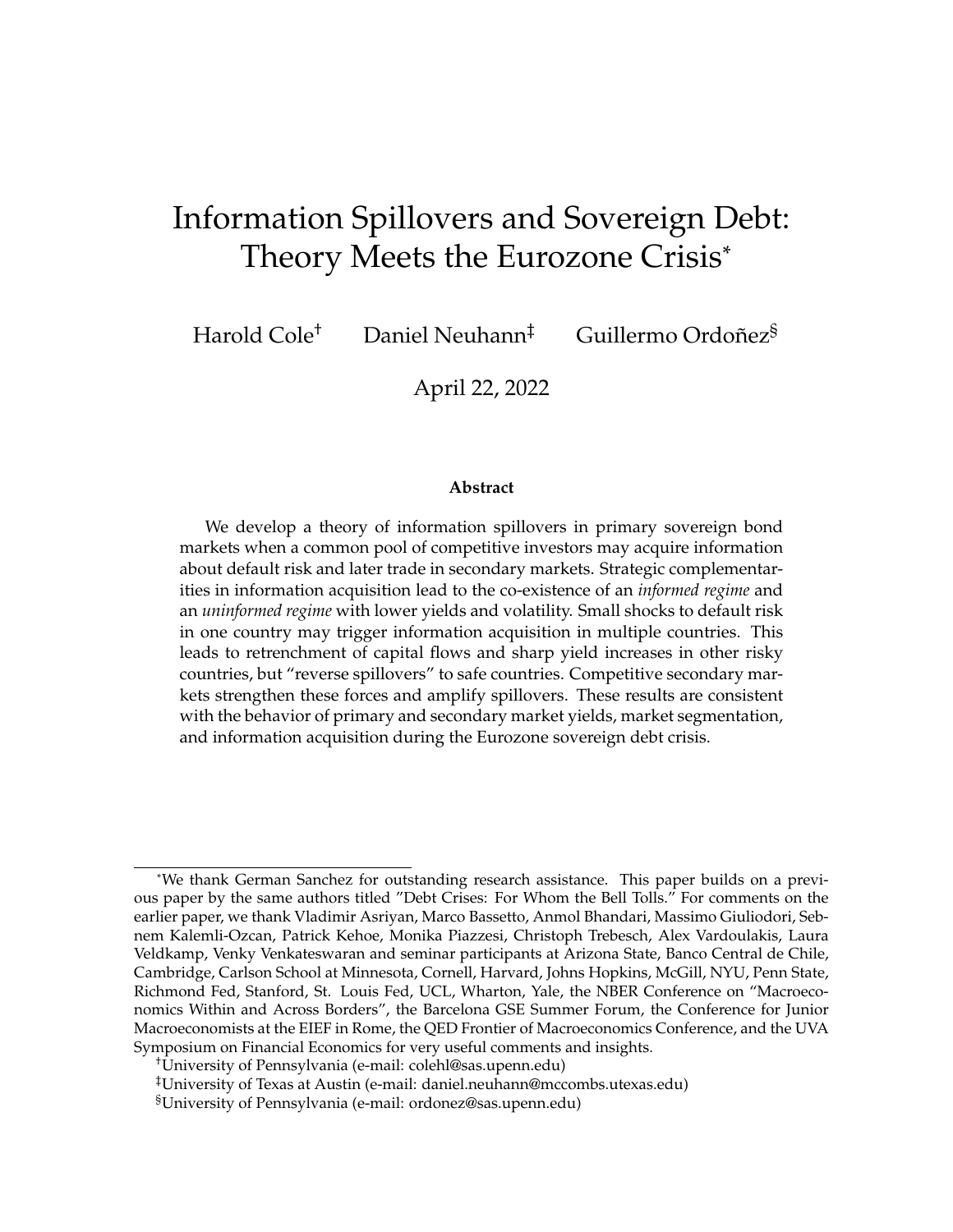# Information Spillovers and Sovereign Debt: Theory Meets the Eurozone Crisis*

Harold Cole[†] Daniel Neuhann[‡] Guillermo Ordoñez[§]

April 22, 2022

**Abstract**

We develop a theory of information spillovers in primary sovereign bond markets when a common pool of competitive investors may acquire information about default risk and later trade in secondary markets. Strategic complementarities in information acquisition lead to the co-existence of an *informed regime* and an *uninformed regime* with lower yields and volatility. Small shocks to default risk in one country may trigger information acquisition in multiple countries. This leads to retrenchment of capital flows and sharp yield increases in other risky countries, but "reverse spillovers" to safe countries. Competitive secondary markets strengthen these forces and amplify spillovers. These results are consistent with the behavior of primary and secondary market yields, market segmentation, and information acquisition during the Eurozone sovereign debt crisis.

---

*We thank German Sanchez for outstanding research assistance. This paper builds on a previous paper by the same authors titled "Debt Crises: For Whom the Bell Tolls." For comments on the earlier paper, we thank Vladimir Asriyan, Marco Bassetto, Anmol Bhandari, Massimo Giuliodori, Sebnem Kalemli-Ozcan, Patrick Kehoe, Monika Piazzesi, Christoph Trebesch, Alex Vardoulakis, Laura Veldkamp, Venky Venkateswaran and seminar participants at Arizona State, Banco Central de Chile, Cambridge, Carlson School at Minnesota, Cornell, Harvard, Johns Hopkins, McGill, NYU, Penn State, Richmond Fed, Stanford, St. Louis Fed, UCL, Wharton, Yale, the NBER Conference on "Macroeconomics Within and Across Borders", the Barcelona GSE Summer Forum, the Conference for Junior Macroeconomists at the EIEF in Rome, the QED Frontier of Macroeconomics Conference, and the UVA Symposium on Financial Economics for very useful comments and insights.

[†]University of Pennsylvania (e-mail: colehl@sas.upenn.edu)

[‡]University of Texas at Austin (e-mail: daniel.neuhann@mccombs.utexas.edu)

[§]University of Pennsylvania (e-mail: ordonez@sas.upenn.edu)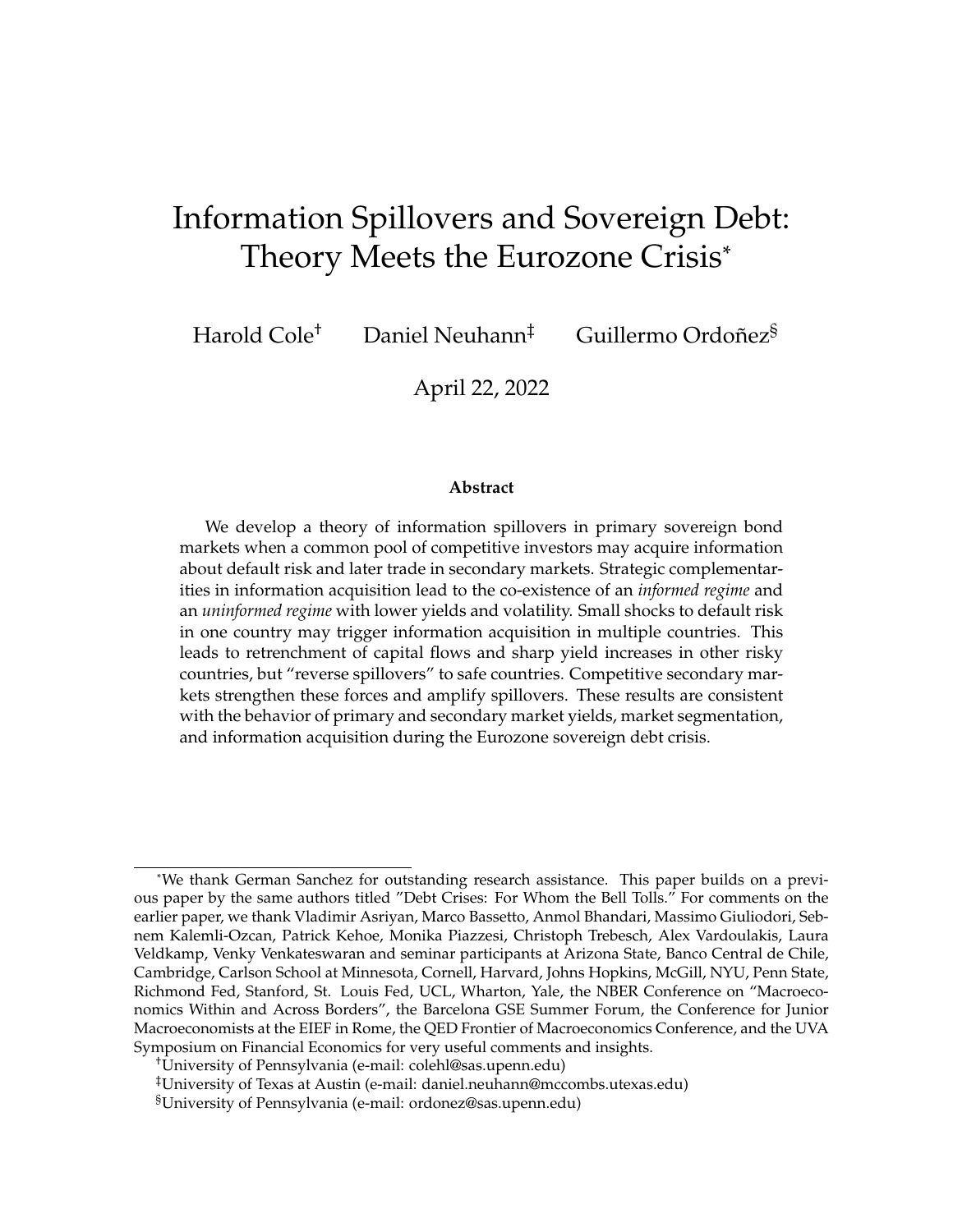# Information Spillovers and Sovereign Debt: Theory Meets the Eurozone Crisis*

Harold Cole[†] Daniel Neuhann[‡] Guillermo Ordoñez[§]

April 22, 2022

**Abstract**

We develop a theory of information spillovers in primary sovereign bond markets when a common pool of competitive investors may acquire information about default risk and later trade in secondary markets. Strategic complementarities in information acquisition lead to the co-existence of an *informed regime* and an *uninformed regime* with lower yields and volatility. Small shocks to default risk in one country may trigger information acquisition in multiple countries. This leads to retrenchment of capital flows and sharp yield increases in other risky countries, but "reverse spillovers" to safe countries. Competitive secondary markets strengthen these forces and amplify spillovers. These results are consistent with the behavior of primary and secondary market yields, market segmentation, and information acquisition during the Eurozone sovereign debt crisis.

---

*We thank German Sanchez for outstanding research assistance. This paper builds on a previous paper by the same authors titled "Debt Crises: For Whom the Bell Tolls." For comments on the earlier paper, we thank Vladimir Asriyan, Marco Bassetto, Anmol Bhandari, Massimo Giuliodori, Sebnem Kalemli-Ozcan, Patrick Kehoe, Monika Piazzesi, Christoph Trebesch, Alex Vardoulakis, Laura Veldkamp, Venky Venkateswaran and seminar participants at Arizona State, Banco Central de Chile, Cambridge, Carlson School at Minnesota, Cornell, Harvard, Johns Hopkins, McGill, NYU, Penn State, Richmond Fed, Stanford, St. Louis Fed, UCL, Wharton, Yale, the NBER Conference on "Macroeconomics Within and Across Borders", the Barcelona GSE Summer Forum, the Conference for Junior Macroeconomists at the EIEF in Rome, the QED Frontier of Macroeconomics Conference, and the UVA Symposium on Financial Economics for very useful comments and insights.

†University of Pennsylvania (e-mail: colehl@sas.upenn.edu)

‡University of Texas at Austin (e-mail: daniel.neuhann@mccombs.utexas.edu)

§University of Pennsylvania (e-mail: ordonez@sas.upenn.edu)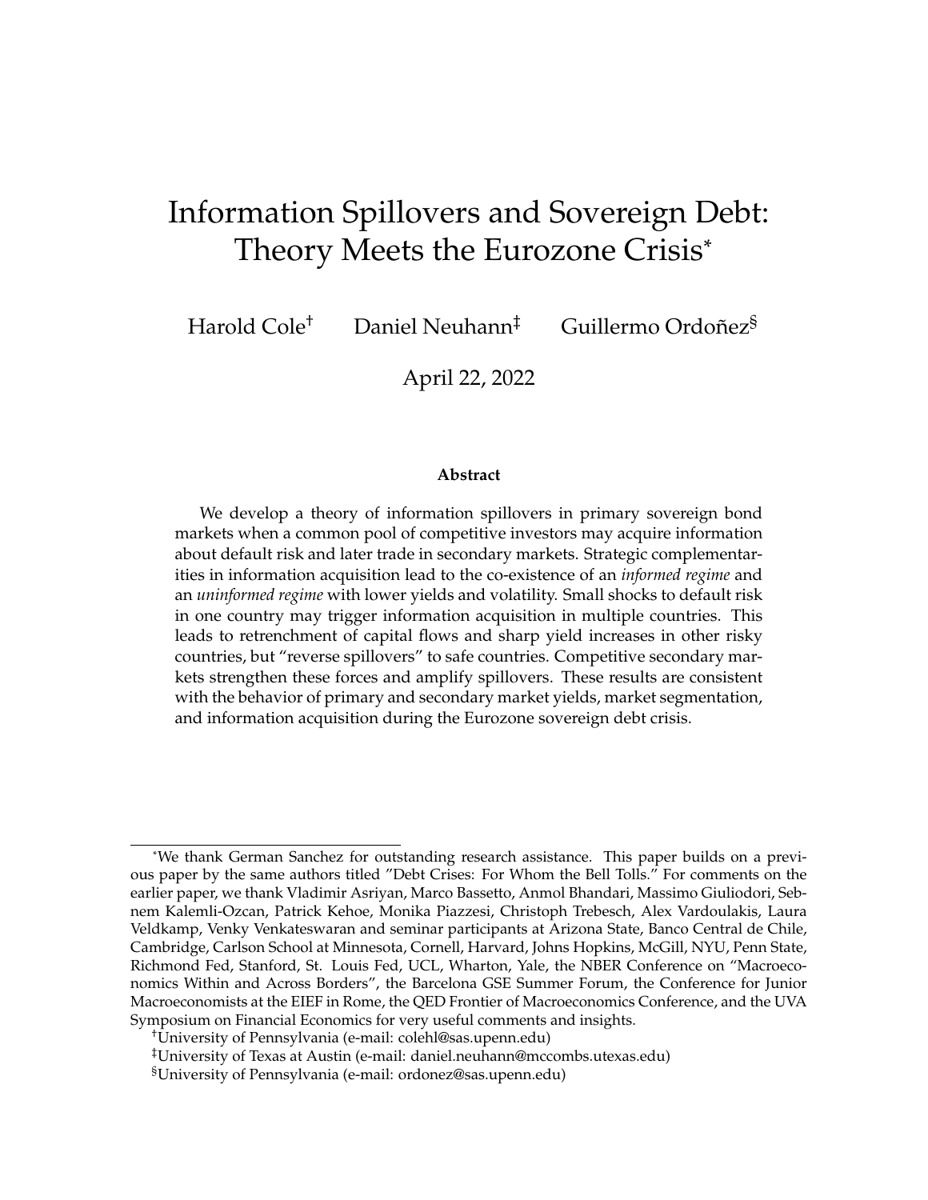# Information Spillovers and Sovereign Debt: Theory Meets the Eurozone Crisis*

Harold Cole[†] Daniel Neuhann[‡] Guillermo Ordoñez[§]

April 22, 2022

**Abstract**

We develop a theory of information spillovers in primary sovereign bond markets when a common pool of competitive investors may acquire information about default risk and later trade in secondary markets. Strategic complementarities in information acquisition lead to the co-existence of an *informed regime* and an *uninformed regime* with lower yields and volatility. Small shocks to default risk in one country may trigger information acquisition in multiple countries. This leads to retrenchment of capital flows and sharp yield increases in other risky countries, but "reverse spillovers" to safe countries. Competitive secondary markets strengthen these forces and amplify spillovers. These results are consistent with the behavior of primary and secondary market yields, market segmentation, and information acquisition during the Eurozone sovereign debt crisis.

---

*We thank German Sanchez for outstanding research assistance. This paper builds on a previous paper by the same authors titled "Debt Crises: For Whom the Bell Tolls." For comments on the earlier paper, we thank Vladimir Asriyan, Marco Bassetto, Anmol Bhandari, Massimo Giuliodori, Sebnem Kalemli-Ozcan, Patrick Kehoe, Monika Piazzesi, Christoph Trebesch, Alex Vardoulakis, Laura Veldkamp, Venky Venkateswaran and seminar participants at Arizona State, Banco Central de Chile, Cambridge, Carlson School at Minnesota, Cornell, Harvard, Johns Hopkins, McGill, NYU, Penn State, Richmond Fed, Stanford, St. Louis Fed, UCL, Wharton, Yale, the NBER Conference on "Macroeconomics Within and Across Borders", the Barcelona GSE Summer Forum, the Conference for Junior Macroeconomists at the EIEF in Rome, the QED Frontier of Macroeconomics Conference, and the UVA Symposium on Financial Economics for very useful comments and insights.

[†]University of Pennsylvania (e-mail: colehl@sas.upenn.edu)

[‡]University of Texas at Austin (e-mail: daniel.neuhann@mccombs.utexas.edu)

[§]University of Pennsylvania (e-mail: ordonez@sas.upenn.edu)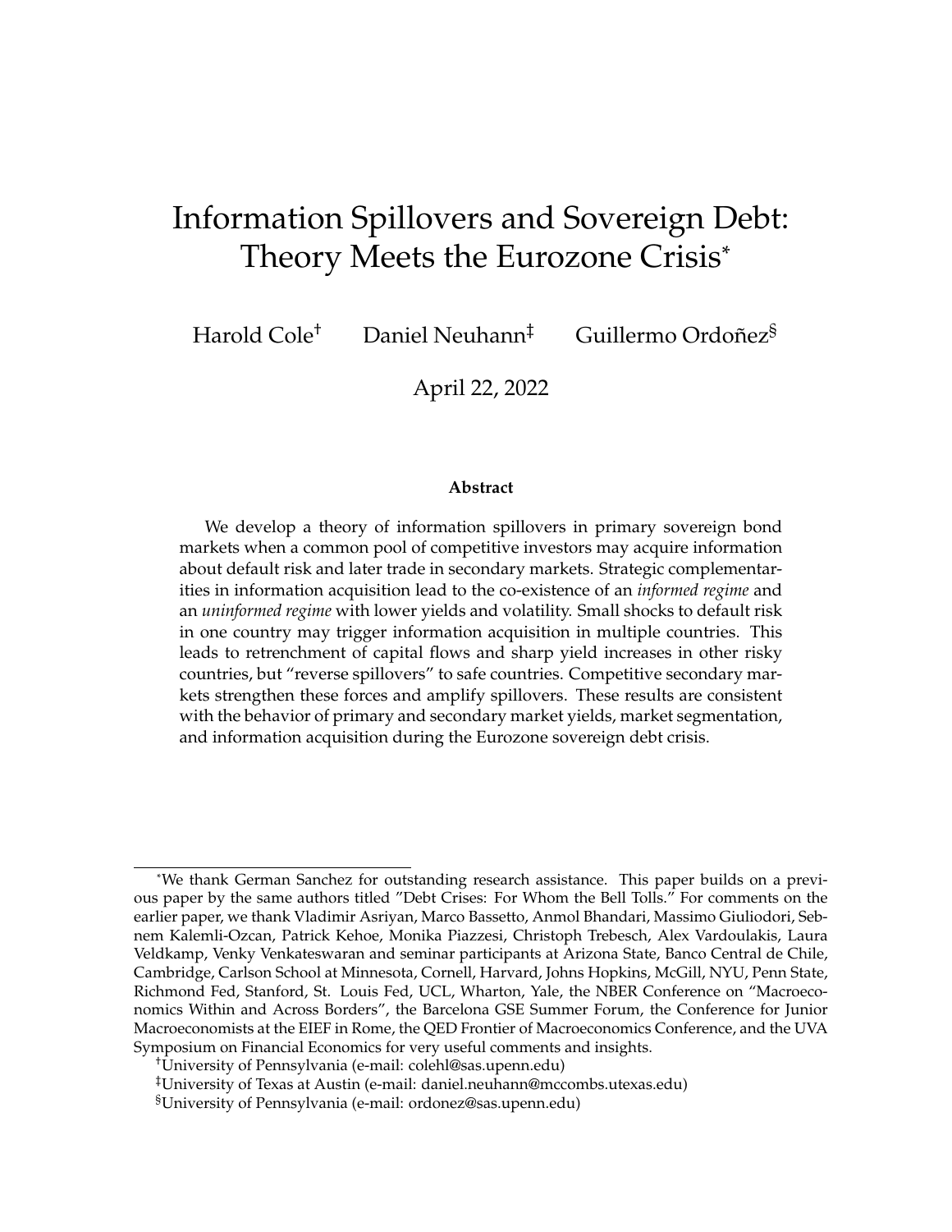# Information Spillovers and Sovereign Debt: Theory Meets the Eurozone Crisis*

Harold Cole[†] Daniel Neuhann[‡] Guillermo Ordoñez[§]

April 22, 2022

**Abstract**

We develop a theory of information spillovers in primary sovereign bond markets when a common pool of competitive investors may acquire information about default risk and later trade in secondary markets. Strategic complementarities in information acquisition lead to the co-existence of an *informed regime* and an *uninformed regime* with lower yields and volatility. Small shocks to default risk in one country may trigger information acquisition in multiple countries. This leads to retrenchment of capital flows and sharp yield increases in other risky countries, but "reverse spillovers" to safe countries. Competitive secondary markets strengthen these forces and amplify spillovers. These results are consistent with the behavior of primary and secondary market yields, market segmentation, and information acquisition during the Eurozone sovereign debt crisis.

---

*We thank German Sanchez for outstanding research assistance. This paper builds on a previous paper by the same authors titled "Debt Crises: For Whom the Bell Tolls." For comments on the earlier paper, we thank Vladimir Asriyan, Marco Bassetto, Anmol Bhandari, Massimo Giuliodori, Sebnem Kalemli-Ozcan, Patrick Kehoe, Monika Piazzesi, Christoph Trebesch, Alex Vardoulakis, Laura Veldkamp, Venky Venkateswaran and seminar participants at Arizona State, Banco Central de Chile, Cambridge, Carlson School at Minnesota, Cornell, Harvard, Johns Hopkins, McGill, NYU, Penn State, Richmond Fed, Stanford, St. Louis Fed, UCL, Wharton, Yale, the NBER Conference on "Macroeconomics Within and Across Borders", the Barcelona GSE Summer Forum, the Conference for Junior Macroeconomists at the EIEF in Rome, the QED Frontier of Macroeconomics Conference, and the UVA Symposium on Financial Economics for very useful comments and insights.

[†]University of Pennsylvania (e-mail: colehl@sas.upenn.edu)

[‡]University of Texas at Austin (e-mail: daniel.neuhann@mccombs.utexas.edu)

[§]University of Pennsylvania (e-mail: ordonez@sas.upenn.edu)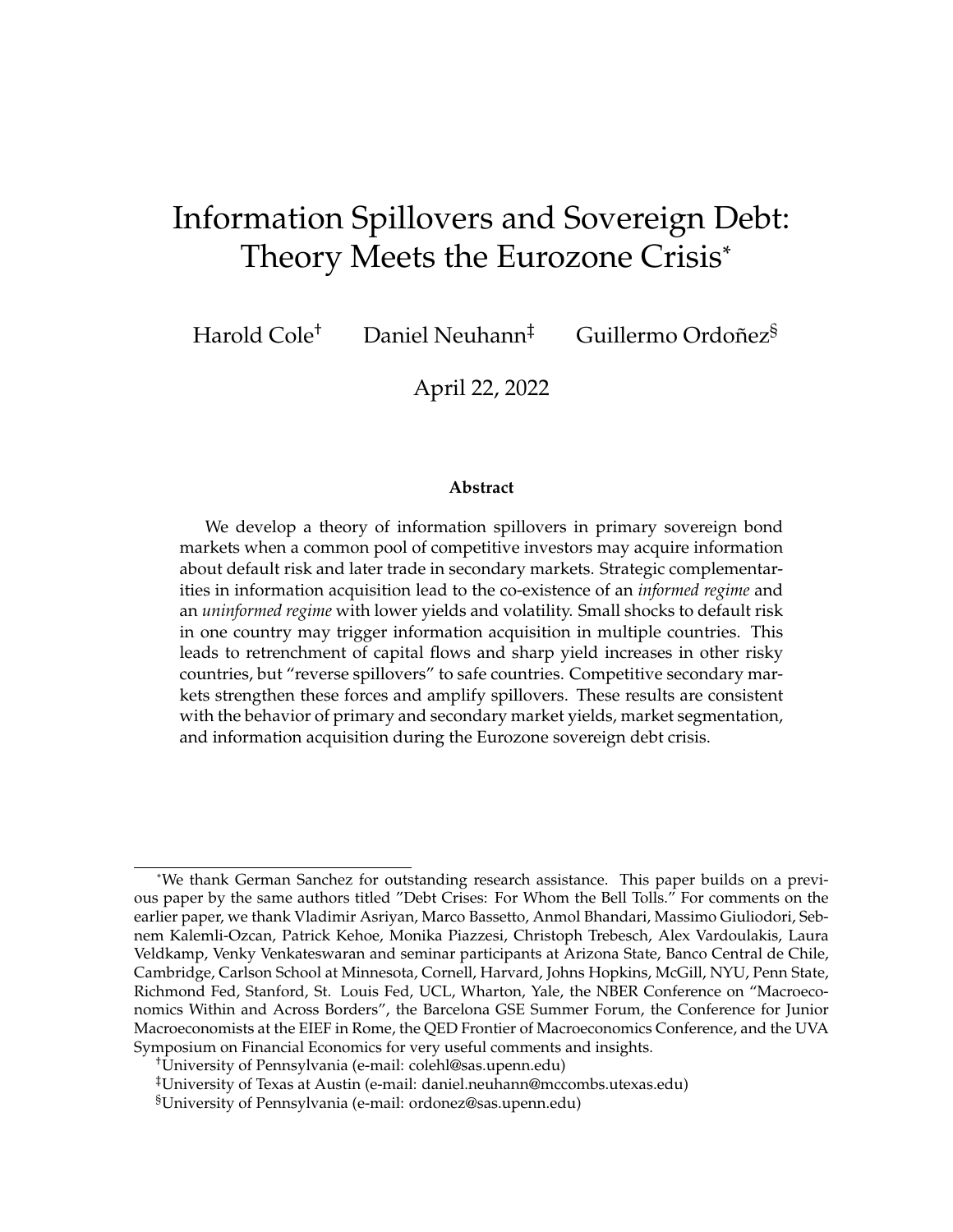# Information Spillovers and Sovereign Debt: Theory Meets the Eurozone Crisis*

Harold Cole[†] Daniel Neuhann[‡] Guillermo Ordoñez[§]

April 22, 2022

**Abstract**

We develop a theory of information spillovers in primary sovereign bond markets when a common pool of competitive investors may acquire information about default risk and later trade in secondary markets. Strategic complementarities in information acquisition lead to the co-existence of an *informed regime* and an *uninformed regime* with lower yields and volatility. Small shocks to default risk in one country may trigger information acquisition in multiple countries. This leads to retrenchment of capital flows and sharp yield increases in other risky countries, but "reverse spillovers" to safe countries. Competitive secondary markets strengthen these forces and amplify spillovers. These results are consistent with the behavior of primary and secondary market yields, market segmentation, and information acquisition during the Eurozone sovereign debt crisis.

---

*We thank German Sanchez for outstanding research assistance. This paper builds on a previous paper by the same authors titled "Debt Crises: For Whom the Bell Tolls." For comments on the earlier paper, we thank Vladimir Asriyan, Marco Bassetto, Anmol Bhandari, Massimo Giuliodori, Sebnem Kalemli-Ozcan, Patrick Kehoe, Monika Piazzesi, Christoph Trebesch, Alex Vardoulakis, Laura Veldkamp, Venky Venkateswaran and seminar participants at Arizona State, Banco Central de Chile, Cambridge, Carlson School at Minnesota, Cornell, Harvard, Johns Hopkins, McGill, NYU, Penn State, Richmond Fed, Stanford, St. Louis Fed, UCL, Wharton, Yale, the NBER Conference on "Macroeconomics Within and Across Borders", the Barcelona GSE Summer Forum, the Conference for Junior Macroeconomists at the EIEF in Rome, the QED Frontier of Macroeconomics Conference, and the UVA Symposium on Financial Economics for very useful comments and insights.

[†]University of Pennsylvania (e-mail: colehl@sas.upenn.edu)

[‡]University of Texas at Austin (e-mail: daniel.neuhann@mccombs.utexas.edu)

[§]University of Pennsylvania (e-mail: ordonez@sas.upenn.edu)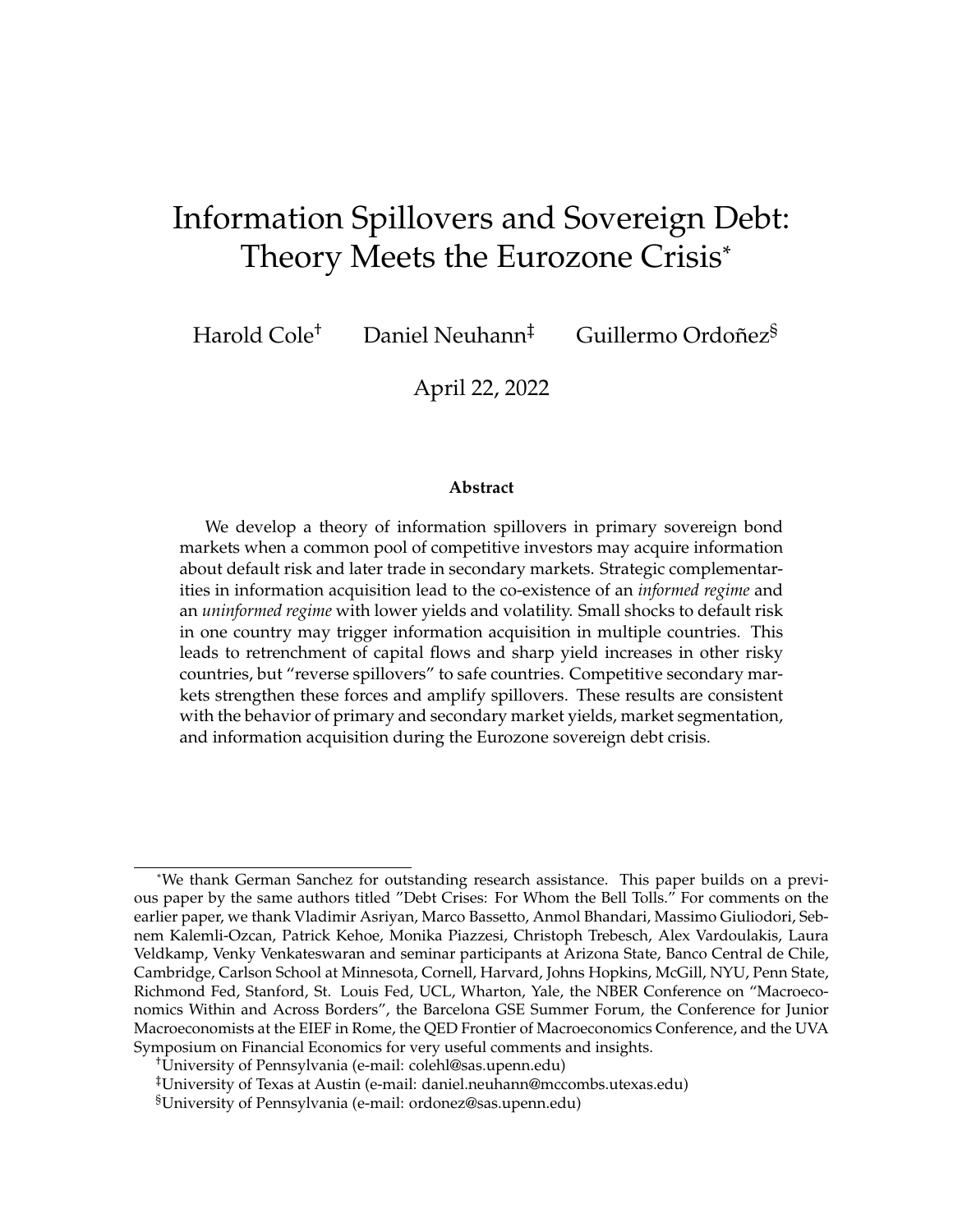# Information Spillovers and Sovereign Debt: Theory Meets the Eurozone Crisis*

Harold Cole[†] Daniel Neuhann[‡] Guillermo Ordoñez[§]

April 22, 2022

**Abstract**

We develop a theory of information spillovers in primary sovereign bond markets when a common pool of competitive investors may acquire information about default risk and later trade in secondary markets. Strategic complementarities in information acquisition lead to the co-existence of an *informed regime* and an *uninformed regime* with lower yields and volatility. Small shocks to default risk in one country may trigger information acquisition in multiple countries. This leads to retrenchment of capital flows and sharp yield increases in other risky countries, but "reverse spillovers" to safe countries. Competitive secondary markets strengthen these forces and amplify spillovers. These results are consistent with the behavior of primary and secondary market yields, market segmentation, and information acquisition during the Eurozone sovereign debt crisis.

---

*We thank German Sanchez for outstanding research assistance. This paper builds on a previous paper by the same authors titled "Debt Crises: For Whom the Bell Tolls." For comments on the earlier paper, we thank Vladimir Asriyan, Marco Bassetto, Anmol Bhandari, Massimo Giuliodori, Sebnem Kalemli-Ozcan, Patrick Kehoe, Monika Piazzesi, Christoph Trebesch, Alex Vardoulakis, Laura Veldkamp, Venky Venkateswaran and seminar participants at Arizona State, Banco Central de Chile, Cambridge, Carlson School at Minnesota, Cornell, Harvard, Johns Hopkins, McGill, NYU, Penn State, Richmond Fed, Stanford, St. Louis Fed, UCL, Wharton, Yale, the NBER Conference on "Macroeconomics Within and Across Borders", the Barcelona GSE Summer Forum, the Conference for Junior Macroeconomists at the EIEF in Rome, the QED Frontier of Macroeconomics Conference, and the UVA Symposium on Financial Economics for very useful comments and insights.

[†]University of Pennsylvania (e-mail: colehl@sas.upenn.edu)

[‡]University of Texas at Austin (e-mail: daniel.neuhann@mccombs.utexas.edu)

[§]University of Pennsylvania (e-mail: ordonez@sas.upenn.edu)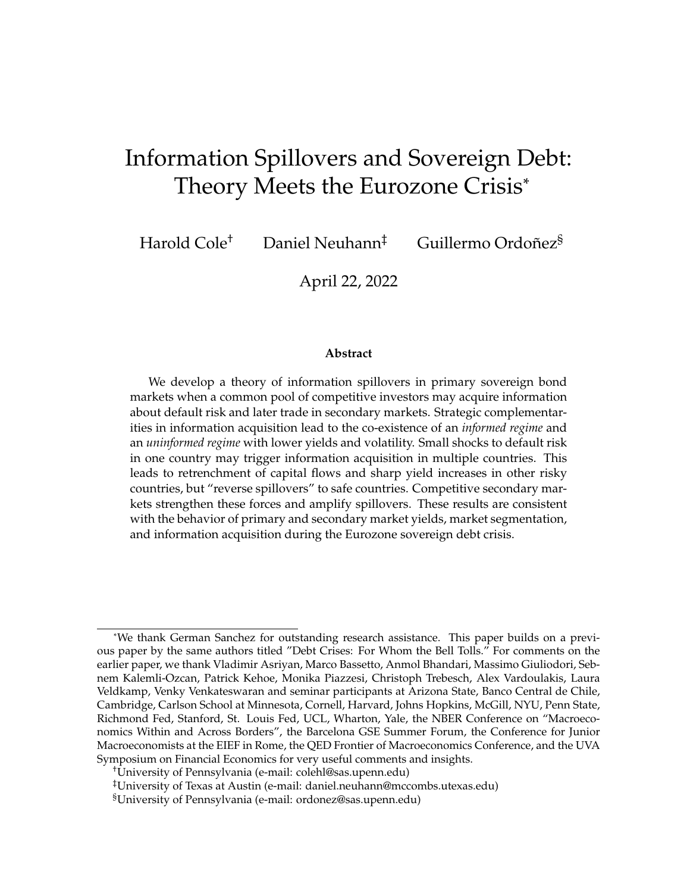# Information Spillovers and Sovereign Debt: Theory Meets the Eurozone Crisis*

Harold Cole[†] Daniel Neuhann[‡] Guillermo Ordoñez[§]

April 22, 2022

### Abstract

We develop a theory of information spillovers in primary sovereign bond markets when a common pool of competitive investors may acquire information about default risk and later trade in secondary markets. Strategic complementarities in information acquisition lead to the co-existence of an *informed regime* and an *uninformed regime* with lower yields and volatility. Small shocks to default risk in one country may trigger information acquisition in multiple countries. This leads to retrenchment of capital flows and sharp yield increases in other risky countries, but "reverse spillovers" to safe countries. Competitive secondary markets strengthen these forces and amplify spillovers. These results are consistent with the behavior of primary and secondary market yields, market segmentation, and information acquisition during the Eurozone sovereign debt crisis.

---

*We thank German Sanchez for outstanding research assistance. This paper builds on a previous paper by the same authors titled "Debt Crises: For Whom the Bell Tolls." For comments on the earlier paper, we thank Vladimir Asriyan, Marco Bassetto, Anmol Bhandari, Massimo Giuliodori, Sebnem Kalemli-Ozcan, Patrick Kehoe, Monika Piazzesi, Christoph Trebesch, Alex Vardoulakis, Laura Veldkamp, Venky Venkateswaran and seminar participants at Arizona State, Banco Central de Chile, Cambridge, Carlson School at Minnesota, Cornell, Harvard, Johns Hopkins, McGill, NYU, Penn State, Richmond Fed, Stanford, St. Louis Fed, UCL, Wharton, Yale, the NBER Conference on "Macroeconomics Within and Across Borders", the Barcelona GSE Summer Forum, the Conference for Junior Macroeconomists at the EIEF in Rome, the QED Frontier of Macroeconomics Conference, and the UVA Symposium on Financial Economics for very useful comments and insights.

[†]University of Pennsylvania (e-mail: colehl@sas.upenn.edu)

[‡]University of Texas at Austin (e-mail: daniel.neuhann@mccombs.utexas.edu)

[§]University of Pennsylvania (e-mail: ordonez@sas.upenn.edu)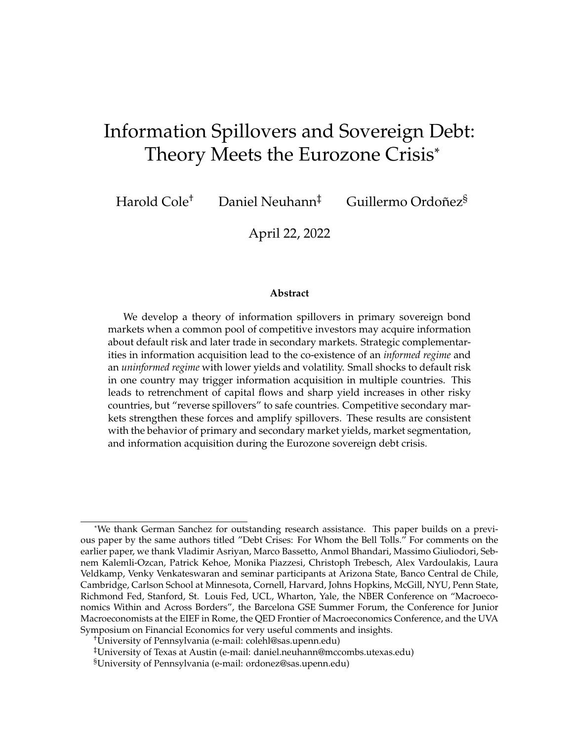# Information Spillovers and Sovereign Debt: Theory Meets the Eurozone Crisis*

Harold Cole[†] Daniel Neuhann[‡] Guillermo Ordoñez[§]

April 22, 2022

**Abstract**

We develop a theory of information spillovers in primary sovereign bond markets when a common pool of competitive investors may acquire information about default risk and later trade in secondary markets. Strategic complementarities in information acquisition lead to the co-existence of an *informed regime* and an *uninformed regime* with lower yields and volatility. Small shocks to default risk in one country may trigger information acquisition in multiple countries. This leads to retrenchment of capital flows and sharp yield increases in other risky countries, but "reverse spillovers" to safe countries. Competitive secondary markets strengthen these forces and amplify spillovers. These results are consistent with the behavior of primary and secondary market yields, market segmentation, and information acquisition during the Eurozone sovereign debt crisis.

---

*We thank German Sanchez for outstanding research assistance. This paper builds on a previous paper by the same authors titled "Debt Crises: For Whom the Bell Tolls." For comments on the earlier paper, we thank Vladimir Asriyan, Marco Bassetto, Anmol Bhandari, Massimo Giuliodori, Sebnem Kalemli-Ozcan, Patrick Kehoe, Monika Piazzesi, Christoph Trebesch, Alex Vardoulakis, Laura Veldkamp, Venky Venkateswaran and seminar participants at Arizona State, Banco Central de Chile, Cambridge, Carlson School at Minnesota, Cornell, Harvard, Johns Hopkins, McGill, NYU, Penn State, Richmond Fed, Stanford, St. Louis Fed, UCL, Wharton, Yale, the NBER Conference on "Macroeconomics Within and Across Borders", the Barcelona GSE Summer Forum, the Conference for Junior Macroeconomists at the EIEF in Rome, the QED Frontier of Macroeconomics Conference, and the UVA Symposium on Financial Economics for very useful comments and insights.

[†]University of Pennsylvania (e-mail: colehl@sas.upenn.edu)

[‡]University of Texas at Austin (e-mail: daniel.neuhann@mccombs.utexas.edu)

[§]University of Pennsylvania (e-mail: ordonez@sas.upenn.edu)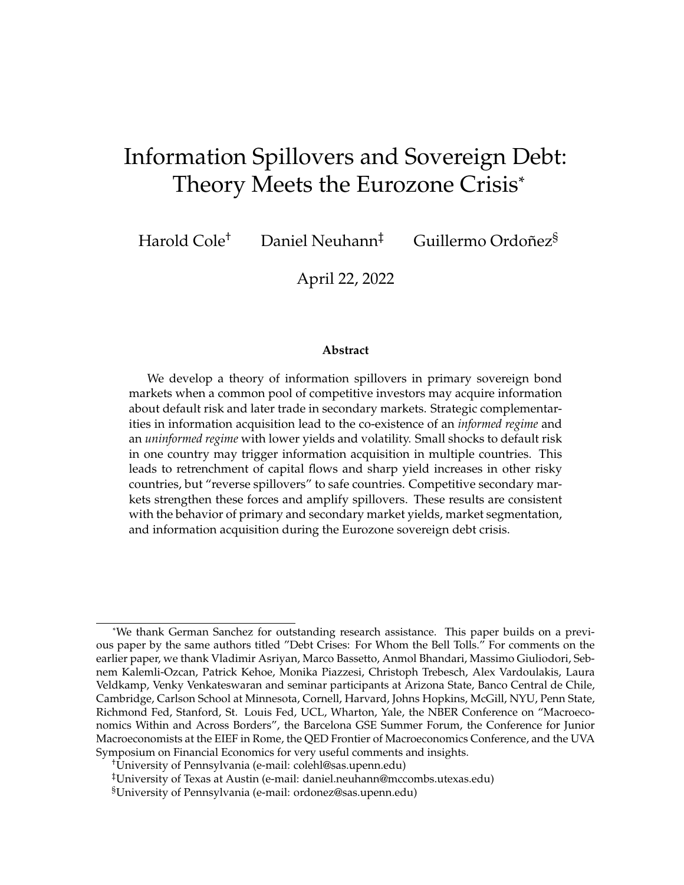# Information Spillovers and Sovereign Debt: Theory Meets the Eurozone Crisis*

Harold Cole[†] Daniel Neuhann[‡] Guillermo Ordoñez[§]

April 22, 2022

**Abstract**

We develop a theory of information spillovers in primary sovereign bond markets when a common pool of competitive investors may acquire information about default risk and later trade in secondary markets. Strategic complementarities in information acquisition lead to the co-existence of an *informed regime* and an *uninformed regime* with lower yields and volatility. Small shocks to default risk in one country may trigger information acquisition in multiple countries. This leads to retrenchment of capital flows and sharp yield increases in other risky countries, but "reverse spillovers" to safe countries. Competitive secondary markets strengthen these forces and amplify spillovers. These results are consistent with the behavior of primary and secondary market yields, market segmentation, and information acquisition during the Eurozone sovereign debt crisis.

---

*We thank German Sanchez for outstanding research assistance. This paper builds on a previous paper by the same authors titled "Debt Crises: For Whom the Bell Tolls." For comments on the earlier paper, we thank Vladimir Asriyan, Marco Bassetto, Anmol Bhandari, Massimo Giuliodori, Sebnem Kalemli-Ozcan, Patrick Kehoe, Monika Piazzesi, Christoph Trebesch, Alex Vardoulakis, Laura Veldkamp, Venky Venkateswaran and seminar participants at Arizona State, Banco Central de Chile, Cambridge, Carlson School at Minnesota, Cornell, Harvard, Johns Hopkins, McGill, NYU, Penn State, Richmond Fed, Stanford, St. Louis Fed, UCL, Wharton, Yale, the NBER Conference on "Macroeconomics Within and Across Borders", the Barcelona GSE Summer Forum, the Conference for Junior Macroeconomists at the EIEF in Rome, the QED Frontier of Macroeconomics Conference, and the UVA Symposium on Financial Economics for very useful comments and insights.

[†]University of Pennsylvania (e-mail: colehl@sas.upenn.edu)

[‡]University of Texas at Austin (e-mail: daniel.neuhann@mccombs.utexas.edu)

[§]University of Pennsylvania (e-mail: ordonez@sas.upenn.edu)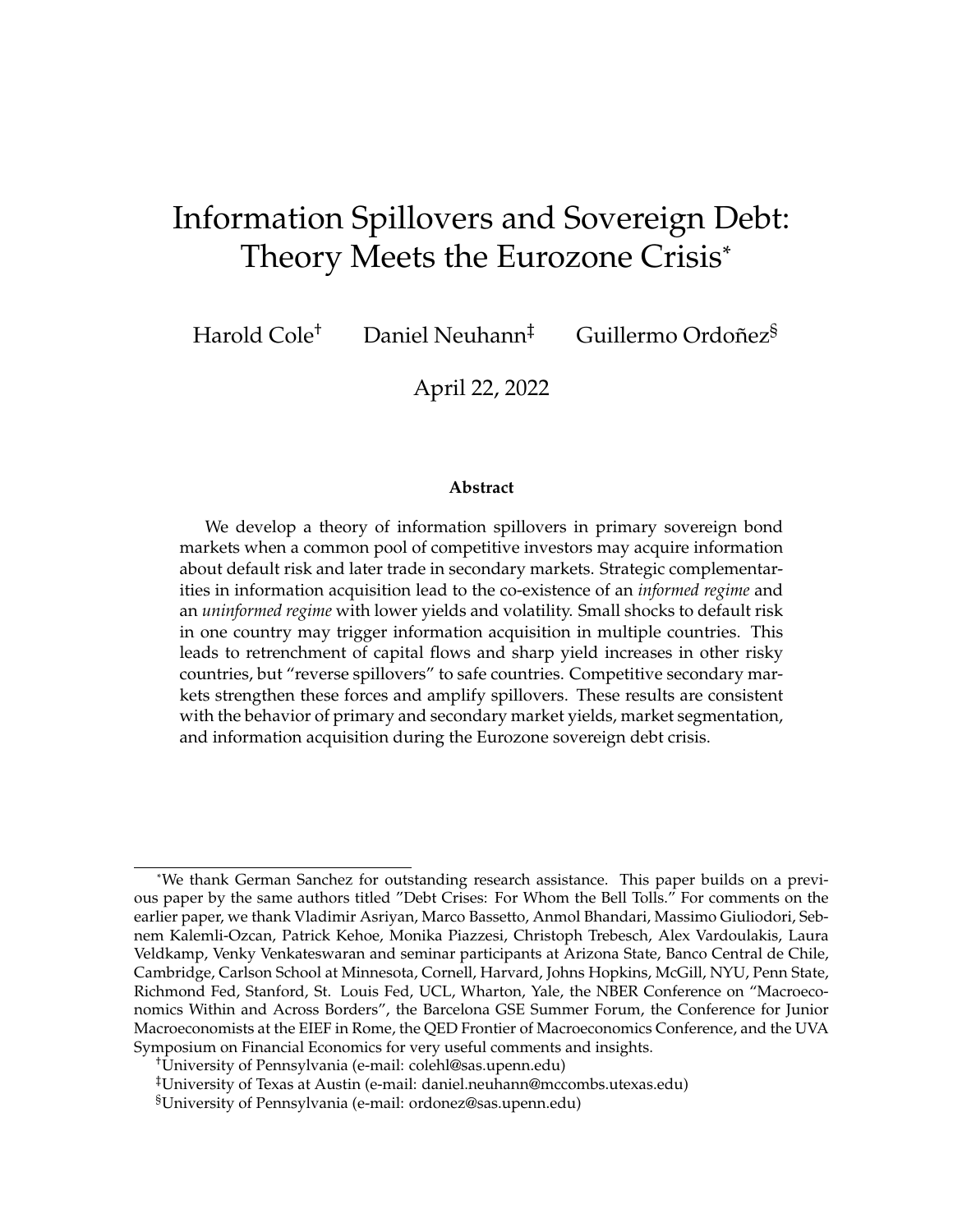# Information Spillovers and Sovereign Debt: Theory Meets the Eurozone Crisis*

Harold Cole[†] Daniel Neuhann[‡] Guillermo Ordoñez[§]

April 22, 2022

### Abstract

We develop a theory of information spillovers in primary sovereign bond markets when a common pool of competitive investors may acquire information about default risk and later trade in secondary markets. Strategic complementarities in information acquisition lead to the co-existence of an *informed regime* and an *uninformed regime* with lower yields and volatility. Small shocks to default risk in one country may trigger information acquisition in multiple countries. This leads to retrenchment of capital flows and sharp yield increases in other risky countries, but "reverse spillovers" to safe countries. Competitive secondary markets strengthen these forces and amplify spillovers. These results are consistent with the behavior of primary and secondary market yields, market segmentation, and information acquisition during the Eurozone sovereign debt crisis.

---

*We thank German Sanchez for outstanding research assistance. This paper builds on a previous paper by the same authors titled "Debt Crises: For Whom the Bell Tolls." For comments on the earlier paper, we thank Vladimir Asriyan, Marco Bassetto, Anmol Bhandari, Massimo Giuliodori, Sebnem Kalemli-Ozcan, Patrick Kehoe, Monika Piazzesi, Christoph Trebesch, Alex Vardoulakis, Laura Veldkamp, Venky Venkateswaran and seminar participants at Arizona State, Banco Central de Chile, Cambridge, Carlson School at Minnesota, Cornell, Harvard, Johns Hopkins, McGill, NYU, Penn State, Richmond Fed, Stanford, St. Louis Fed, UCL, Wharton, Yale, the NBER Conference on "Macroeconomics Within and Across Borders", the Barcelona GSE Summer Forum, the Conference for Junior Macroeconomists at the EIEF in Rome, the QED Frontier of Macroeconomics Conference, and the UVA Symposium on Financial Economics for very useful comments and insights.

†University of Pennsylvania (e-mail: colehl@sas.upenn.edu)

‡University of Texas at Austin (e-mail: daniel.neuhann@mccombs.utexas.edu)

§University of Pennsylvania (e-mail: ordonez@sas.upenn.edu)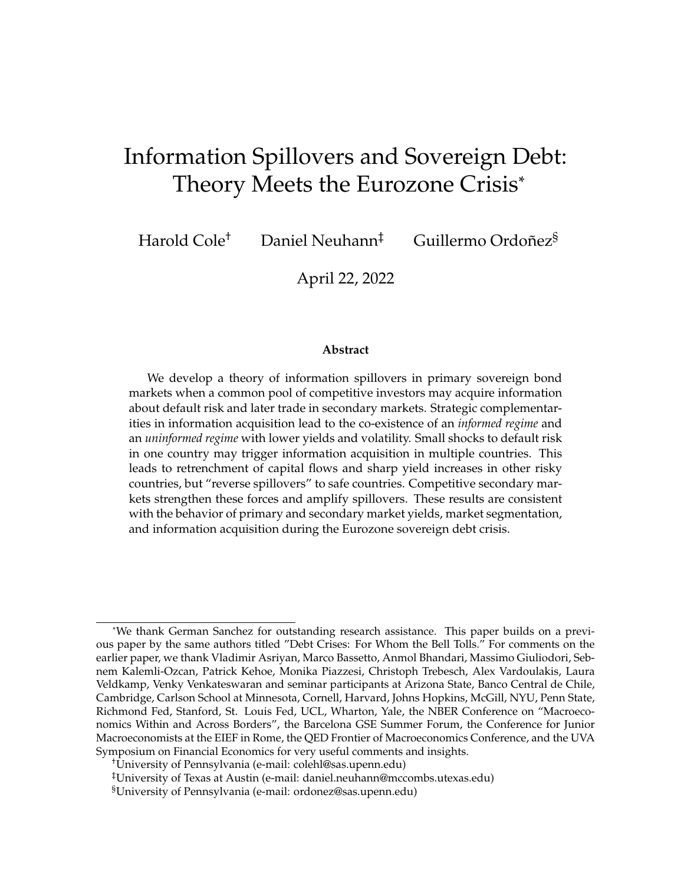# Information Spillovers and Sovereign Debt: Theory Meets the Eurozone Crisis*

Harold Cole[†] Daniel Neuhann[‡] Guillermo Ordoñez[§]

April 22, 2022

**Abstract**

We develop a theory of information spillovers in primary sovereign bond markets when a common pool of competitive investors may acquire information about default risk and later trade in secondary markets. Strategic complementarities in information acquisition lead to the co-existence of an *informed regime* and an *uninformed regime* with lower yields and volatility. Small shocks to default risk in one country may trigger information acquisition in multiple countries. This leads to retrenchment of capital flows and sharp yield increases in other risky countries, but "reverse spillovers" to safe countries. Competitive secondary markets strengthen these forces and amplify spillovers. These results are consistent with the behavior of primary and secondary market yields, market segmentation, and information acquisition during the Eurozone sovereign debt crisis.

---

*We thank German Sanchez for outstanding research assistance. This paper builds on a previous paper by the same authors titled "Debt Crises: For Whom the Bell Tolls." For comments on the earlier paper, we thank Vladimir Asriyan, Marco Bassetto, Anmol Bhandari, Massimo Giuliodori, Sebnem Kalemli-Ozcan, Patrick Kehoe, Monika Piazzesi, Christoph Trebesch, Alex Vardoulakis, Laura Veldkamp, Venky Venkateswaran and seminar participants at Arizona State, Banco Central de Chile, Cambridge, Carlson School at Minnesota, Cornell, Harvard, Johns Hopkins, McGill, NYU, Penn State, Richmond Fed, Stanford, St. Louis Fed, UCL, Wharton, Yale, the NBER Conference on "Macroeconomics Within and Across Borders", the Barcelona GSE Summer Forum, the Conference for Junior Macroeconomists at the EIEF in Rome, the QED Frontier of Macroeconomics Conference, and the UVA Symposium on Financial Economics for very useful comments and insights.

[†]University of Pennsylvania (e-mail: colehl@sas.upenn.edu)

[‡]University of Texas at Austin (e-mail: daniel.neuhann@mccombs.utexas.edu)

[§]University of Pennsylvania (e-mail: ordonez@sas.upenn.edu)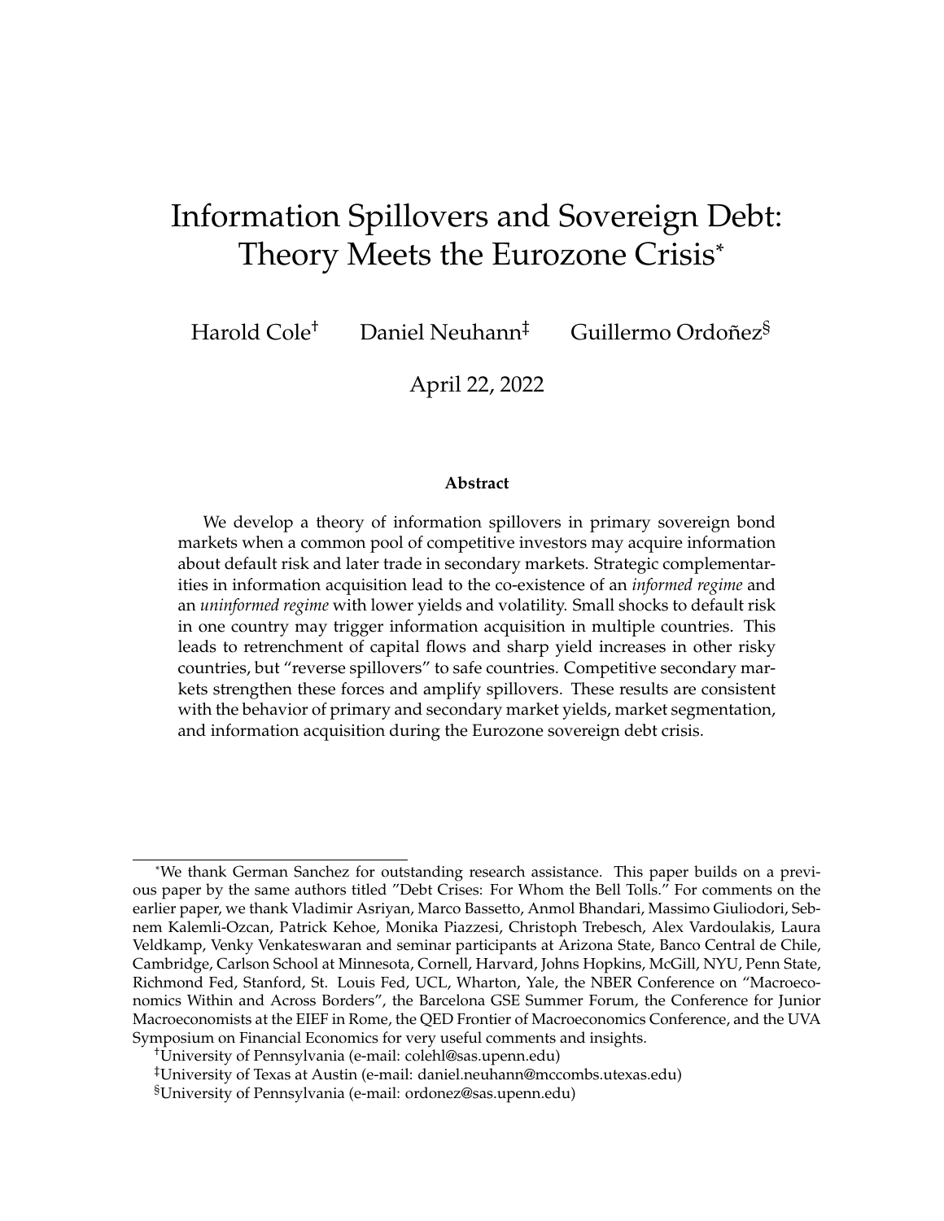# Information Spillovers and Sovereign Debt: Theory Meets the Eurozone Crisis*

Harold Cole[†] Daniel Neuhann[‡] Guillermo Ordoñez[§]

April 22, 2022

**Abstract**

We develop a theory of information spillovers in primary sovereign bond markets when a common pool of competitive investors may acquire information about default risk and later trade in secondary markets. Strategic complementarities in information acquisition lead to the co-existence of an *informed regime* and an *uninformed regime* with lower yields and volatility. Small shocks to default risk in one country may trigger information acquisition in multiple countries. This leads to retrenchment of capital flows and sharp yield increases in other risky countries, but "reverse spillovers" to safe countries. Competitive secondary markets strengthen these forces and amplify spillovers. These results are consistent with the behavior of primary and secondary market yields, market segmentation, and information acquisition during the Eurozone sovereign debt crisis.

---

*We thank German Sanchez for outstanding research assistance. This paper builds on a previous paper by the same authors titled "Debt Crises: For Whom the Bell Tolls." For comments on the earlier paper, we thank Vladimir Asriyan, Marco Bassetto, Anmol Bhandari, Massimo Giuliodori, Sebnem Kalemli-Ozcan, Patrick Kehoe, Monika Piazzesi, Christoph Trebesch, Alex Vardoulakis, Laura Veldkamp, Venky Venkateswaran and seminar participants at Arizona State, Banco Central de Chile, Cambridge, Carlson School at Minnesota, Cornell, Harvard, Johns Hopkins, McGill, NYU, Penn State, Richmond Fed, Stanford, St. Louis Fed, UCL, Wharton, Yale, the NBER Conference on "Macroeconomics Within and Across Borders", the Barcelona GSE Summer Forum, the Conference for Junior Macroeconomists at the EIEF in Rome, the QED Frontier of Macroeconomics Conference, and the UVA Symposium on Financial Economics for very useful comments and insights.

[†]University of Pennsylvania (e-mail: colehl@sas.upenn.edu)

[‡]University of Texas at Austin (e-mail: daniel.neuhann@mccombs.utexas.edu)

[§]University of Pennsylvania (e-mail: ordonez@sas.upenn.edu)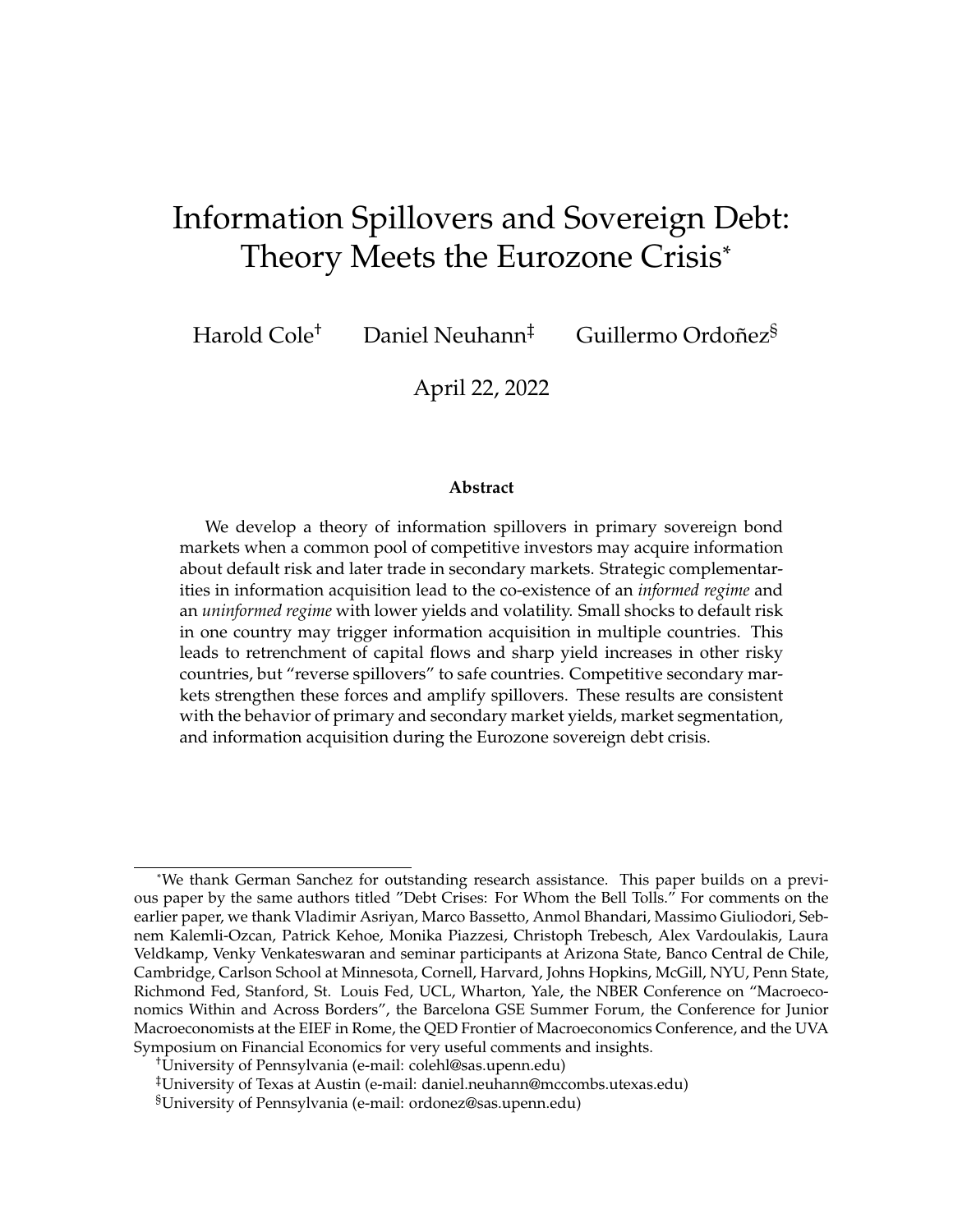# Information Spillovers and Sovereign Debt: Theory Meets the Eurozone Crisis*

Harold Cole[†] Daniel Neuhann[‡] Guillermo Ordoñez[§]

April 22, 2022

**Abstract**

We develop a theory of information spillovers in primary sovereign bond markets when a common pool of competitive investors may acquire information about default risk and later trade in secondary markets. Strategic complementarities in information acquisition lead to the co-existence of an *informed regime* and an *uninformed regime* with lower yields and volatility. Small shocks to default risk in one country may trigger information acquisition in multiple countries. This leads to retrenchment of capital flows and sharp yield increases in other risky countries, but "reverse spillovers" to safe countries. Competitive secondary markets strengthen these forces and amplify spillovers. These results are consistent with the behavior of primary and secondary market yields, market segmentation, and information acquisition during the Eurozone sovereign debt crisis.

---

*We thank German Sanchez for outstanding research assistance. This paper builds on a previous paper by the same authors titled "Debt Crises: For Whom the Bell Tolls." For comments on the earlier paper, we thank Vladimir Asriyan, Marco Bassetto, Anmol Bhandari, Massimo Giuliodori, Sebnem Kalemli-Ozcan, Patrick Kehoe, Monika Piazzesi, Christoph Trebesch, Alex Vardoulakis, Laura Veldkamp, Venky Venkateswaran and seminar participants at Arizona State, Banco Central de Chile, Cambridge, Carlson School at Minnesota, Cornell, Harvard, Johns Hopkins, McGill, NYU, Penn State, Richmond Fed, Stanford, St. Louis Fed, UCL, Wharton, Yale, the NBER Conference on "Macroeconomics Within and Across Borders", the Barcelona GSE Summer Forum, the Conference for Junior Macroeconomists at the EIEF in Rome, the QED Frontier of Macroeconomics Conference, and the UVA Symposium on Financial Economics for very useful comments and insights.

[†]University of Pennsylvania (e-mail: colehl@sas.upenn.edu)

[‡]University of Texas at Austin (e-mail: daniel.neuhann@mccombs.utexas.edu)

[§]University of Pennsylvania (e-mail: ordonez@sas.upenn.edu)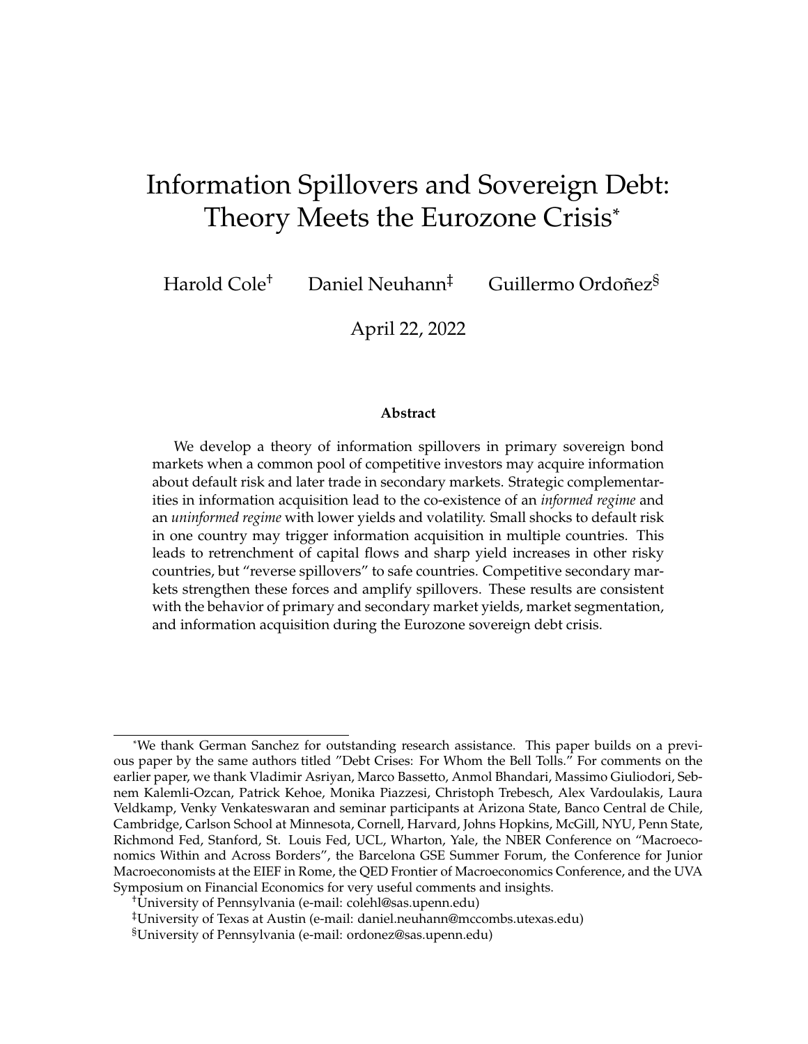# Information Spillovers and Sovereign Debt: Theory Meets the Eurozone Crisis*

Harold Cole[†] Daniel Neuhann[‡] Guillermo Ordoñez[§]

April 22, 2022

**Abstract**

We develop a theory of information spillovers in primary sovereign bond markets when a common pool of competitive investors may acquire information about default risk and later trade in secondary markets. Strategic complementarities in information acquisition lead to the co-existence of an *informed regime* and an *uninformed regime* with lower yields and volatility. Small shocks to default risk in one country may trigger information acquisition in multiple countries. This leads to retrenchment of capital flows and sharp yield increases in other risky countries, but "reverse spillovers" to safe countries. Competitive secondary markets strengthen these forces and amplify spillovers. These results are consistent with the behavior of primary and secondary market yields, market segmentation, and information acquisition during the Eurozone sovereign debt crisis.

---

*We thank German Sanchez for outstanding research assistance. This paper builds on a previous paper by the same authors titled "Debt Crises: For Whom the Bell Tolls." For comments on the earlier paper, we thank Vladimir Asriyan, Marco Bassetto, Anmol Bhandari, Massimo Giuliodori, Sebnem Kalemli-Ozcan, Patrick Kehoe, Monika Piazzesi, Christoph Trebesch, Alex Vardoulakis, Laura Veldkamp, Venky Venkateswaran and seminar participants at Arizona State, Banco Central de Chile, Cambridge, Carlson School at Minnesota, Cornell, Harvard, Johns Hopkins, McGill, NYU, Penn State, Richmond Fed, Stanford, St. Louis Fed, UCL, Wharton, Yale, the NBER Conference on "Macroeconomics Within and Across Borders", the Barcelona GSE Summer Forum, the Conference for Junior Macroeconomists at the EIEF in Rome, the QED Frontier of Macroeconomics Conference, and the UVA Symposium on Financial Economics for very useful comments and insights.

[†]University of Pennsylvania (e-mail: colehl@sas.upenn.edu)

[‡]University of Texas at Austin (e-mail: daniel.neuhann@mccombs.utexas.edu)

[§]University of Pennsylvania (e-mail: ordonez@sas.upenn.edu)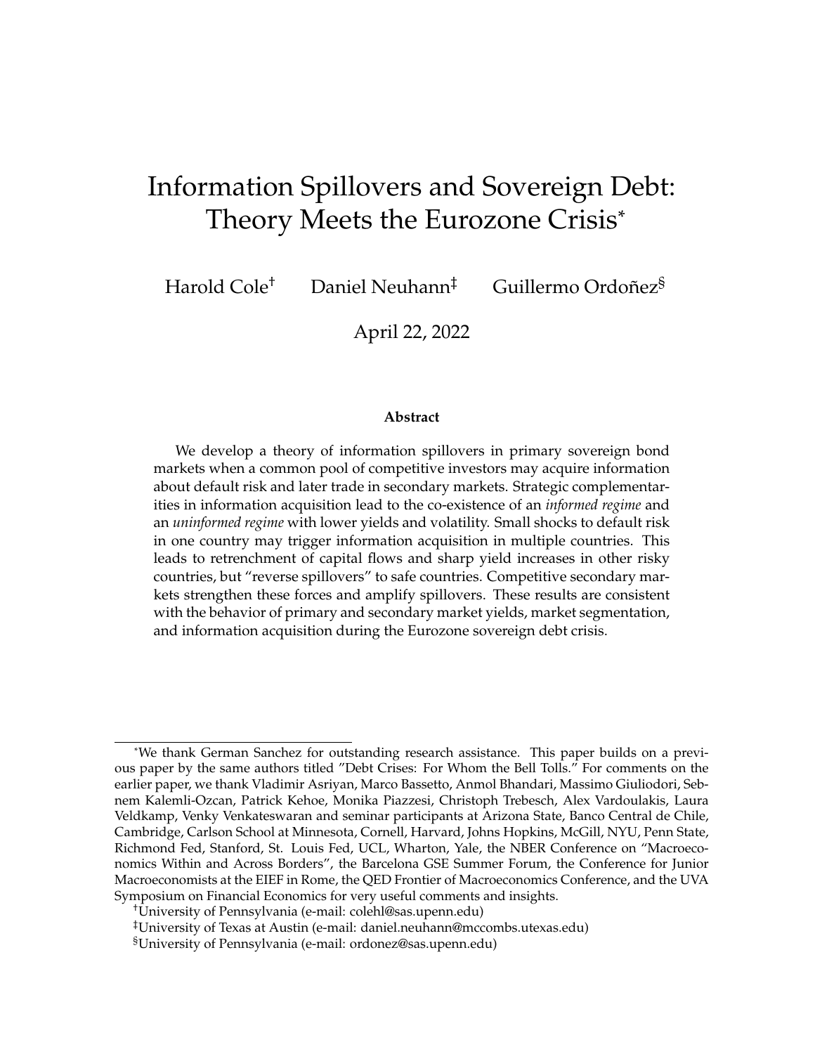# Information Spillovers and Sovereign Debt: Theory Meets the Eurozone Crisis*

Harold Cole[†] Daniel Neuhann[‡] Guillermo Ordoñez[§]

April 22, 2022

**Abstract**

We develop a theory of information spillovers in primary sovereign bond markets when a common pool of competitive investors may acquire information about default risk and later trade in secondary markets. Strategic complementarities in information acquisition lead to the co-existence of an *informed regime* and an *uninformed regime* with lower yields and volatility. Small shocks to default risk in one country may trigger information acquisition in multiple countries. This leads to retrenchment of capital flows and sharp yield increases in other risky countries, but "reverse spillovers" to safe countries. Competitive secondary markets strengthen these forces and amplify spillovers. These results are consistent with the behavior of primary and secondary market yields, market segmentation, and information acquisition during the Eurozone sovereign debt crisis.

---

*We thank German Sanchez for outstanding research assistance. This paper builds on a previous paper by the same authors titled "Debt Crises: For Whom the Bell Tolls." For comments on the earlier paper, we thank Vladimir Asriyan, Marco Bassetto, Anmol Bhandari, Massimo Giuliodori, Sebnem Kalemli-Ozcan, Patrick Kehoe, Monika Piazzesi, Christoph Trebesch, Alex Vardoulakis, Laura Veldkamp, Venky Venkateswaran and seminar participants at Arizona State, Banco Central de Chile, Cambridge, Carlson School at Minnesota, Cornell, Harvard, Johns Hopkins, McGill, NYU, Penn State, Richmond Fed, Stanford, St. Louis Fed, UCL, Wharton, Yale, the NBER Conference on "Macroeconomics Within and Across Borders", the Barcelona GSE Summer Forum, the Conference for Junior Macroeconomists at the EIEF in Rome, the QED Frontier of Macroeconomics Conference, and the UVA Symposium on Financial Economics for very useful comments and insights.

[†]University of Pennsylvania (e-mail: colehl@sas.upenn.edu)

[‡]University of Texas at Austin (e-mail: daniel.neuhann@mccombs.utexas.edu)

[§]University of Pennsylvania (e-mail: ordonez@sas.upenn.edu)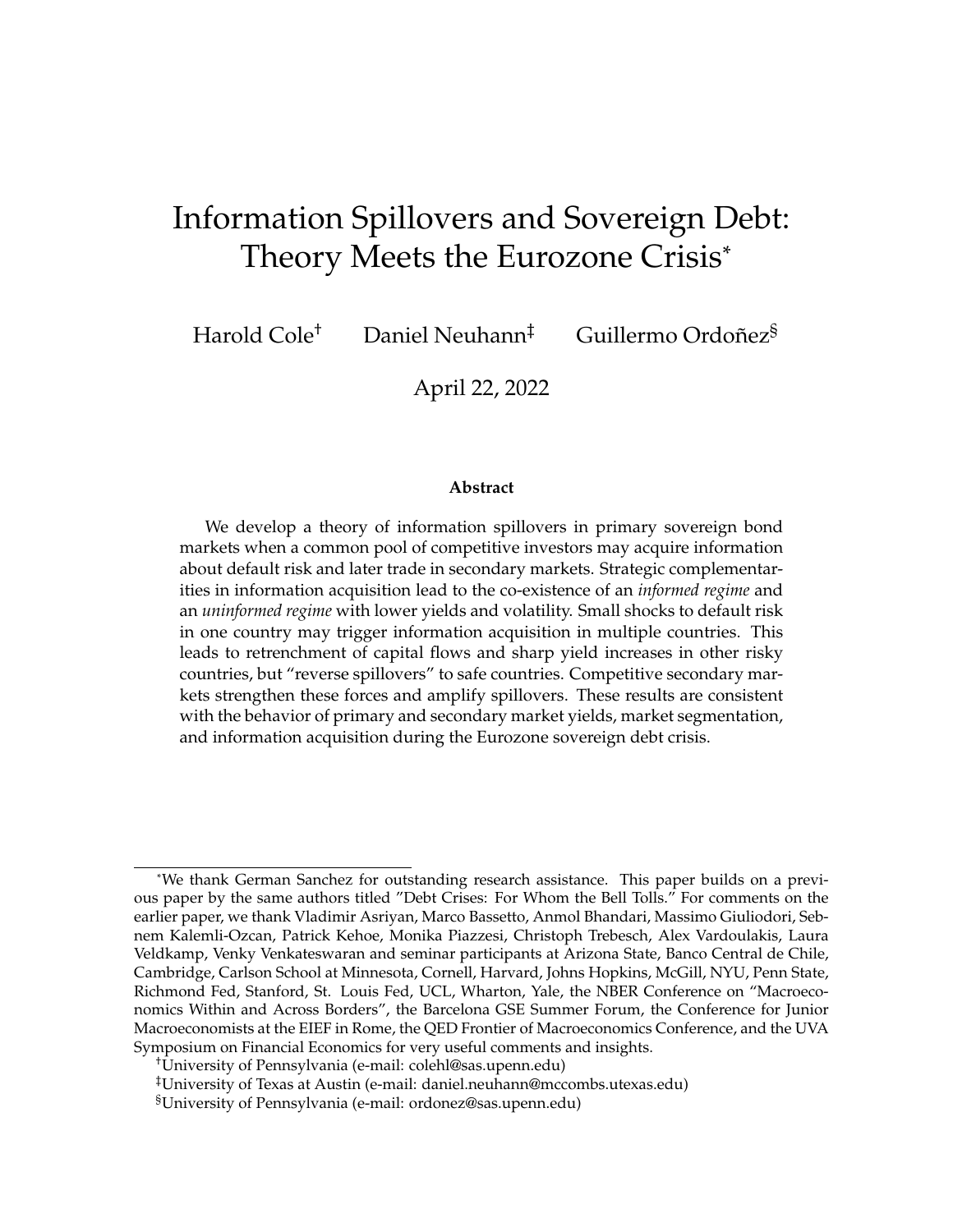# Information Spillovers and Sovereign Debt: Theory Meets the Eurozone Crisis*

Harold Cole[†] Daniel Neuhann[‡] Guillermo Ordoñez[§]

April 22, 2022

**Abstract**

We develop a theory of information spillovers in primary sovereign bond markets when a common pool of competitive investors may acquire information about default risk and later trade in secondary markets. Strategic complementarities in information acquisition lead to the co-existence of an *informed regime* and an *uninformed regime* with lower yields and volatility. Small shocks to default risk in one country may trigger information acquisition in multiple countries. This leads to retrenchment of capital flows and sharp yield increases in other risky countries, but "reverse spillovers" to safe countries. Competitive secondary markets strengthen these forces and amplify spillovers. These results are consistent with the behavior of primary and secondary market yields, market segmentation, and information acquisition during the Eurozone sovereign debt crisis.

---

*We thank German Sanchez for outstanding research assistance. This paper builds on a previous paper by the same authors titled "Debt Crises: For Whom the Bell Tolls." For comments on the earlier paper, we thank Vladimir Asriyan, Marco Bassetto, Anmol Bhandari, Massimo Giuliodori, Sebnem Kalemli-Ozcan, Patrick Kehoe, Monika Piazzesi, Christoph Trebesch, Alex Vardoulakis, Laura Veldkamp, Venky Venkateswaran and seminar participants at Arizona State, Banco Central de Chile, Cambridge, Carlson School at Minnesota, Cornell, Harvard, Johns Hopkins, McGill, NYU, Penn State, Richmond Fed, Stanford, St. Louis Fed, UCL, Wharton, Yale, the NBER Conference on "Macroeconomics Within and Across Borders", the Barcelona GSE Summer Forum, the Conference for Junior Macroeconomists at the EIEF in Rome, the QED Frontier of Macroeconomics Conference, and the UVA Symposium on Financial Economics for very useful comments and insights.

[†]University of Pennsylvania (e-mail: colehl@sas.upenn.edu)

[‡]University of Texas at Austin (e-mail: daniel.neuhann@mccombs.utexas.edu)

[§]University of Pennsylvania (e-mail: ordonez@sas.upenn.edu)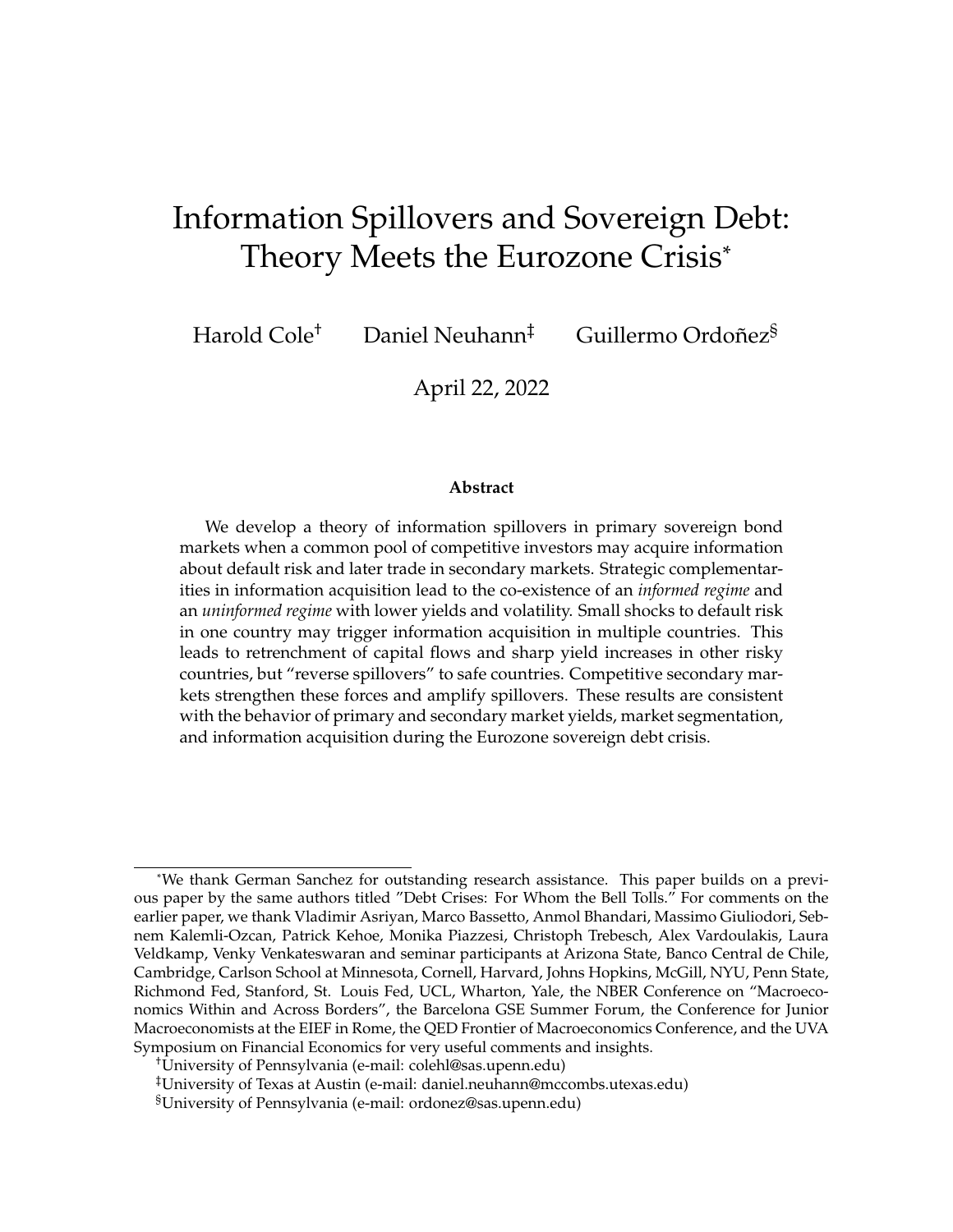# Information Spillovers and Sovereign Debt: Theory Meets the Eurozone Crisis*

Harold Cole[†] Daniel Neuhann[‡] Guillermo Ordoñez[§]

April 22, 2022

**Abstract**

We develop a theory of information spillovers in primary sovereign bond markets when a common pool of competitive investors may acquire information about default risk and later trade in secondary markets. Strategic complementarities in information acquisition lead to the co-existence of an *informed regime* and an *uninformed regime* with lower yields and volatility. Small shocks to default risk in one country may trigger information acquisition in multiple countries. This leads to retrenchment of capital flows and sharp yield increases in other risky countries, but "reverse spillovers" to safe countries. Competitive secondary markets strengthen these forces and amplify spillovers. These results are consistent with the behavior of primary and secondary market yields, market segmentation, and information acquisition during the Eurozone sovereign debt crisis.

---

*We thank German Sanchez for outstanding research assistance. This paper builds on a previous paper by the same authors titled "Debt Crises: For Whom the Bell Tolls." For comments on the earlier paper, we thank Vladimir Asriyan, Marco Bassetto, Anmol Bhandari, Massimo Giuliodori, Sebnem Kalemli-Ozcan, Patrick Kehoe, Monika Piazzesi, Christoph Trebesch, Alex Vardoulakis, Laura Veldkamp, Venky Venkateswaran and seminar participants at Arizona State, Banco Central de Chile, Cambridge, Carlson School at Minnesota, Cornell, Harvard, Johns Hopkins, McGill, NYU, Penn State, Richmond Fed, Stanford, St. Louis Fed, UCL, Wharton, Yale, the NBER Conference on "Macroeconomics Within and Across Borders", the Barcelona GSE Summer Forum, the Conference for Junior Macroeconomists at the EIEF in Rome, the QED Frontier of Macroeconomics Conference, and the UVA Symposium on Financial Economics for very useful comments and insights.

[†]University of Pennsylvania (e-mail: colehl@sas.upenn.edu)

[‡]University of Texas at Austin (e-mail: daniel.neuhann@mccombs.utexas.edu)

[§]University of Pennsylvania (e-mail: ordonez@sas.upenn.edu)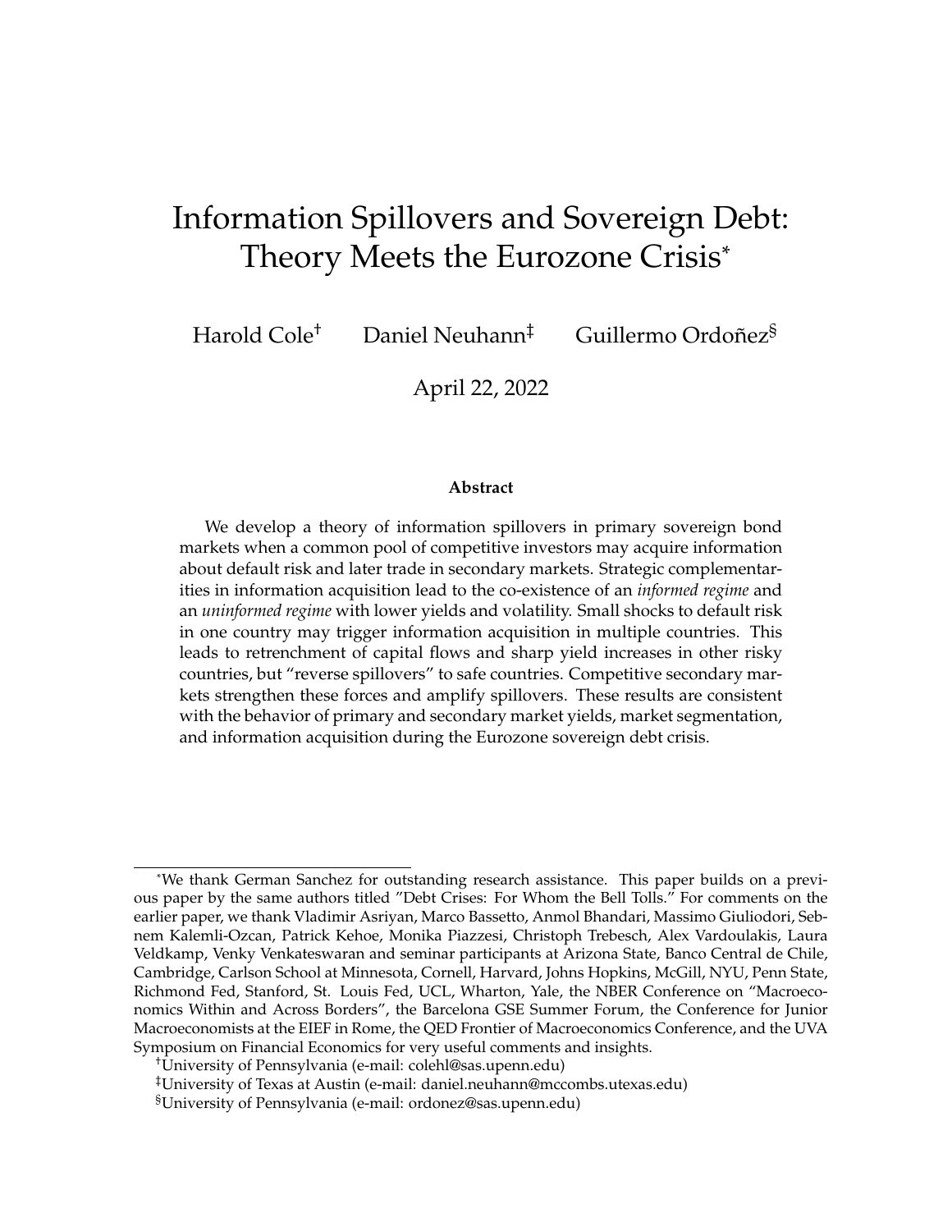# Information Spillovers and Sovereign Debt: Theory Meets the Eurozone Crisis*

Harold Cole[†] Daniel Neuhann[‡] Guillermo Ordoñez[§]

April 22, 2022

### Abstract

We develop a theory of information spillovers in primary sovereign bond markets when a common pool of competitive investors may acquire information about default risk and later trade in secondary markets. Strategic complementarities in information acquisition lead to the co-existence of an *informed regime* and an *uninformed regime* with lower yields and volatility. Small shocks to default risk in one country may trigger information acquisition in multiple countries. This leads to retrenchment of capital flows and sharp yield increases in other risky countries, but "reverse spillovers" to safe countries. Competitive secondary markets strengthen these forces and amplify spillovers. These results are consistent with the behavior of primary and secondary market yields, market segmentation, and information acquisition during the Eurozone sovereign debt crisis.

---

*We thank German Sanchez for outstanding research assistance. This paper builds on a previous paper by the same authors titled "Debt Crises: For Whom the Bell Tolls." For comments on the earlier paper, we thank Vladimir Asriyan, Marco Bassetto, Anmol Bhandari, Massimo Giuliodori, Sebnem Kalemli-Ozcan, Patrick Kehoe, Monika Piazzesi, Christoph Trebesch, Alex Vardoulakis, Laura Veldkamp, Venky Venkateswaran and seminar participants at Arizona State, Banco Central de Chile, Cambridge, Carlson School at Minnesota, Cornell, Harvard, Johns Hopkins, McGill, NYU, Penn State, Richmond Fed, Stanford, St. Louis Fed, UCL, Wharton, Yale, the NBER Conference on "Macroeconomics Within and Across Borders", the Barcelona GSE Summer Forum, the Conference for Junior Macroeconomists at the EIEF in Rome, the QED Frontier of Macroeconomics Conference, and the UVA Symposium on Financial Economics for very useful comments and insights.

[†]University of Pennsylvania (e-mail: colehl@sas.upenn.edu)

[‡]University of Texas at Austin (e-mail: daniel.neuhann@mccombs.utexas.edu)

[§]University of Pennsylvania (e-mail: ordonez@sas.upenn.edu)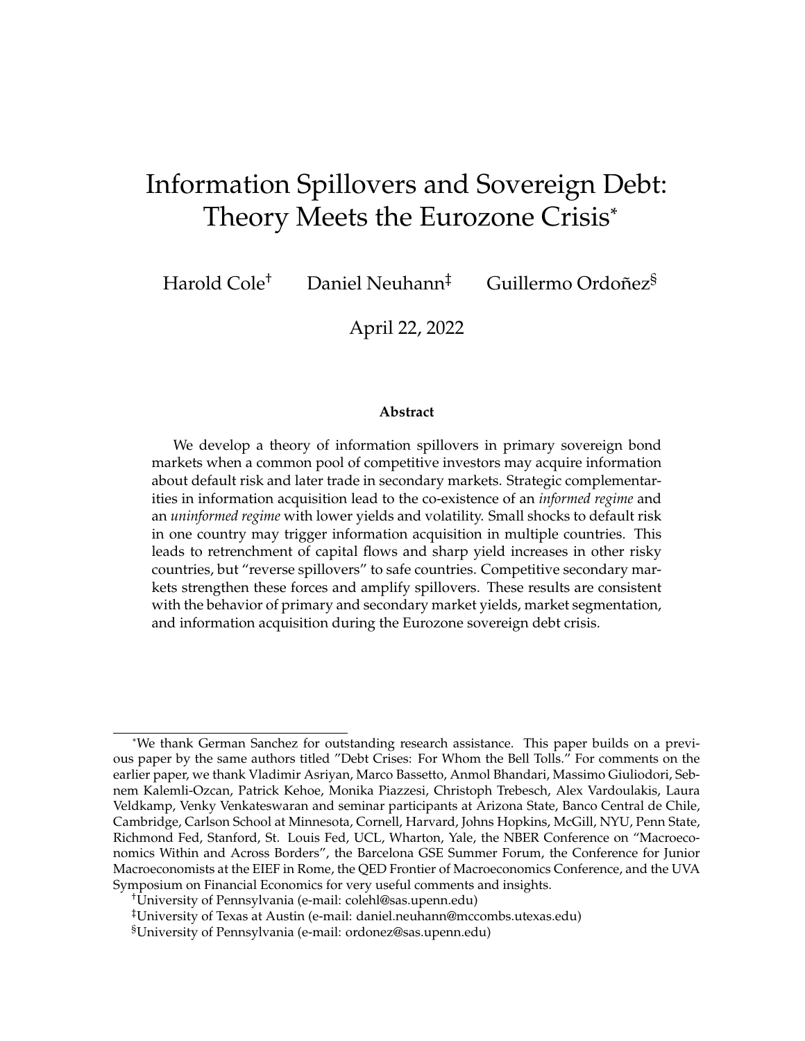# Information Spillovers and Sovereign Debt: Theory Meets the Eurozone Crisis*

Harold Cole[†] Daniel Neuhann[‡] Guillermo Ordoñez[§]

April 22, 2022

**Abstract**

We develop a theory of information spillovers in primary sovereign bond markets when a common pool of competitive investors may acquire information about default risk and later trade in secondary markets. Strategic complementarities in information acquisition lead to the co-existence of an *informed regime* and an *uninformed regime* with lower yields and volatility. Small shocks to default risk in one country may trigger information acquisition in multiple countries. This leads to retrenchment of capital flows and sharp yield increases in other risky countries, but "reverse spillovers" to safe countries. Competitive secondary markets strengthen these forces and amplify spillovers. These results are consistent with the behavior of primary and secondary market yields, market segmentation, and information acquisition during the Eurozone sovereign debt crisis.

---

*We thank German Sanchez for outstanding research assistance. This paper builds on a previous paper by the same authors titled "Debt Crises: For Whom the Bell Tolls." For comments on the earlier paper, we thank Vladimir Asriyan, Marco Bassetto, Anmol Bhandari, Massimo Giuliodori, Sebnem Kalemli-Ozcan, Patrick Kehoe, Monika Piazzesi, Christoph Trebesch, Alex Vardoulakis, Laura Veldkamp, Venky Venkateswaran and seminar participants at Arizona State, Banco Central de Chile, Cambridge, Carlson School at Minnesota, Cornell, Harvard, Johns Hopkins, McGill, NYU, Penn State, Richmond Fed, Stanford, St. Louis Fed, UCL, Wharton, Yale, the NBER Conference on "Macroeconomics Within and Across Borders", the Barcelona GSE Summer Forum, the Conference for Junior Macroeconomists at the EIEF in Rome, the QED Frontier of Macroeconomics Conference, and the UVA Symposium on Financial Economics for very useful comments and insights.

[†]University of Pennsylvania (e-mail: colehl@sas.upenn.edu)

[‡]University of Texas at Austin (e-mail: daniel.neuhann@mccombs.utexas.edu)

[§]University of Pennsylvania (e-mail: ordonez@sas.upenn.edu)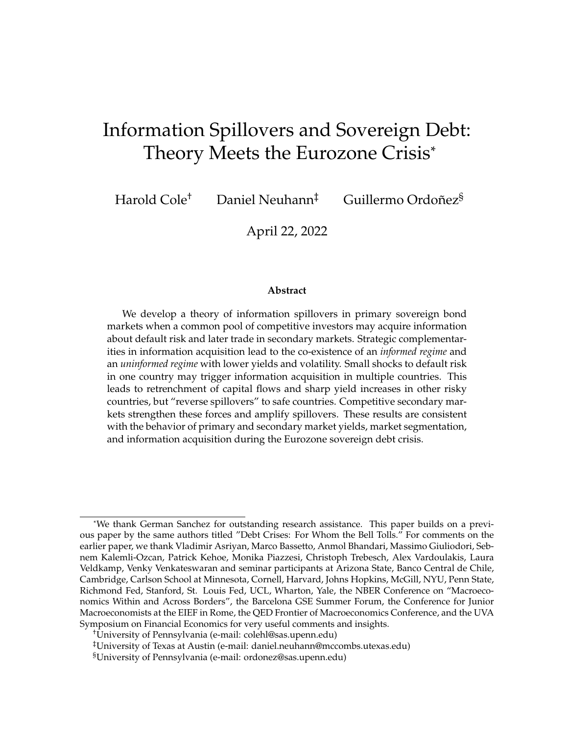# Information Spillovers and Sovereign Debt: Theory Meets the Eurozone Crisis*

Harold Cole[†] Daniel Neuhann[‡] Guillermo Ordoñez[§]

April 22, 2022

**Abstract**

We develop a theory of information spillovers in primary sovereign bond markets when a common pool of competitive investors may acquire information about default risk and later trade in secondary markets. Strategic complementarities in information acquisition lead to the co-existence of an *informed regime* and an *uninformed regime* with lower yields and volatility. Small shocks to default risk in one country may trigger information acquisition in multiple countries. This leads to retrenchment of capital flows and sharp yield increases in other risky countries, but "reverse spillovers" to safe countries. Competitive secondary markets strengthen these forces and amplify spillovers. These results are consistent with the behavior of primary and secondary market yields, market segmentation, and information acquisition during the Eurozone sovereign debt crisis.

---

*We thank German Sanchez for outstanding research assistance. This paper builds on a previous paper by the same authors titled "Debt Crises: For Whom the Bell Tolls." For comments on the earlier paper, we thank Vladimir Asriyan, Marco Bassetto, Anmol Bhandari, Massimo Giuliodori, Sebnem Kalemli-Ozcan, Patrick Kehoe, Monika Piazzesi, Christoph Trebesch, Alex Vardoulakis, Laura Veldkamp, Venky Venkateswaran and seminar participants at Arizona State, Banco Central de Chile, Cambridge, Carlson School at Minnesota, Cornell, Harvard, Johns Hopkins, McGill, NYU, Penn State, Richmond Fed, Stanford, St. Louis Fed, UCL, Wharton, Yale, the NBER Conference on "Macroeconomics Within and Across Borders", the Barcelona GSE Summer Forum, the Conference for Junior Macroeconomists at the EIEF in Rome, the QED Frontier of Macroeconomics Conference, and the UVA Symposium on Financial Economics for very useful comments and insights.

[†]University of Pennsylvania (e-mail: colehl@sas.upenn.edu)

[‡]University of Texas at Austin (e-mail: daniel.neuhann@mccombs.utexas.edu)

[§]University of Pennsylvania (e-mail: ordonez@sas.upenn.edu)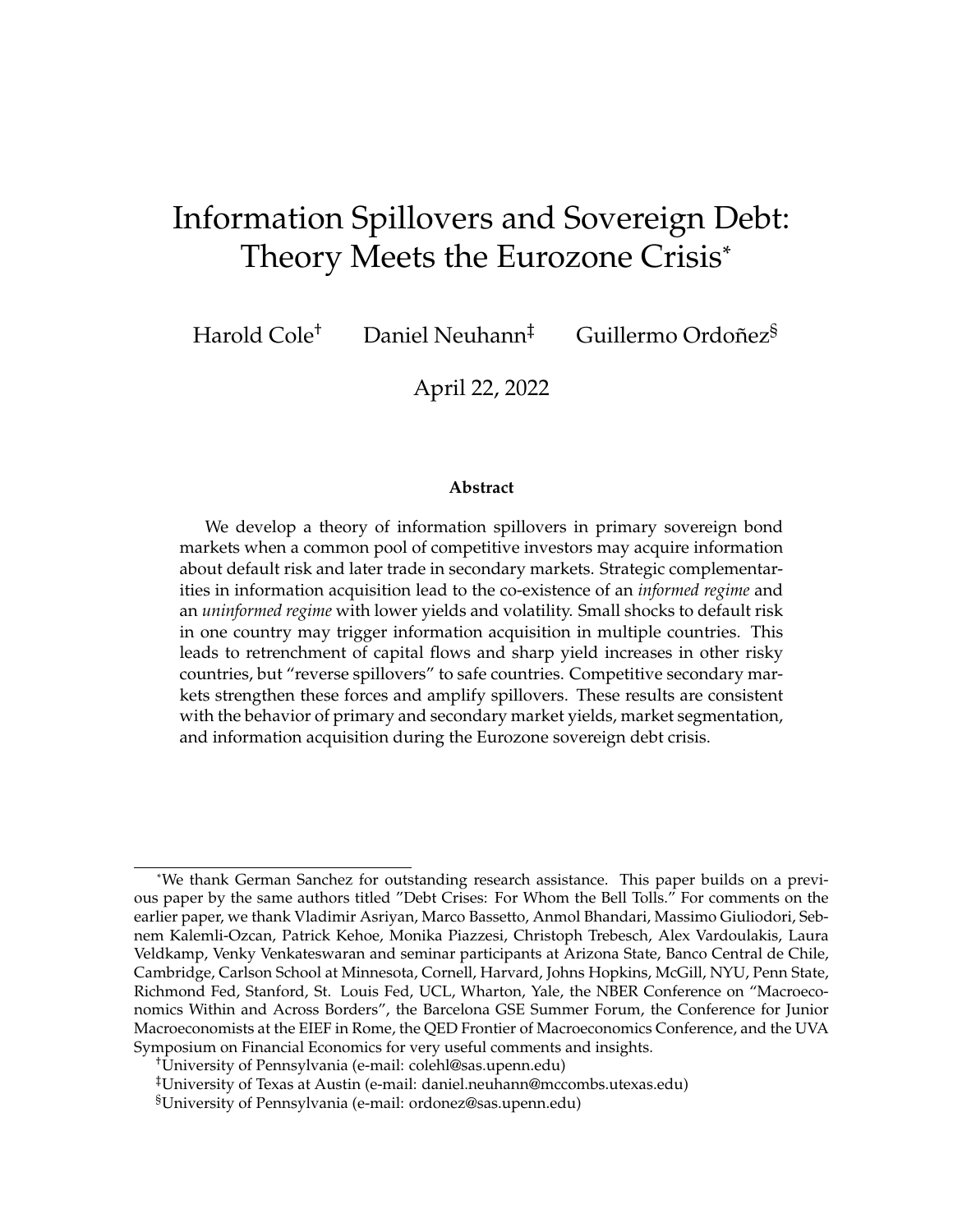# Information Spillovers and Sovereign Debt: Theory Meets the Eurozone Crisis*

Harold Cole[†] Daniel Neuhann[‡] Guillermo Ordoñez[§]

April 22, 2022

**Abstract**

We develop a theory of information spillovers in primary sovereign bond markets when a common pool of competitive investors may acquire information about default risk and later trade in secondary markets. Strategic complementarities in information acquisition lead to the co-existence of an *informed regime* and an *uninformed regime* with lower yields and volatility. Small shocks to default risk in one country may trigger information acquisition in multiple countries. This leads to retrenchment of capital flows and sharp yield increases in other risky countries, but "reverse spillovers" to safe countries. Competitive secondary markets strengthen these forces and amplify spillovers. These results are consistent with the behavior of primary and secondary market yields, market segmentation, and information acquisition during the Eurozone sovereign debt crisis.

---

*We thank German Sanchez for outstanding research assistance. This paper builds on a previous paper by the same authors titled "Debt Crises: For Whom the Bell Tolls." For comments on the earlier paper, we thank Vladimir Asriyan, Marco Bassetto, Anmol Bhandari, Massimo Giuliodori, Sebnem Kalemli-Ozcan, Patrick Kehoe, Monika Piazzesi, Christoph Trebesch, Alex Vardoulakis, Laura Veldkamp, Venky Venkateswaran and seminar participants at Arizona State, Banco Central de Chile, Cambridge, Carlson School at Minnesota, Cornell, Harvard, Johns Hopkins, McGill, NYU, Penn State, Richmond Fed, Stanford, St. Louis Fed, UCL, Wharton, Yale, the NBER Conference on "Macroeconomics Within and Across Borders", the Barcelona GSE Summer Forum, the Conference for Junior Macroeconomists at the EIEF in Rome, the QED Frontier of Macroeconomics Conference, and the UVA Symposium on Financial Economics for very useful comments and insights.

[†]University of Pennsylvania (e-mail: colehl@sas.upenn.edu)

[‡]University of Texas at Austin (e-mail: daniel.neuhann@mccombs.utexas.edu)

[§]University of Pennsylvania (e-mail: ordonez@sas.upenn.edu)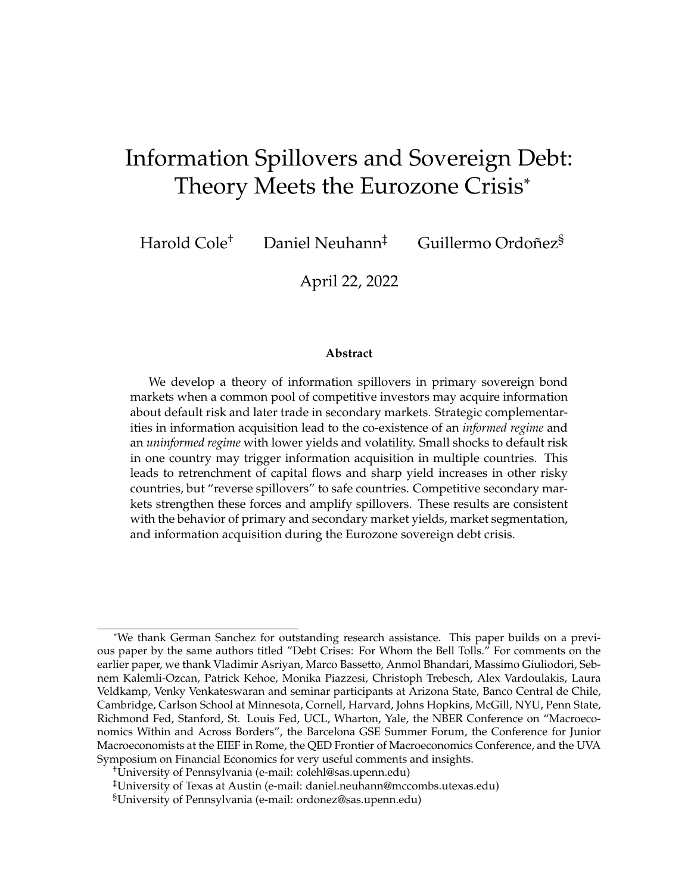# Information Spillovers and Sovereign Debt: Theory Meets the Eurozone Crisis*

Harold Cole[†] Daniel Neuhann[‡] Guillermo Ordoñez[§]

April 22, 2022

**Abstract**

We develop a theory of information spillovers in primary sovereign bond markets when a common pool of competitive investors may acquire information about default risk and later trade in secondary markets. Strategic complementarities in information acquisition lead to the co-existence of an *informed regime* and an *uninformed regime* with lower yields and volatility. Small shocks to default risk in one country may trigger information acquisition in multiple countries. This leads to retrenchment of capital flows and sharp yield increases in other risky countries, but "reverse spillovers" to safe countries. Competitive secondary markets strengthen these forces and amplify spillovers. These results are consistent with the behavior of primary and secondary market yields, market segmentation, and information acquisition during the Eurozone sovereign debt crisis.

---

*We thank German Sanchez for outstanding research assistance. This paper builds on a previous paper by the same authors titled "Debt Crises: For Whom the Bell Tolls." For comments on the earlier paper, we thank Vladimir Asriyan, Marco Bassetto, Anmol Bhandari, Massimo Giuliodori, Sebnem Kalemli-Ozcan, Patrick Kehoe, Monika Piazzesi, Christoph Trebesch, Alex Vardoulakis, Laura Veldkamp, Venky Venkateswaran and seminar participants at Arizona State, Banco Central de Chile, Cambridge, Carlson School at Minnesota, Cornell, Harvard, Johns Hopkins, McGill, NYU, Penn State, Richmond Fed, Stanford, St. Louis Fed, UCL, Wharton, Yale, the NBER Conference on "Macroeconomics Within and Across Borders", the Barcelona GSE Summer Forum, the Conference for Junior Macroeconomists at the EIEF in Rome, the QED Frontier of Macroeconomics Conference, and the UVA Symposium on Financial Economics for very useful comments and insights.

†University of Pennsylvania (e-mail: colehl@sas.upenn.edu)

‡University of Texas at Austin (e-mail: daniel.neuhann@mccombs.utexas.edu)

§University of Pennsylvania (e-mail: ordonez@sas.upenn.edu)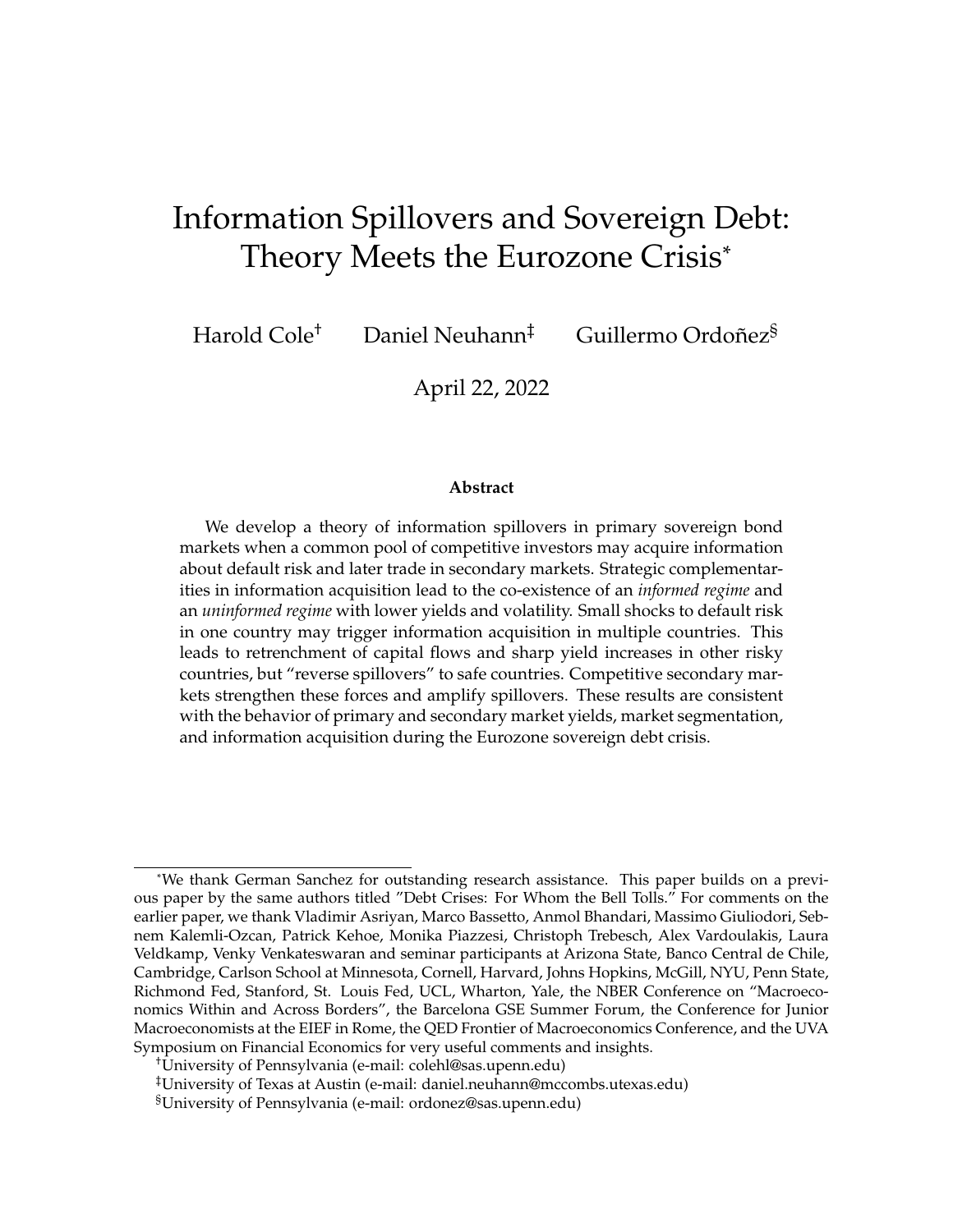# Information Spillovers and Sovereign Debt: Theory Meets the Eurozone Crisis*

Harold Cole[†] Daniel Neuhann[‡] Guillermo Ordoñez[§]

April 22, 2022

### Abstract

We develop a theory of information spillovers in primary sovereign bond markets when a common pool of competitive investors may acquire information about default risk and later trade in secondary markets. Strategic complementarities in information acquisition lead to the co-existence of an *informed regime* and an *uninformed regime* with lower yields and volatility. Small shocks to default risk in one country may trigger information acquisition in multiple countries. This leads to retrenchment of capital flows and sharp yield increases in other risky countries, but "reverse spillovers" to safe countries. Competitive secondary markets strengthen these forces and amplify spillovers. These results are consistent with the behavior of primary and secondary market yields, market segmentation, and information acquisition during the Eurozone sovereign debt crisis.

---

*We thank German Sanchez for outstanding research assistance. This paper builds on a previous paper by the same authors titled "Debt Crises: For Whom the Bell Tolls." For comments on the earlier paper, we thank Vladimir Asriyan, Marco Bassetto, Anmol Bhandari, Massimo Giuliodori, Sebnem Kalemli-Ozcan, Patrick Kehoe, Monika Piazzesi, Christoph Trebesch, Alex Vardoulakis, Laura Veldkamp, Venky Venkateswaran and seminar participants at Arizona State, Banco Central de Chile, Cambridge, Carlson School at Minnesota, Cornell, Harvard, Johns Hopkins, McGill, NYU, Penn State, Richmond Fed, Stanford, St. Louis Fed, UCL, Wharton, Yale, the NBER Conference on "Macroeconomics Within and Across Borders", the Barcelona GSE Summer Forum, the Conference for Junior Macroeconomists at the EIEF in Rome, the QED Frontier of Macroeconomics Conference, and the UVA Symposium on Financial Economics for very useful comments and insights.

[†]University of Pennsylvania (e-mail: colehl@sas.upenn.edu)

[‡]University of Texas at Austin (e-mail: daniel.neuhann@mccombs.utexas.edu)

[§]University of Pennsylvania (e-mail: ordonez@sas.upenn.edu)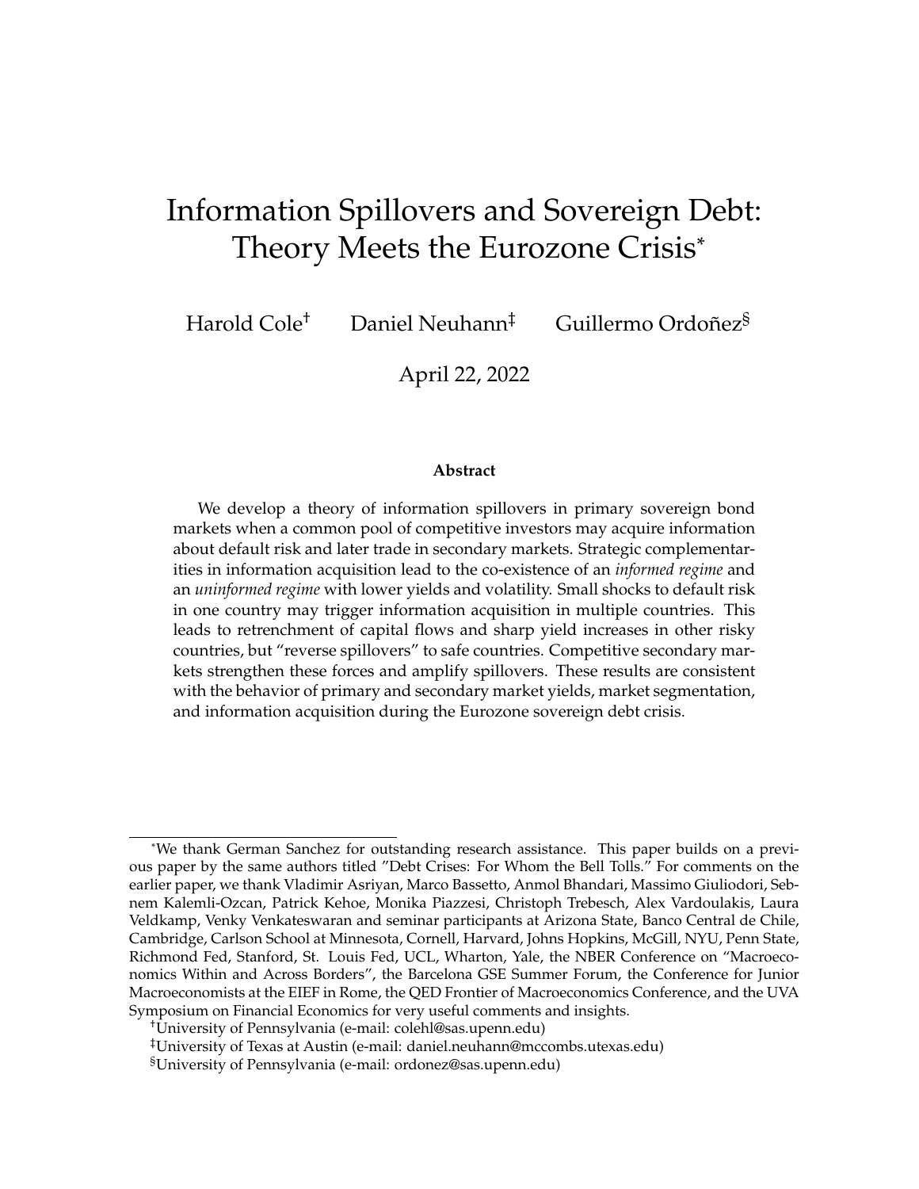# Information Spillovers and Sovereign Debt: Theory Meets the Eurozone Crisis[*]

Harold Cole[†] Daniel Neuhann[‡] Guillermo Ordoñez[§]

April 22, 2022

### Abstract

We develop a theory of information spillovers in primary sovereign bond markets when a common pool of competitive investors may acquire information about default risk and later trade in secondary markets. Strategic complementarities in information acquisition lead to the co-existence of an *informed regime* and an *uninformed regime* with lower yields and volatility. Small shocks to default risk in one country may trigger information acquisition in multiple countries. This leads to retrenchment of capital flows and sharp yield increases in other risky countries, but "reverse spillovers" to safe countries. Competitive secondary markets strengthen these forces and amplify spillovers. These results are consistent with the behavior of primary and secondary market yields, market segmentation, and information acquisition during the Eurozone sovereign debt crisis.

---

[*]We thank German Sanchez for outstanding research assistance. This paper builds on a previous paper by the same authors titled "Debt Crises: For Whom the Bell Tolls." For comments on the earlier paper, we thank Vladimir Asriyan, Marco Bassetto, Anmol Bhandari, Massimo Giuliodori, Sebnem Kalemli-Ozcan, Patrick Kehoe, Monika Piazzesi, Christoph Trebesch, Alex Vardoulakis, Laura Veldkamp, Venky Venkateswaran and seminar participants at Arizona State, Banco Central de Chile, Cambridge, Carlson School at Minnesota, Cornell, Harvard, Johns Hopkins, McGill, NYU, Penn State, Richmond Fed, Stanford, St. Louis Fed, UCL, Wharton, Yale, the NBER Conference on "Macroeconomics Within and Across Borders", the Barcelona GSE Summer Forum, the Conference for Junior Macroeconomists at the EIEF in Rome, the QED Frontier of Macroeconomics Conference, and the UVA Symposium on Financial Economics for very useful comments and insights.

[†]University of Pennsylvania (e-mail: colehl@sas.upenn.edu)

[‡]University of Texas at Austin (e-mail: daniel.neuhann@mccombs.utexas.edu)

[§]University of Pennsylvania (e-mail: ordonez@sas.upenn.edu)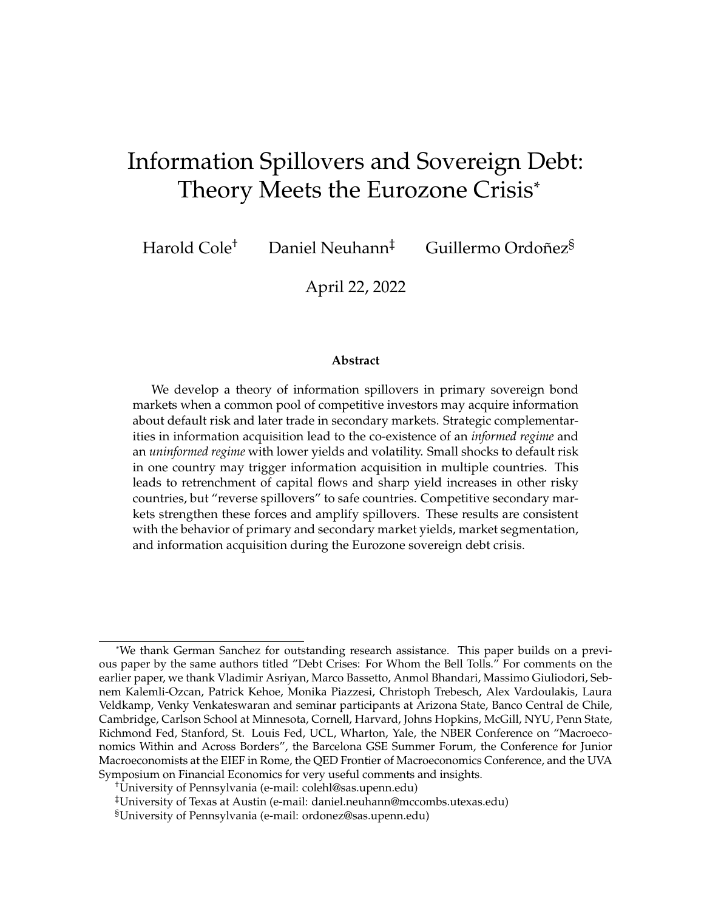# Information Spillovers and Sovereign Debt: Theory Meets the Eurozone Crisis*

Harold Cole[†] Daniel Neuhann[‡] Guillermo Ordoñez[§]

April 22, 2022

### Abstract

We develop a theory of information spillovers in primary sovereign bond markets when a common pool of competitive investors may acquire information about default risk and later trade in secondary markets. Strategic complementarities in information acquisition lead to the co-existence of an *informed regime* and an *uninformed regime* with lower yields and volatility. Small shocks to default risk in one country may trigger information acquisition in multiple countries. This leads to retrenchment of capital flows and sharp yield increases in other risky countries, but "reverse spillovers" to safe countries. Competitive secondary markets strengthen these forces and amplify spillovers. These results are consistent with the behavior of primary and secondary market yields, market segmentation, and information acquisition during the Eurozone sovereign debt crisis.

---

*We thank German Sanchez for outstanding research assistance. This paper builds on a previous paper by the same authors titled "Debt Crises: For Whom the Bell Tolls." For comments on the earlier paper, we thank Vladimir Asriyan, Marco Bassetto, Anmol Bhandari, Massimo Giuliodori, Sebnem Kalemli-Ozcan, Patrick Kehoe, Monika Piazzesi, Christoph Trebesch, Alex Vardoulakis, Laura Veldkamp, Venky Venkateswaran and seminar participants at Arizona State, Banco Central de Chile, Cambridge, Carlson School at Minnesota, Cornell, Harvard, Johns Hopkins, McGill, NYU, Penn State, Richmond Fed, Stanford, St. Louis Fed, UCL, Wharton, Yale, the NBER Conference on "Macroeconomics Within and Across Borders", the Barcelona GSE Summer Forum, the Conference for Junior Macroeconomists at the EIEF in Rome, the QED Frontier of Macroeconomics Conference, and the UVA Symposium on Financial Economics for very useful comments and insights.

[†]University of Pennsylvania (e-mail: colehl@sas.upenn.edu)

[‡]University of Texas at Austin (e-mail: daniel.neuhann@mccombs.utexas.edu)

[§]University of Pennsylvania (e-mail: ordonez@sas.upenn.edu)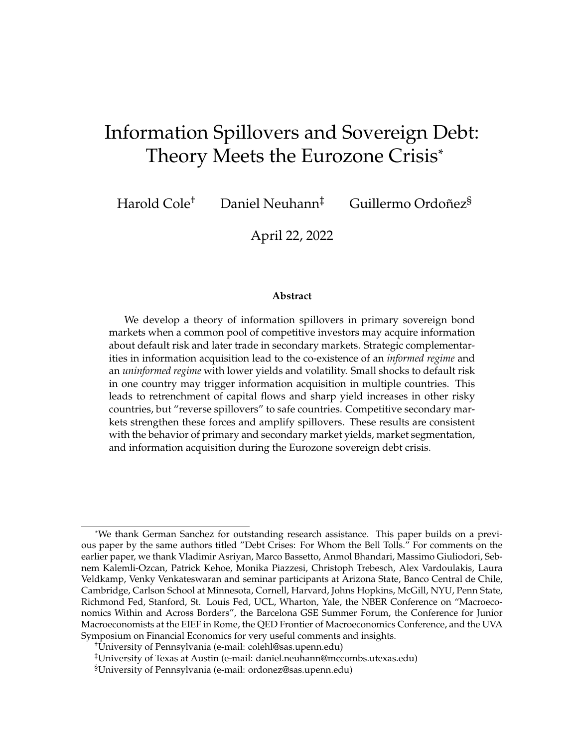# Information Spillovers and Sovereign Debt: Theory Meets the Eurozone Crisis*

Harold Cole[†] Daniel Neuhann[‡] Guillermo Ordoñez[§]

April 22, 2022

### Abstract

We develop a theory of information spillovers in primary sovereign bond markets when a common pool of competitive investors may acquire information about default risk and later trade in secondary markets. Strategic complementarities in information acquisition lead to the co-existence of an *informed regime* and an *uninformed regime* with lower yields and volatility. Small shocks to default risk in one country may trigger information acquisition in multiple countries. This leads to retrenchment of capital flows and sharp yield increases in other risky countries, but "reverse spillovers" to safe countries. Competitive secondary markets strengthen these forces and amplify spillovers. These results are consistent with the behavior of primary and secondary market yields, market segmentation, and information acquisition during the Eurozone sovereign debt crisis.

---

*We thank German Sanchez for outstanding research assistance. This paper builds on a previous paper by the same authors titled "Debt Crises: For Whom the Bell Tolls." For comments on the earlier paper, we thank Vladimir Asriyan, Marco Bassetto, Anmol Bhandari, Massimo Giuliodori, Sebnem Kalemli-Ozcan, Patrick Kehoe, Monika Piazzesi, Christoph Trebesch, Alex Vardoulakis, Laura Veldkamp, Venky Venkateswaran and seminar participants at Arizona State, Banco Central de Chile, Cambridge, Carlson School at Minnesota, Cornell, Harvard, Johns Hopkins, McGill, NYU, Penn State, Richmond Fed, Stanford, St. Louis Fed, UCL, Wharton, Yale, the NBER Conference on "Macroeconomics Within and Across Borders", the Barcelona GSE Summer Forum, the Conference for Junior Macroeconomists at the EIEF in Rome, the QED Frontier of Macroeconomics Conference, and the UVA Symposium on Financial Economics for very useful comments and insights.

[†]University of Pennsylvania (e-mail: colehl@sas.upenn.edu)

[‡]University of Texas at Austin (e-mail: daniel.neuhann@mccombs.utexas.edu)

[§]University of Pennsylvania (e-mail: ordonez@sas.upenn.edu)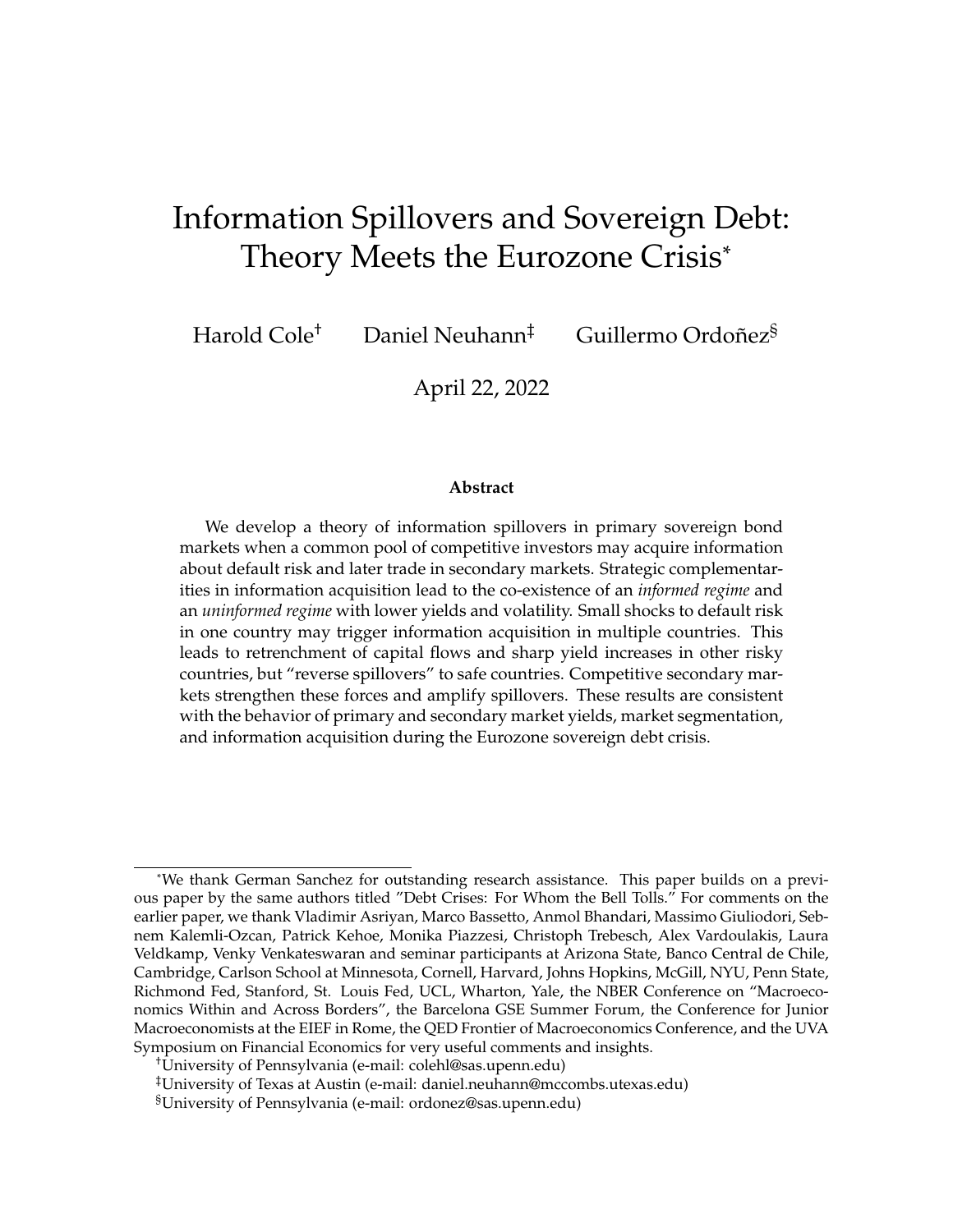# Information Spillovers and Sovereign Debt: Theory Meets the Eurozone Crisis*

Harold Cole[†] Daniel Neuhann[‡] Guillermo Ordoñez[§]

April 22, 2022

**Abstract**

We develop a theory of information spillovers in primary sovereign bond markets when a common pool of competitive investors may acquire information about default risk and later trade in secondary markets. Strategic complementarities in information acquisition lead to the co-existence of an *informed regime* and an *uninformed regime* with lower yields and volatility. Small shocks to default risk in one country may trigger information acquisition in multiple countries. This leads to retrenchment of capital flows and sharp yield increases in other risky countries, but "reverse spillovers" to safe countries. Competitive secondary markets strengthen these forces and amplify spillovers. These results are consistent with the behavior of primary and secondary market yields, market segmentation, and information acquisition during the Eurozone sovereign debt crisis.

---

*We thank German Sanchez for outstanding research assistance. This paper builds on a previous paper by the same authors titled "Debt Crises: For Whom the Bell Tolls." For comments on the earlier paper, we thank Vladimir Asriyan, Marco Bassetto, Anmol Bhandari, Massimo Giuliodori, Sebnem Kalemli-Ozcan, Patrick Kehoe, Monika Piazzesi, Christoph Trebesch, Alex Vardoulakis, Laura Veldkamp, Venky Venkateswaran and seminar participants at Arizona State, Banco Central de Chile, Cambridge, Carlson School at Minnesota, Cornell, Harvard, Johns Hopkins, McGill, NYU, Penn State, Richmond Fed, Stanford, St. Louis Fed, UCL, Wharton, Yale, the NBER Conference on "Macroeconomics Within and Across Borders", the Barcelona GSE Summer Forum, the Conference for Junior Macroeconomists at the EIEF in Rome, the QED Frontier of Macroeconomics Conference, and the UVA Symposium on Financial Economics for very useful comments and insights.

[†]University of Pennsylvania (e-mail: colehl@sas.upenn.edu)

[‡]University of Texas at Austin (e-mail: daniel.neuhann@mccombs.utexas.edu)

[§]University of Pennsylvania (e-mail: ordonez@sas.upenn.edu)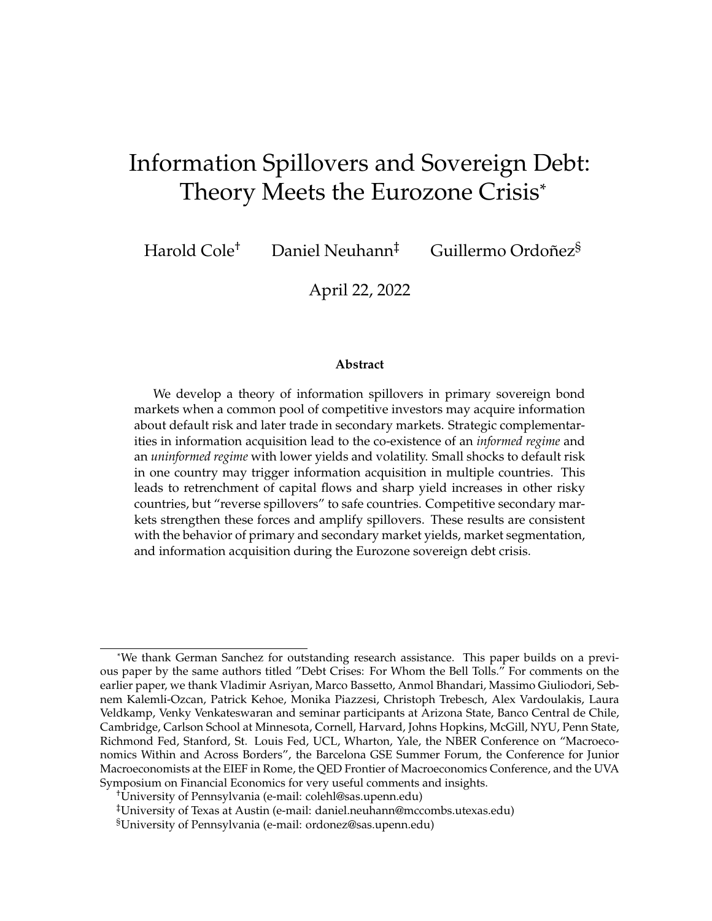# Information Spillovers and Sovereign Debt: Theory Meets the Eurozone Crisis*

Harold Cole[†] Daniel Neuhann[‡] Guillermo Ordoñez[§]

April 22, 2022

**Abstract**

We develop a theory of information spillovers in primary sovereign bond markets when a common pool of competitive investors may acquire information about default risk and later trade in secondary markets. Strategic complementarities in information acquisition lead to the co-existence of an *informed regime* and an *uninformed regime* with lower yields and volatility. Small shocks to default risk in one country may trigger information acquisition in multiple countries. This leads to retrenchment of capital flows and sharp yield increases in other risky countries, but "reverse spillovers" to safe countries. Competitive secondary markets strengthen these forces and amplify spillovers. These results are consistent with the behavior of primary and secondary market yields, market segmentation, and information acquisition during the Eurozone sovereign debt crisis.

---

*We thank German Sanchez for outstanding research assistance. This paper builds on a previous paper by the same authors titled "Debt Crises: For Whom the Bell Tolls." For comments on the earlier paper, we thank Vladimir Asriyan, Marco Bassetto, Anmol Bhandari, Massimo Giuliodori, Sebnem Kalemli-Ozcan, Patrick Kehoe, Monika Piazzesi, Christoph Trebesch, Alex Vardoulakis, Laura Veldkamp, Venky Venkateswaran and seminar participants at Arizona State, Banco Central de Chile, Cambridge, Carlson School at Minnesota, Cornell, Harvard, Johns Hopkins, McGill, NYU, Penn State, Richmond Fed, Stanford, St. Louis Fed, UCL, Wharton, Yale, the NBER Conference on "Macroeconomics Within and Across Borders", the Barcelona GSE Summer Forum, the Conference for Junior Macroeconomists at the EIEF in Rome, the QED Frontier of Macroeconomics Conference, and the UVA Symposium on Financial Economics for very useful comments and insights.

†University of Pennsylvania (e-mail: colehl@sas.upenn.edu)

‡University of Texas at Austin (e-mail: daniel.neuhann@mccombs.utexas.edu)

§University of Pennsylvania (e-mail: ordonez@sas.upenn.edu)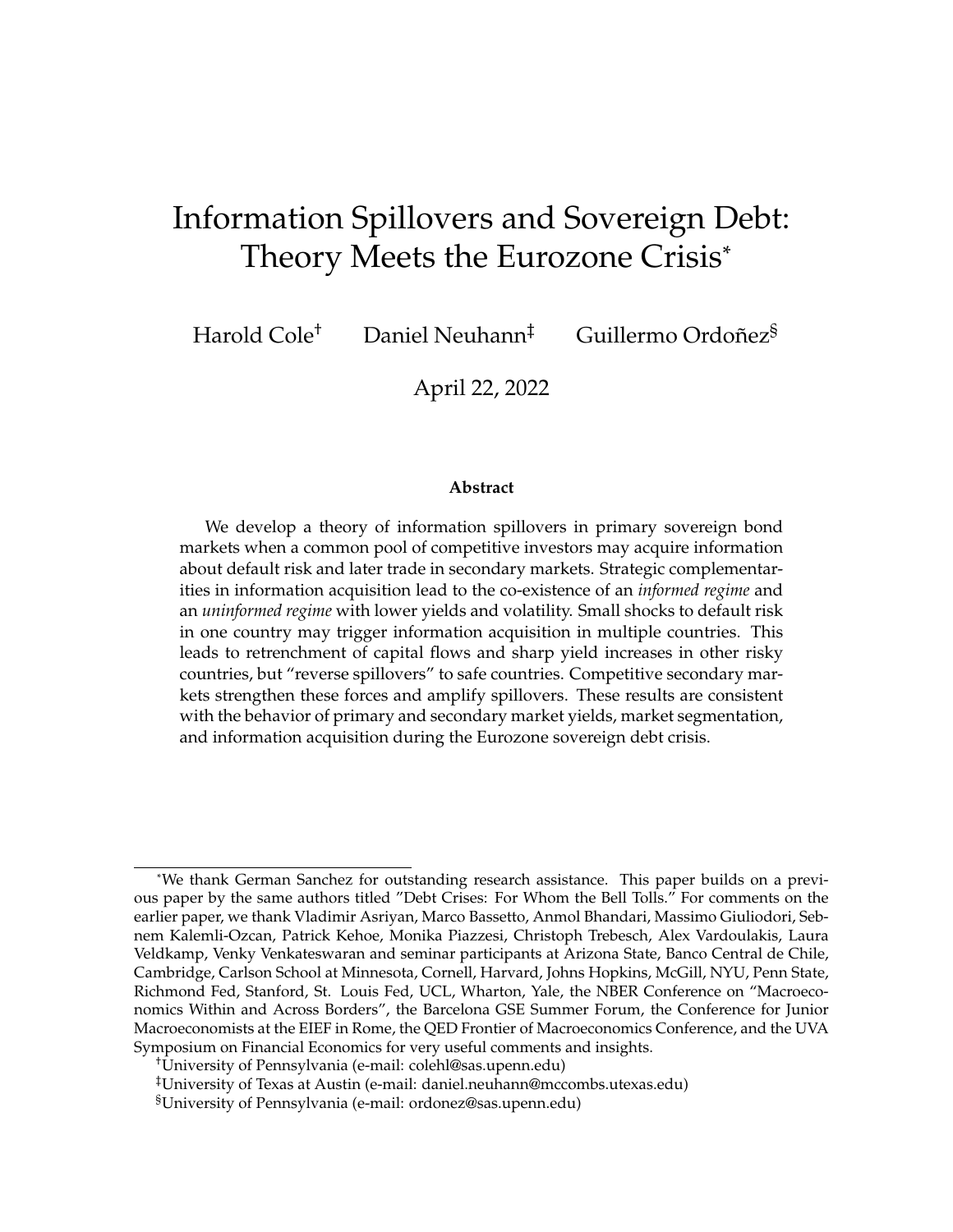# Information Spillovers and Sovereign Debt: Theory Meets the Eurozone Crisis*

Harold Cole† Daniel Neuhann‡ Guillermo Ordoñez§

April 22, 2022

**Abstract**

We develop a theory of information spillovers in primary sovereign bond markets when a common pool of competitive investors may acquire information about default risk and later trade in secondary markets. Strategic complementarities in information acquisition lead to the co-existence of an *informed regime* and an *uninformed regime* with lower yields and volatility. Small shocks to default risk in one country may trigger information acquisition in multiple countries. This leads to retrenchment of capital flows and sharp yield increases in other risky countries, but "reverse spillovers" to safe countries. Competitive secondary markets strengthen these forces and amplify spillovers. These results are consistent with the behavior of primary and secondary market yields, market segmentation, and information acquisition during the Eurozone sovereign debt crisis.

---

*We thank German Sanchez for outstanding research assistance. This paper builds on a previous paper by the same authors titled "Debt Crises: For Whom the Bell Tolls." For comments on the earlier paper, we thank Vladimir Asriyan, Marco Bassetto, Anmol Bhandari, Massimo Giuliodori, Sebnem Kalemli-Ozcan, Patrick Kehoe, Monika Piazzesi, Christoph Trebesch, Alex Vardoulakis, Laura Veldkamp, Venky Venkateswaran and seminar participants at Arizona State, Banco Central de Chile, Cambridge, Carlson School at Minnesota, Cornell, Harvard, Johns Hopkins, McGill, NYU, Penn State, Richmond Fed, Stanford, St. Louis Fed, UCL, Wharton, Yale, the NBER Conference on "Macroeconomics Within and Across Borders", the Barcelona GSE Summer Forum, the Conference for Junior Macroeconomists at the EIEF in Rome, the QED Frontier of Macroeconomics Conference, and the UVA Symposium on Financial Economics for very useful comments and insights.

†University of Pennsylvania (e-mail: colehl@sas.upenn.edu)

‡University of Texas at Austin (e-mail: daniel.neuhann@mccombs.utexas.edu)

§University of Pennsylvania (e-mail: ordonez@sas.upenn.edu)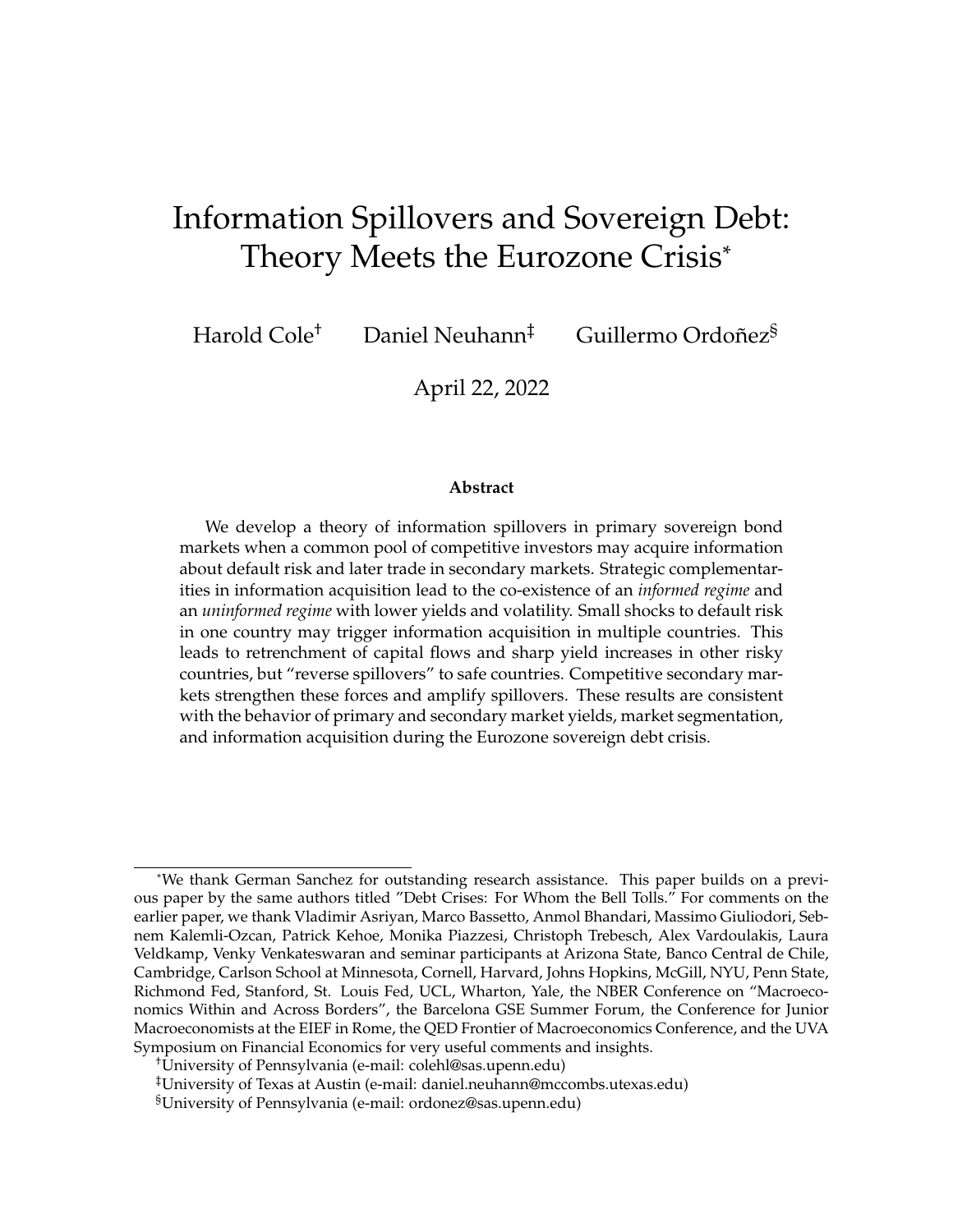# Information Spillovers and Sovereign Debt: Theory Meets the Eurozone Crisis*

Harold Cole[†] Daniel Neuhann[‡] Guillermo Ordoñez[§]

April 22, 2022

**Abstract**

We develop a theory of information spillovers in primary sovereign bond markets when a common pool of competitive investors may acquire information about default risk and later trade in secondary markets. Strategic complementarities in information acquisition lead to the co-existence of an *informed regime* and an *uninformed regime* with lower yields and volatility. Small shocks to default risk in one country may trigger information acquisition in multiple countries. This leads to retrenchment of capital flows and sharp yield increases in other risky countries, but "reverse spillovers" to safe countries. Competitive secondary markets strengthen these forces and amplify spillovers. These results are consistent with the behavior of primary and secondary market yields, market segmentation, and information acquisition during the Eurozone sovereign debt crisis.

---

*We thank German Sanchez for outstanding research assistance. This paper builds on a previous paper by the same authors titled "Debt Crises: For Whom the Bell Tolls." For comments on the earlier paper, we thank Vladimir Asriyan, Marco Bassetto, Anmol Bhandari, Massimo Giuliodori, Sebnem Kalemli-Ozcan, Patrick Kehoe, Monika Piazzesi, Christoph Trebesch, Alex Vardoulakis, Laura Veldkamp, Venky Venkateswaran and seminar participants at Arizona State, Banco Central de Chile, Cambridge, Carlson School at Minnesota, Cornell, Harvard, Johns Hopkins, McGill, NYU, Penn State, Richmond Fed, Stanford, St. Louis Fed, UCL, Wharton, Yale, the NBER Conference on "Macroeconomics Within and Across Borders", the Barcelona GSE Summer Forum, the Conference for Junior Macroeconomists at the EIEF in Rome, the QED Frontier of Macroeconomics Conference, and the UVA Symposium on Financial Economics for very useful comments and insights.

[†]University of Pennsylvania (e-mail: colehl@sas.upenn.edu)

[‡]University of Texas at Austin (e-mail: daniel.neuhann@mccombs.utexas.edu)

[§]University of Pennsylvania (e-mail: ordonez@sas.upenn.edu)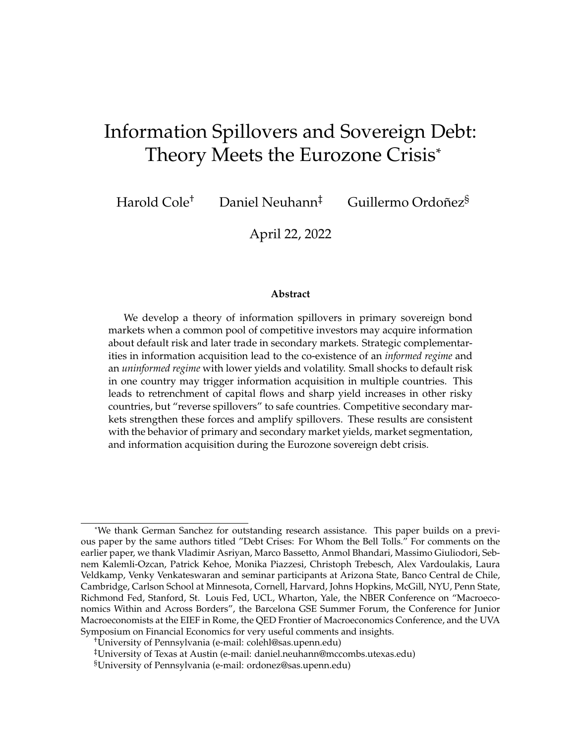# Information Spillovers and Sovereign Debt: Theory Meets the Eurozone Crisis*

Harold Cole[†] Daniel Neuhann[‡] Guillermo Ordoñez[§]

April 22, 2022

**Abstract**

We develop a theory of information spillovers in primary sovereign bond markets when a common pool of competitive investors may acquire information about default risk and later trade in secondary markets. Strategic complementarities in information acquisition lead to the co-existence of an *informed regime* and an *uninformed regime* with lower yields and volatility. Small shocks to default risk in one country may trigger information acquisition in multiple countries. This leads to retrenchment of capital flows and sharp yield increases in other risky countries, but "reverse spillovers" to safe countries. Competitive secondary markets strengthen these forces and amplify spillovers. These results are consistent with the behavior of primary and secondary market yields, market segmentation, and information acquisition during the Eurozone sovereign debt crisis.

---

*We thank German Sanchez for outstanding research assistance. This paper builds on a previous paper by the same authors titled "Debt Crises: For Whom the Bell Tolls." For comments on the earlier paper, we thank Vladimir Asriyan, Marco Bassetto, Anmol Bhandari, Massimo Giuliodori, Sebnem Kalemli-Ozcan, Patrick Kehoe, Monika Piazzesi, Christoph Trebesch, Alex Vardoulakis, Laura Veldkamp, Venky Venkateswaran and seminar participants at Arizona State, Banco Central de Chile, Cambridge, Carlson School at Minnesota, Cornell, Harvard, Johns Hopkins, McGill, NYU, Penn State, Richmond Fed, Stanford, St. Louis Fed, UCL, Wharton, Yale, the NBER Conference on "Macroeconomics Within and Across Borders", the Barcelona GSE Summer Forum, the Conference for Junior Macroeconomists at the EIEF in Rome, the QED Frontier of Macroeconomics Conference, and the UVA Symposium on Financial Economics for very useful comments and insights.

[†]University of Pennsylvania (e-mail: colehl@sas.upenn.edu)

[‡]University of Texas at Austin (e-mail: daniel.neuhann@mccombs.utexas.edu)

[§]University of Pennsylvania (e-mail: ordonez@sas.upenn.edu)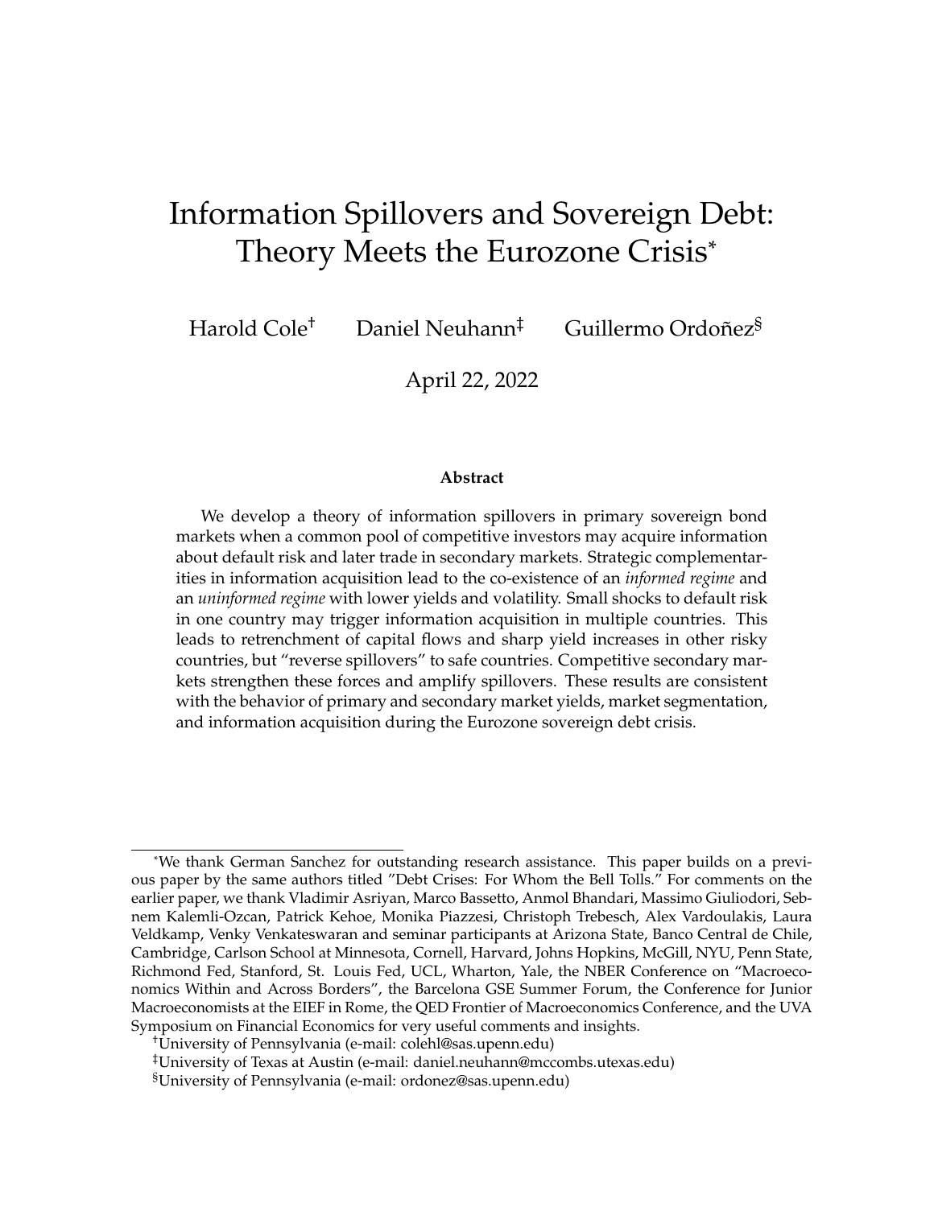# Information Spillovers and Sovereign Debt: Theory Meets the Eurozone Crisis[*]

Harold Cole[†] Daniel Neuhann[‡] Guillermo Ordoñez[§]

April 22, 2022

**Abstract**

We develop a theory of information spillovers in primary sovereign bond markets when a common pool of competitive investors may acquire information about default risk and later trade in secondary markets. Strategic complementarities in information acquisition lead to the co-existence of an *informed regime* and an *uninformed regime* with lower yields and volatility. Small shocks to default risk in one country may trigger information acquisition in multiple countries. This leads to retrenchment of capital flows and sharp yield increases in other risky countries, but "reverse spillovers" to safe countries. Competitive secondary markets strengthen these forces and amplify spillovers. These results are consistent with the behavior of primary and secondary market yields, market segmentation, and information acquisition during the Eurozone sovereign debt crisis.

---

[*]We thank German Sanchez for outstanding research assistance. This paper builds on a previous paper by the same authors titled "Debt Crises: For Whom the Bell Tolls." For comments on the earlier paper, we thank Vladimir Asriyan, Marco Bassetto, Anmol Bhandari, Massimo Giuliodori, Sebnem Kalemli-Ozcan, Patrick Kehoe, Monika Piazzesi, Christoph Trebesch, Alex Vardoulakis, Laura Veldkamp, Venky Venkateswaran and seminar participants at Arizona State, Banco Central de Chile, Cambridge, Carlson School at Minnesota, Cornell, Harvard, Johns Hopkins, McGill, NYU, Penn State, Richmond Fed, Stanford, St. Louis Fed, UCL, Wharton, Yale, the NBER Conference on "Macroeconomics Within and Across Borders", the Barcelona GSE Summer Forum, the Conference for Junior Macroeconomists at the EIEF in Rome, the QED Frontier of Macroeconomics Conference, and the UVA Symposium on Financial Economics for very useful comments and insights.

[†]University of Pennsylvania (e-mail: colehl@sas.upenn.edu)

[‡]University of Texas at Austin (e-mail: daniel.neuhann@mccombs.utexas.edu)

[§]University of Pennsylvania (e-mail: ordonez@sas.upenn.edu)